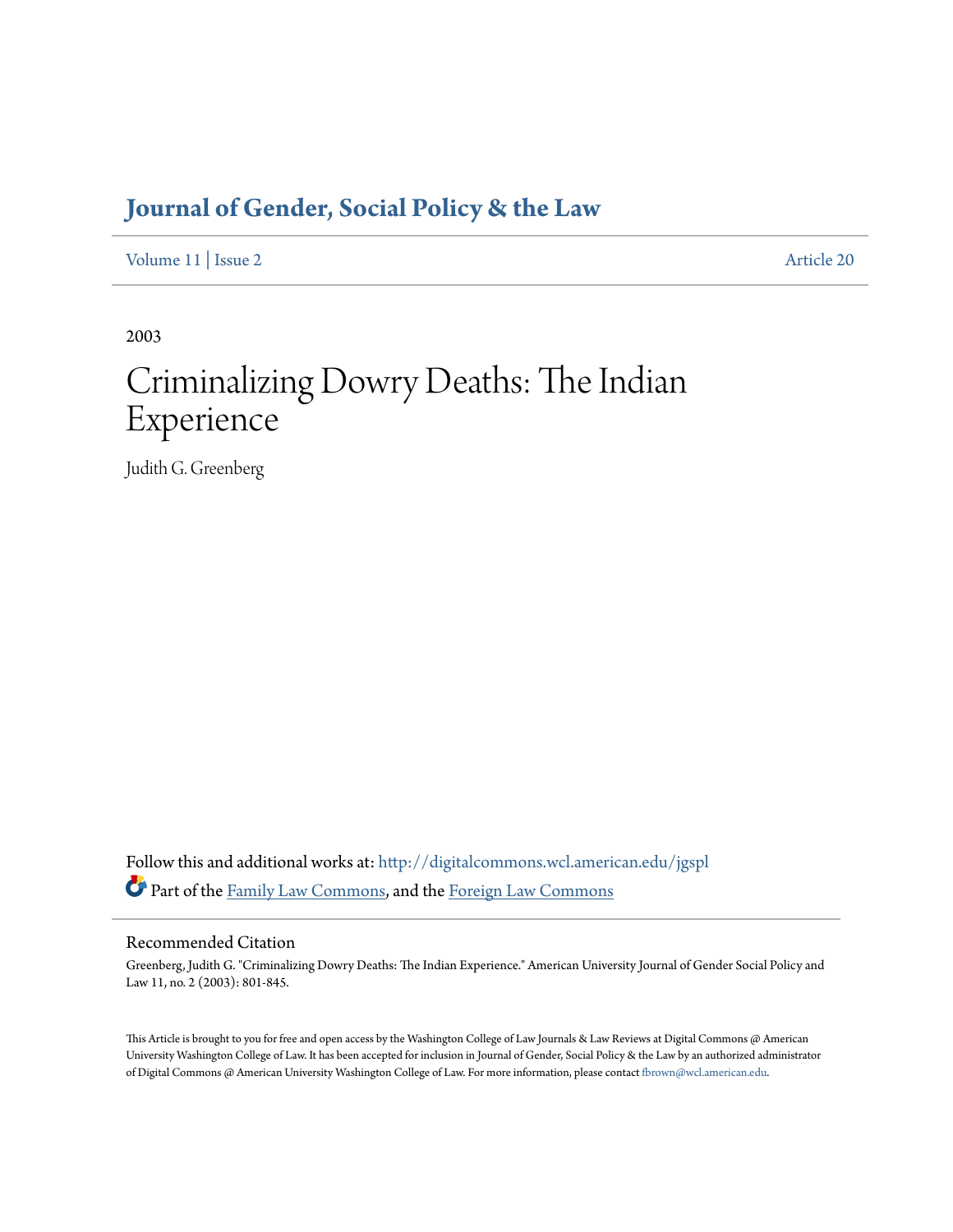# Journal of Gender, Social Policy & the Law

Volume 11 | Issue 2 Article 20

2003

# Criminalizing Dowry Deaths: The Indian Experience

Judith G. Greenberg

Follow this and additional works at: http://digitalcommons.wcl.american.edu/jgspl

Part of the Family Law Commons, and the Foreign Law Commons

## Recommended Citation

Greenberg, Judith G. "Criminalizing Dowry Deaths: The Indian Experience." American University Journal of Gender Social Policy and Law 11, no. 2 (2003): 801-845.

This Article is brought to you for free and open access by the Washington College of Law Journals & Law Reviews at Digital Commons @ American University Washington College of Law. It has been accepted for inclusion in Journal of Gender, Social Policy & the Law by an authorized administrator of Digital Commons @ American University Washington College of Law. For more information, please contact fbrown@wcl.american.edu.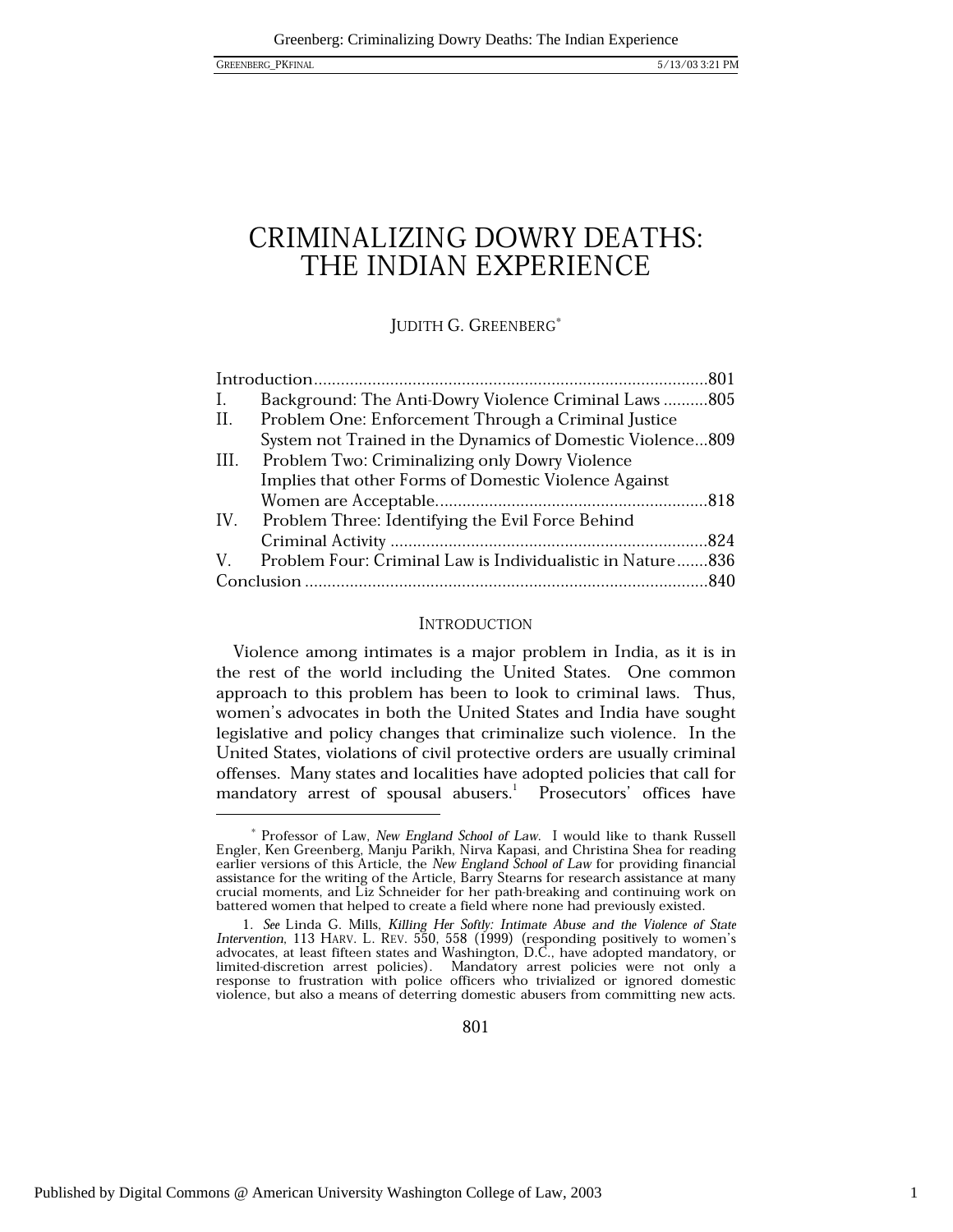# CRIMINALIZING DOWRY DEATHS: THE INDIAN EXPERIENCE

JUDITH G. GREENBERG*

| | | |
|---|---|---|
| Introduction | | 801 |
| I. | Background: The Anti-Dowry Violence Criminal Laws | 805 |
| II. | Problem One: Enforcement Through a Criminal Justice System not Trained in the Dynamics of Domestic Violence | 809 |
| III. | Problem Two: Criminalizing only Dowry Violence Implies that other Forms of Domestic Violence Against Women are Acceptable | 818 |
| IV. | Problem Three: Identifying the Evil Force Behind Criminal Activity | 824 |
| V. | Problem Four: Criminal Law is Individualistic in Nature | 836 |
| Conclusion | | 840 |

## INTRODUCTION

Violence among intimates is a major problem in India, as it is in the rest of the world including the United States. One common approach to this problem has been to look to criminal laws. Thus, women's advocates in both the United States and India have sought legislative and policy changes that criminalize such violence. In the United States, violations of civil protective orders are usually criminal offenses. Many states and localities have adopted policies that call for mandatory arrest of spousal abusers.[1] Prosecutors' offices have

---

\* Professor of Law, *New England School of Law*. I would like to thank Russell Engler, Ken Greenberg, Manju Parikh, Nirva Kapasi, and Christina Shea for reading earlier versions of this Article, the *New England School of Law* for providing financial assistance for the writing of the Article, Barry Stearns for research assistance at many crucial moments, and Liz Schneider for her path-breaking and continuing work on battered women that helped to create a field where none had previously existed.

1. *See* Linda G. Mills, *Killing Her Softly: Intimate Abuse and the Violence of State Intervention*, 113 HARV. L. REV. 550, 558 (1999) (responding positively to women's advocates, at least fifteen states and Washington, D.C., have adopted mandatory, or limited-discretion arrest policies). Mandatory arrest policies were not only a response to frustration with police officers who trivialized or ignored domestic violence, but also a means of deterring domestic abusers from committing new acts.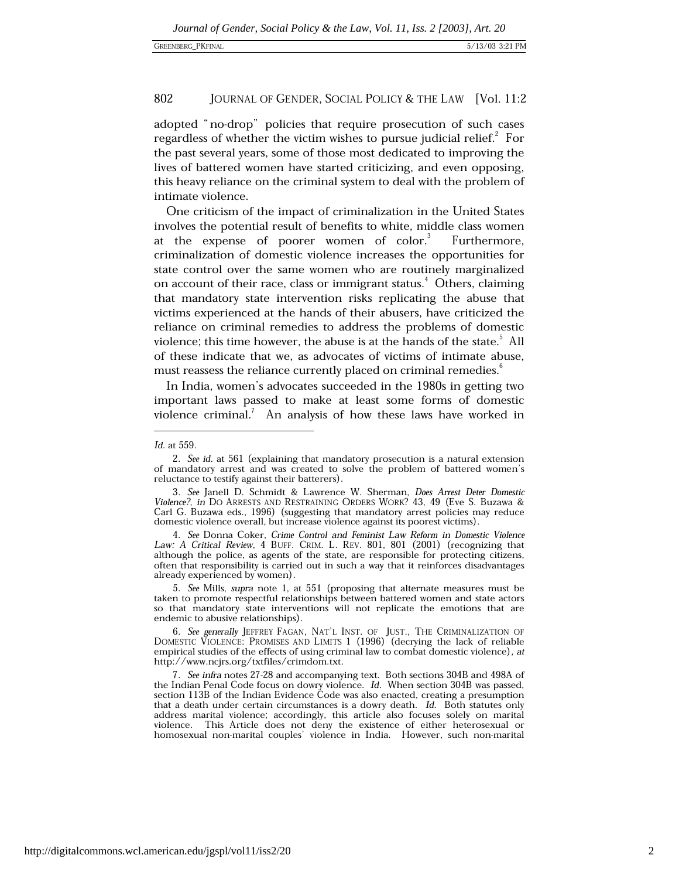adopted "no-drop" policies that require prosecution of such cases regardless of whether the victim wishes to pursue judicial relief.[2] For the past several years, some of those most dedicated to improving the lives of battered women have started criticizing, and even opposing, this heavy reliance on the criminal system to deal with the problem of intimate violence.

One criticism of the impact of criminalization in the United States involves the potential result of benefits to white, middle class women at the expense of poorer women of color.[3] Furthermore, criminalization of domestic violence increases the opportunities for state control over the same women who are routinely marginalized on account of their race, class or immigrant status.[4] Others, claiming that mandatory state intervention risks replicating the abuse that victims experienced at the hands of their abusers, have criticized the reliance on criminal remedies to address the problems of domestic violence; this time however, the abuse is at the hands of the state.[5] All of these indicate that we, as advocates of victims of intimate abuse, must reassess the reliance currently placed on criminal remedies.[6]

In India, women's advocates succeeded in the 1980s in getting two important laws passed to make at least some forms of domestic violence criminal.[7] An analysis of how these laws have worked in

---

*Id.* at 559.

2. *See id.* at 561 (explaining that mandatory prosecution is a natural extension of mandatory arrest and was created to solve the problem of battered women's reluctance to testify against their batterers).

3. *See* Janell D. Schmidt & Lawrence W. Sherman, *Does Arrest Deter Domestic Violence?*, *in* DO ARRESTS AND RESTRAINING ORDERS WORK? 43, 49 (Eve S. Buzawa & Carl G. Buzawa eds., 1996) (suggesting that mandatory arrest policies may reduce domestic violence overall, but increase violence against its poorest victims).

4. *See* Donna Coker, *Crime Control and Feminist Law Reform in Domestic Violence Law: A Critical Review*, 4 BUFF. CRIM. L. REV. 801, 801 (2001) (recognizing that although the police, as agents of the state, are responsible for protecting citizens, often that responsibility is carried out in such a way that it reinforces disadvantages already experienced by women).

5. *See* Mills, *supra* note 1, at 551 (proposing that alternate measures must be taken to promote respectful relationships between battered women and state actors so that mandatory state interventions will not replicate the emotions that are endemic to abusive relationships).

6. *See generally* JEFFREY FAGAN, NAT'L INST. OF JUST., THE CRIMINALIZATION OF DOMESTIC VIOLENCE: PROMISES AND LIMITS 1 (1996) (decrying the lack of reliable empirical studies of the effects of using criminal law to combat domestic violence), *at* http://www.ncjrs.org/txtfiles/crimdom.txt.

7. *See infra* notes 27-28 and accompanying text. Both sections 304B and 498A of the Indian Penal Code focus on dowry violence. *Id.* When section 304B was passed, section 113B of the Indian Evidence Code was also enacted, creating a presumption that a death under certain circumstances is a dowry death. *Id.* Both statutes only address marital violence; accordingly, this article also focuses solely on marital violence. This Article does not deny the existence of either heterosexual or homosexual non-marital couples' violence in India. However, such non-marital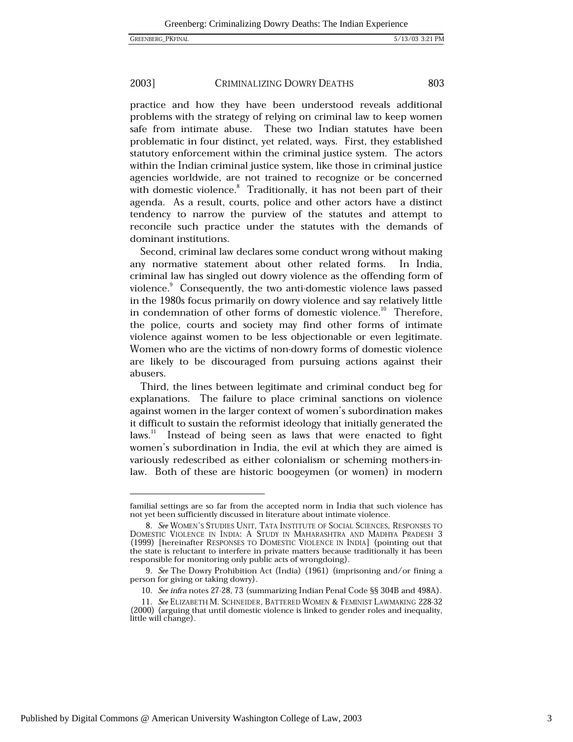practice and how they have been understood reveals additional problems with the strategy of relying on criminal law to keep women safe from intimate abuse. These two Indian statutes have been problematic in four distinct, yet related, ways. First, they established statutory enforcement within the criminal justice system. The actors within the Indian criminal justice system, like those in criminal justice agencies worldwide, are not trained to recognize or be concerned with domestic violence.[8] Traditionally, it has not been part of their agenda. As a result, courts, police and other actors have a distinct tendency to narrow the purview of the statutes and attempt to reconcile such practice under the statutes with the demands of dominant institutions.

Second, criminal law declares some conduct wrong without making any normative statement about other related forms. In India, criminal law has singled out dowry violence as the offending form of violence.[9] Consequently, the two anti-domestic violence laws passed in the 1980s focus primarily on dowry violence and say relatively little in condemnation of other forms of domestic violence.[10] Therefore, the police, courts and society may find other forms of intimate violence against women to be less objectionable or even legitimate. Women who are the victims of non-dowry forms of domestic violence are likely to be discouraged from pursuing actions against their abusers.

Third, the lines between legitimate and criminal conduct beg for explanations. The failure to place criminal sanctions on violence against women in the larger context of women's subordination makes it difficult to sustain the reformist ideology that initially generated the laws.[11] Instead of being seen as laws that were enacted to fight women's subordination in India, the evil at which they are aimed is variously redescribed as either colonialism or scheming mothers-in-law. Both of these are historic boogeymen (or women) in modern

---

familial settings are so far from the accepted norm in India that such violence has not yet been sufficiently discussed in literature about intimate violence.

8. *See* WOMEN'S STUDIES UNIT, TATA INSTITUTE OF SOCIAL SCIENCES, RESPONSES TO DOMESTIC VIOLENCE IN INDIA: A STUDY IN MAHARASHTRA AND MADHYA PRADESH 3 (1999) [hereinafter RESPONSES TO DOMESTIC VIOLENCE IN INDIA] (pointing out that the state is reluctant to interfere in private matters because traditionally it has been responsible for monitoring only public acts of wrongdoing).

9. *See* The Dowry Prohibition Act (India) (1961) (imprisoning and/or fining a person for giving or taking dowry).

10. *See infra* notes 27-28, 73 (summarizing Indian Penal Code §§ 304B and 498A).

11. *See* ELIZABETH M. SCHNEIDER, BATTERED WOMEN & FEMINIST LAWMAKING 228-32 (2000) (arguing that until domestic violence is linked to gender roles and inequality, little will change).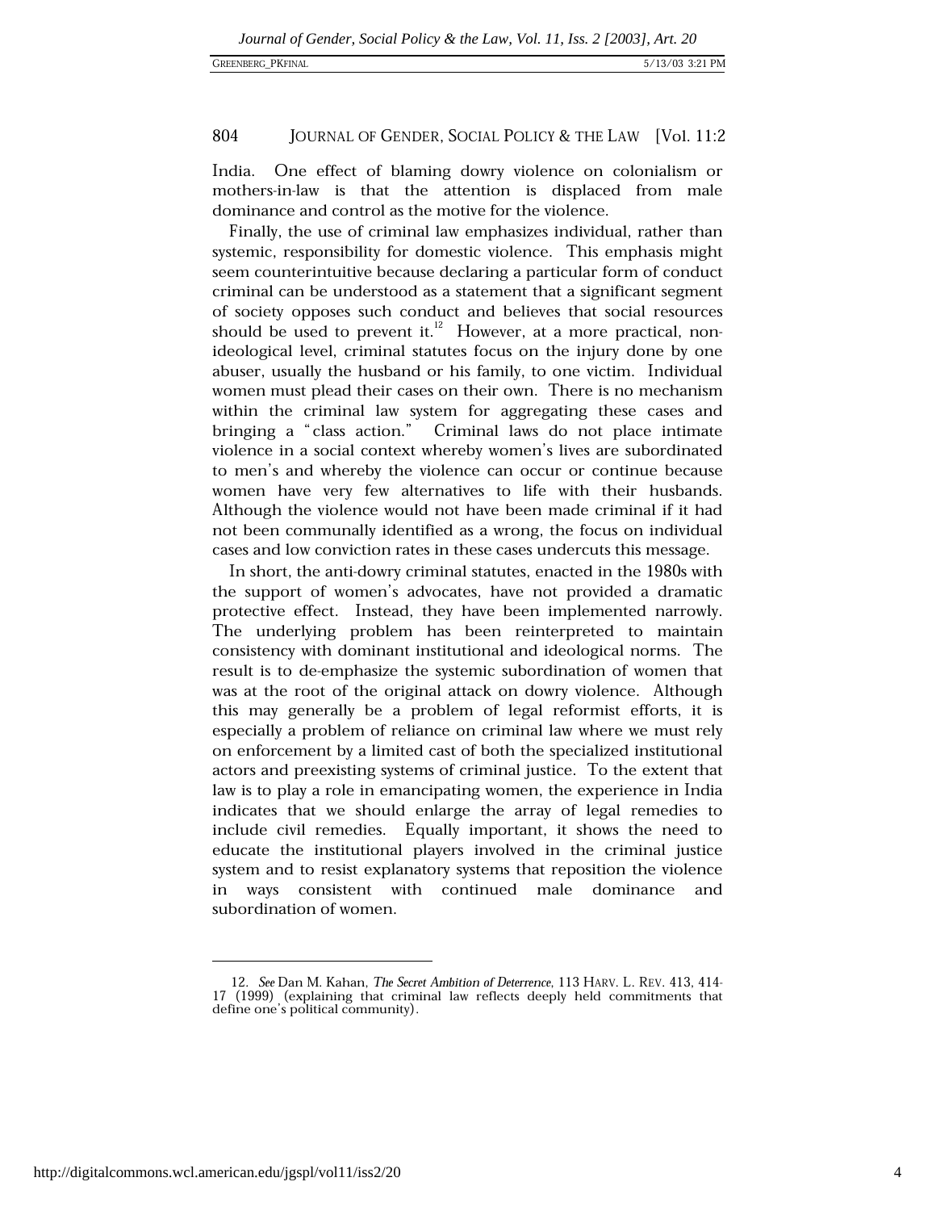India. One effect of blaming dowry violence on colonialism or mothers-in-law is that the attention is displaced from male dominance and control as the motive for the violence.

Finally, the use of criminal law emphasizes individual, rather than systemic, responsibility for domestic violence. This emphasis might seem counterintuitive because declaring a particular form of conduct criminal can be understood as a statement that a significant segment of society opposes such conduct and believes that social resources should be used to prevent it.[12] However, at a more practical, non-ideological level, criminal statutes focus on the injury done by one abuser, usually the husband or his family, to one victim. Individual women must plead their cases on their own. There is no mechanism within the criminal law system for aggregating these cases and bringing a "class action." Criminal laws do not place intimate violence in a social context whereby women's lives are subordinated to men's and whereby the violence can occur or continue because women have very few alternatives to life with their husbands. Although the violence would not have been made criminal if it had not been communally identified as a wrong, the focus on individual cases and low conviction rates in these cases undercuts this message.

In short, the anti-dowry criminal statutes, enacted in the 1980s with the support of women's advocates, have not provided a dramatic protective effect. Instead, they have been implemented narrowly. The underlying problem has been reinterpreted to maintain consistency with dominant institutional and ideological norms. The result is to de-emphasize the systemic subordination of women that was at the root of the original attack on dowry violence. Although this may generally be a problem of legal reformist efforts, it is especially a problem of reliance on criminal law where we must rely on enforcement by a limited cast of both the specialized institutional actors and preexisting systems of criminal justice. To the extent that law is to play a role in emancipating women, the experience in India indicates that we should enlarge the array of legal remedies to include civil remedies. Equally important, it shows the need to educate the institutional players involved in the criminal justice system and to resist explanatory systems that reposition the violence in ways consistent with continued male dominance and subordination of women.

---

12. *See* Dan M. Kahan, *The Secret Ambition of Deterrence*, 113 HARV. L. REV. 413, 414-17 (1999) (explaining that criminal law reflects deeply held commitments that define one's political community).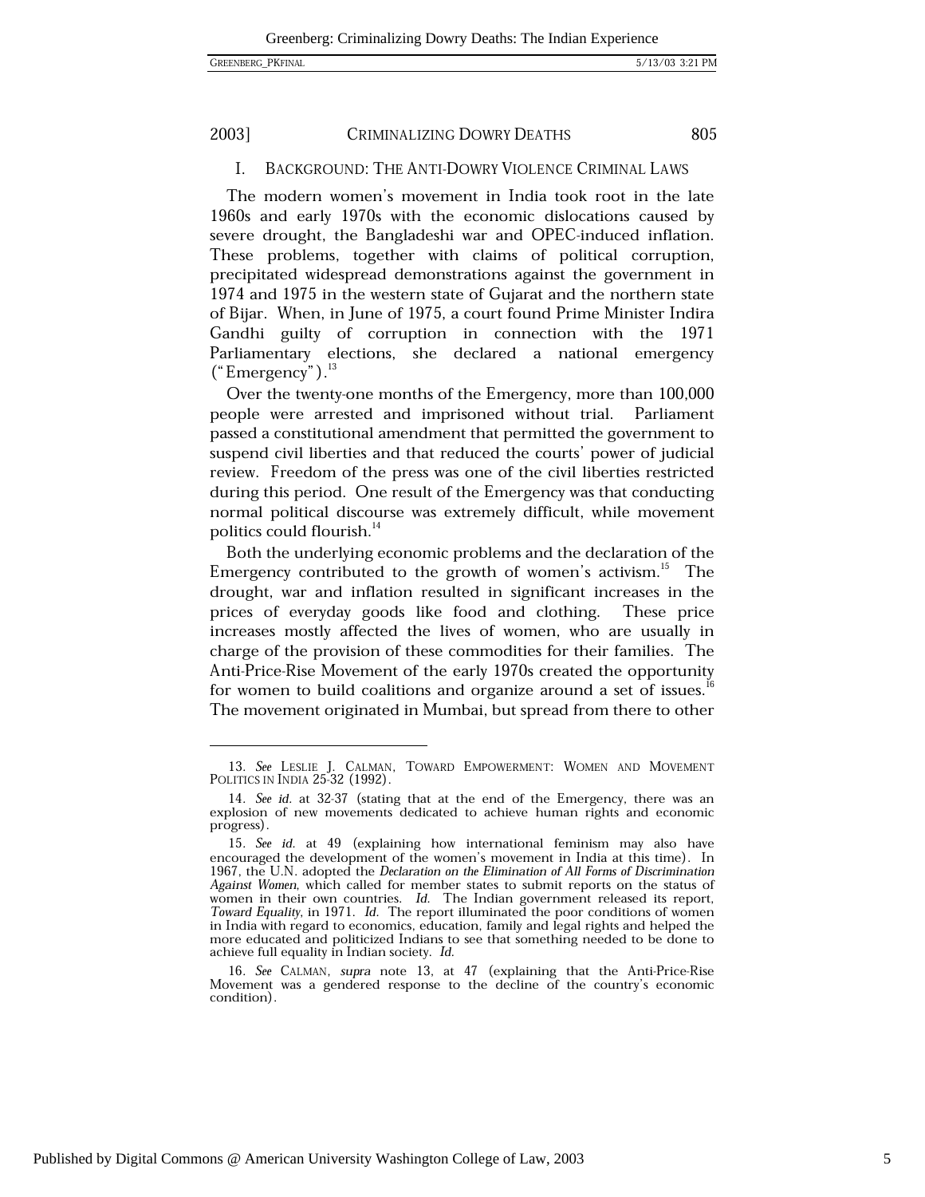## I. BACKGROUND: THE ANTI-DOWRY VIOLENCE CRIMINAL LAWS

The modern women's movement in India took root in the late 1960s and early 1970s with the economic dislocations caused by severe drought, the Bangladeshi war and OPEC-induced inflation. These problems, together with claims of political corruption, precipitated widespread demonstrations against the government in 1974 and 1975 in the western state of Gujarat and the northern state of Bijar. When, in June of 1975, a court found Prime Minister Indira Gandhi guilty of corruption in connection with the 1971 Parliamentary elections, she declared a national emergency ("Emergency").[13]

Over the twenty-one months of the Emergency, more than 100,000 people were arrested and imprisoned without trial. Parliament passed a constitutional amendment that permitted the government to suspend civil liberties and that reduced the courts' power of judicial review. Freedom of the press was one of the civil liberties restricted during this period. One result of the Emergency was that conducting normal political discourse was extremely difficult, while movement politics could flourish.[14]

Both the underlying economic problems and the declaration of the Emergency contributed to the growth of women's activism.[15] The drought, war and inflation resulted in significant increases in the prices of everyday goods like food and clothing. These price increases mostly affected the lives of women, who are usually in charge of the provision of these commodities for their families. The Anti-Price-Rise Movement of the early 1970s created the opportunity for women to build coalitions and organize around a set of issues.[16] The movement originated in Mumbai, but spread from there to other

---

13. *See* LESLIE J. CALMAN, TOWARD EMPOWERMENT: WOMEN AND MOVEMENT POLITICS IN INDIA 25-32 (1992).

14. *See id.* at 32-37 (stating that at the end of the Emergency, there was an explosion of new movements dedicated to achieve human rights and economic progress).

15. *See id.* at 49 (explaining how international feminism may also have encouraged the development of the women's movement in India at this time). In 1967, the U.N. adopted the *Declaration on the Elimination of All Forms of Discrimination Against Women*, which called for member states to submit reports on the status of women in their own countries. *Id.* The Indian government released its report, *Toward Equality*, in 1971. *Id.* The report illuminated the poor conditions of women in India with regard to economics, education, family and legal rights and helped the more educated and politicized Indians to see that something needed to be done to achieve full equality in Indian society. *Id.*

16. *See* CALMAN, *supra* note 13, at 47 (explaining that the Anti-Price-Rise Movement was a gendered response to the decline of the country's economic condition).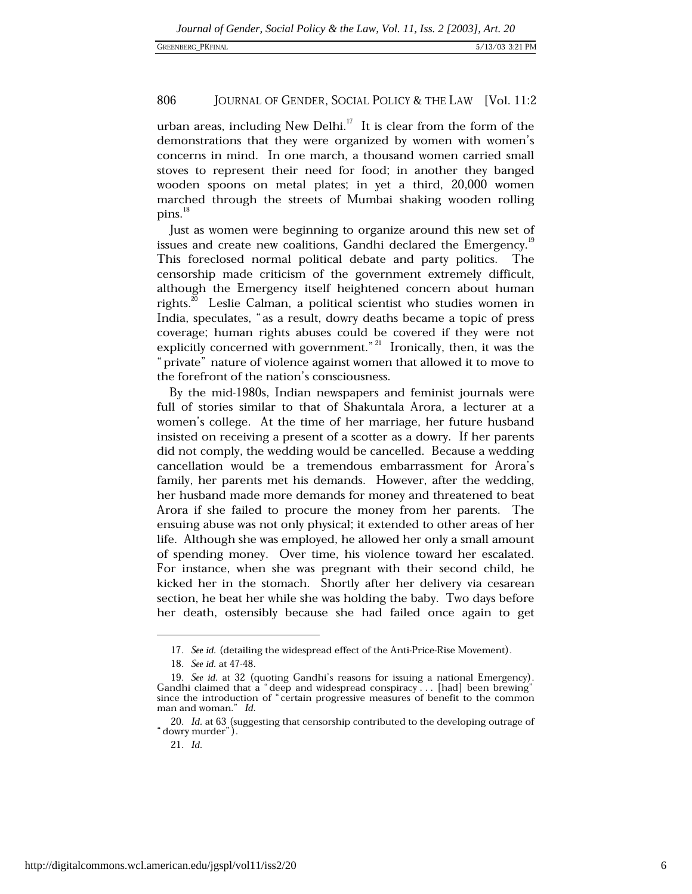urban areas, including New Delhi.[17] It is clear from the form of the demonstrations that they were organized by women with women's concerns in mind. In one march, a thousand women carried small stoves to represent their need for food; in another they banged wooden spoons on metal plates; in yet a third, 20,000 women marched through the streets of Mumbai shaking wooden rolling pins.[18]

Just as women were beginning to organize around this new set of issues and create new coalitions, Gandhi declared the Emergency.[19] This foreclosed normal political debate and party politics. The censorship made criticism of the government extremely difficult, although the Emergency itself heightened concern about human rights.[20] Leslie Calman, a political scientist who studies women in India, speculates, "as a result, dowry deaths became a topic of press coverage; human rights abuses could be covered if they were not explicitly concerned with government."[21] Ironically, then, it was the "private" nature of violence against women that allowed it to move to the forefront of the nation's consciousness.

By the mid-1980s, Indian newspapers and feminist journals were full of stories similar to that of Shakuntala Arora, a lecturer at a women's college. At the time of her marriage, her future husband insisted on receiving a present of a scotter as a dowry. If her parents did not comply, the wedding would be cancelled. Because a wedding cancellation would be a tremendous embarrassment for Arora's family, her parents met his demands. However, after the wedding, her husband made more demands for money and threatened to beat Arora if she failed to procure the money from her parents. The ensuing abuse was not only physical; it extended to other areas of her life. Although she was employed, he allowed her only a small amount of spending money. Over time, his violence toward her escalated. For instance, when she was pregnant with their second child, he kicked her in the stomach. Shortly after her delivery via cesarean section, he beat her while she was holding the baby. Two days before her death, ostensibly because she had failed once again to get

---

17. *See id.* (detailing the widespread effect of the Anti-Price-Rise Movement).

18. *See id.* at 47-48.

19. *See id.* at 32 (quoting Gandhi's reasons for issuing a national Emergency). Gandhi claimed that a "deep and widespread conspiracy . . . [had] been brewing" since the introduction of "certain progressive measures of benefit to the common man and woman." *Id.*

20. *Id.* at 63 (suggesting that censorship contributed to the developing outrage of "dowry murder").

21. *Id.*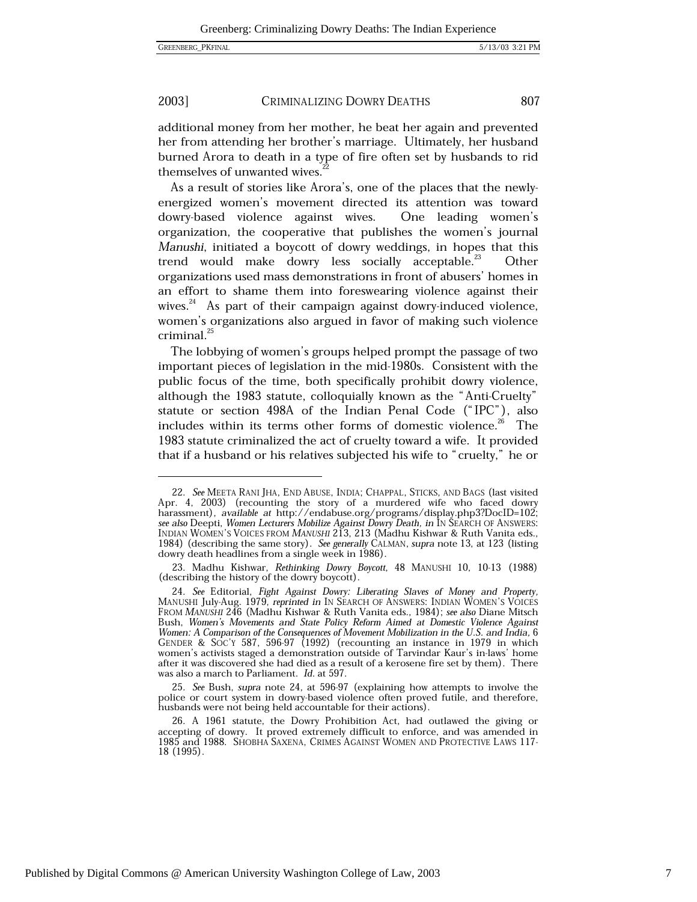additional money from her mother, he beat her again and prevented her from attending her brother's marriage. Ultimately, her husband burned Arora to death in a type of fire often set by husbands to rid themselves of unwanted wives.[22]

As a result of stories like Arora's, one of the places that the newly-energized women's movement directed its attention was toward dowry-based violence against wives. One leading women's organization, the cooperative that publishes the women's journal *Manushi*, initiated a boycott of dowry weddings, in hopes that this trend would make dowry less socially acceptable.[23] Other organizations used mass demonstrations in front of abusers' homes in an effort to shame them into foreswearing violence against their wives.[24] As part of their campaign against dowry-induced violence, women's organizations also argued in favor of making such violence criminal.[25]

The lobbying of women's groups helped prompt the passage of two important pieces of legislation in the mid-1980s. Consistent with the public focus of the time, both specifically prohibit dowry violence, although the 1983 statute, colloquially known as the "Anti-Cruelty" statute or section 498A of the Indian Penal Code ("IPC"), also includes within its terms other forms of domestic violence.[26] The 1983 statute criminalized the act of cruelty toward a wife. It provided that if a husband or his relatives subjected his wife to "cruelty," he or

---

22. *See* MEETA RANI JHA, END ABUSE, INDIA; CHAPPAL, STICKS, AND BAGS (last visited Apr. 4, 2003) (recounting the story of a murdered wife who faced dowry harassment), *available at* http://endabuse.org/programs/display.php3?DocID=102; *see also* Deepti, *Women Lecturers Mobilize Against Dowry Death*, *in* IN SEARCH OF ANSWERS: INDIAN WOMEN'S VOICES FROM *MANUSHI* 213, 213 (Madhu Kishwar & Ruth Vanita eds., 1984) (describing the same story). *See generally* CALMAN, *supra* note 13, at 123 (listing dowry death headlines from a single week in 1986).

23. Madhu Kishwar, *Rethinking Dowry Boycott*, 48 MANUSHI 10, 10-13 (1988) (describing the history of the dowry boycott).

24. *See* Editorial, *Fight Against Dowry: Liberating Slaves of Money and Property*, MANUSHI July-Aug. 1979, *reprinted in* IN SEARCH OF ANSWERS: INDIAN WOMEN'S VOICES FROM *MANUSHI* 246 (Madhu Kishwar & Ruth Vanita eds., 1984); *see also* Diane Mitsch Bush, *Women's Movements and State Policy Reform Aimed at Domestic Violence Against Women: A Comparison of the Consequences of Movement Mobilization in the U.S. and India*, 6 GENDER & SOC'Y 587, 596-97 (1992) (recounting an instance in 1979 in which women's activists staged a demonstration outside of Tarvindar Kaur's in-laws' home after it was discovered she had died as a result of a kerosene fire set by them). There was also a march to Parliament. *Id.* at 597.

25. *See* Bush, *supra* note 24, at 596-97 (explaining how attempts to involve the police or court system in dowry-based violence often proved futile, and therefore, husbands were not being held accountable for their actions).

26. A 1961 statute, the Dowry Prohibition Act, had outlawed the giving or accepting of dowry. It proved extremely difficult to enforce, and was amended in 1985 and 1988. SHOBHA SAXENA, CRIMES AGAINST WOMEN AND PROTECTIVE LAWS 117-18 (1995).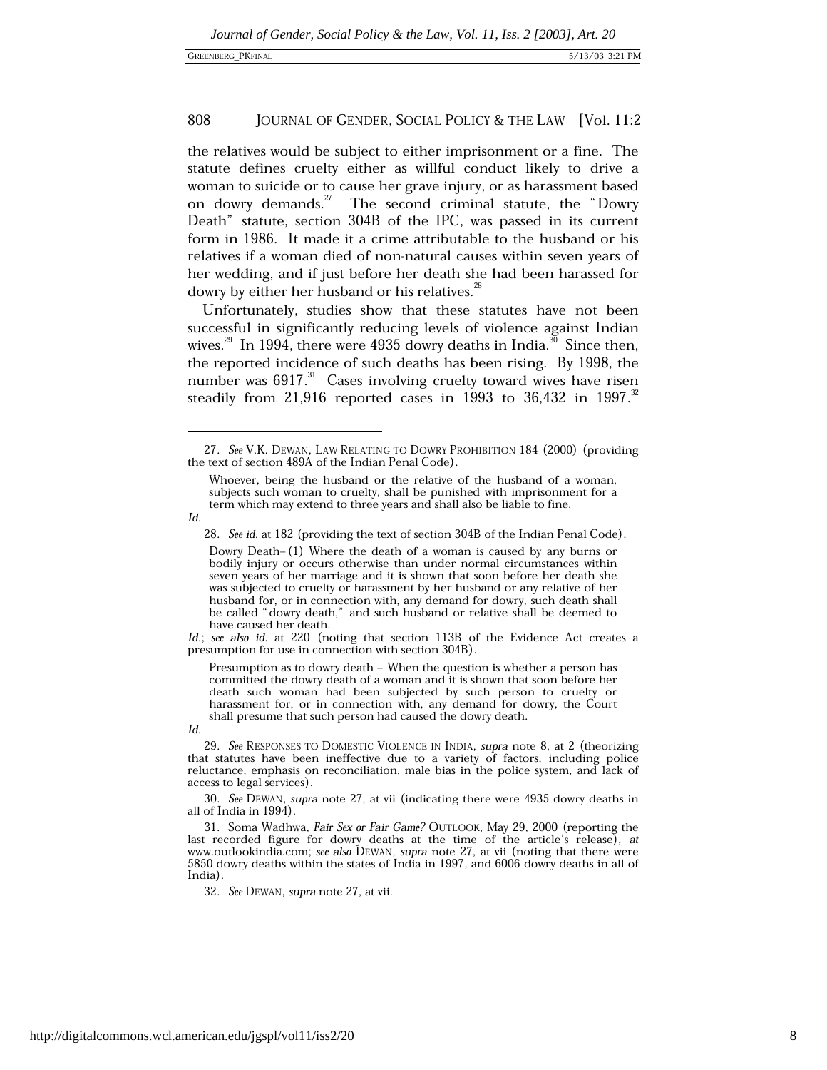the relatives would be subject to either imprisonment or a fine. The statute defines cruelty either as willful conduct likely to drive a woman to suicide or to cause her grave injury, or as harassment based on dowry demands.[27] The second criminal statute, the "Dowry Death" statute, section 304B of the IPC, was passed in its current form in 1986. It made it a crime attributable to the husband or his relatives if a woman died of non-natural causes within seven years of her wedding, and if just before her death she had been harassed for dowry by either her husband or his relatives.[28]

Unfortunately, studies show that these statutes have not been successful in significantly reducing levels of violence against Indian wives.[29] In 1994, there were 4935 dowry deaths in India.[30] Since then, the reported incidence of such deaths has been rising. By 1998, the number was 6917.[31] Cases involving cruelty toward wives have risen steadily from 21,916 reported cases in 1993 to 36,432 in 1997.[32]

---

27. *See* V.K. DEWAN, LAW RELATING TO DOWRY PROHIBITION 184 (2000) (providing the text of section 489A of the Indian Penal Code).

> Whoever, being the husband or the relative of the husband of a woman, subjects such woman to cruelty, shall be punished with imprisonment for a term which may extend to three years and shall also be liable to fine.

*Id.*

28. *See id.* at 182 (providing the text of section 304B of the Indian Penal Code).

> Dowry Death– (1) Where the death of a woman is caused by any burns or bodily injury or occurs otherwise than under normal circumstances within seven years of her marriage and it is shown that soon before her death she was subjected to cruelty or harassment by her husband or any relative of her husband for, or in connection with, any demand for dowry, such death shall be called "dowry death," and such husband or relative shall be deemed to have caused her death.

*Id.*; *see also id.* at 220 (noting that section 113B of the Evidence Act creates a presumption for use in connection with section 304B).

> Presumption as to dowry death – When the question is whether a person has committed the dowry death of a woman and it is shown that soon before her death such woman had been subjected by such person to cruelty or harassment for, or in connection with, any demand for dowry, the Court shall presume that such person had caused the dowry death.

*Id.*

29. *See* RESPONSES TO DOMESTIC VIOLENCE IN INDIA, *supra* note 8, at 2 (theorizing that statutes have been ineffective due to a variety of factors, including police reluctance, emphasis on reconciliation, male bias in the police system, and lack of access to legal services).

30. *See* DEWAN, *supra* note 27, at vii (indicating there were 4935 dowry deaths in all of India in 1994).

31. Soma Wadhwa, *Fair Sex or Fair Game?* OUTLOOK, May 29, 2000 (reporting the last recorded figure for dowry deaths at the time of the article's release), *at* www.outlookindia.com; *see also* DEWAN, *supra* note 27, at vii (noting that there were 5850 dowry deaths within the states of India in 1997, and 6006 dowry deaths in all of India).

32. *See* DEWAN, *supra* note 27, at vii.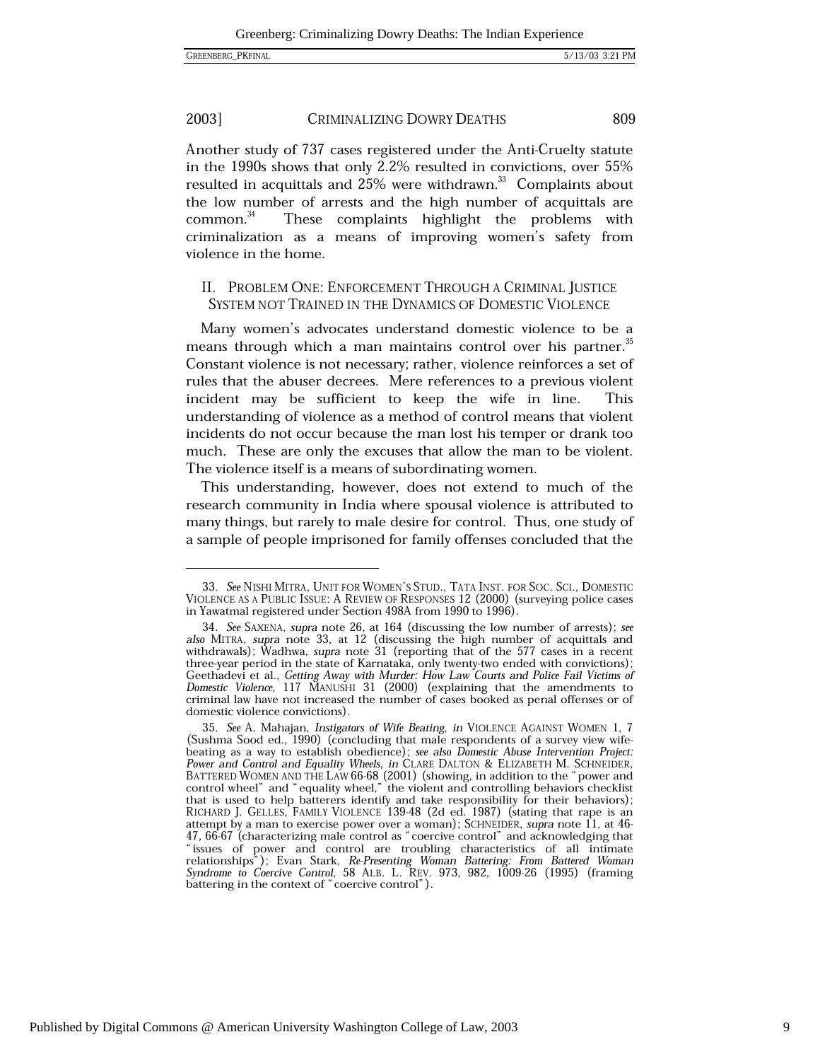Another study of 737 cases registered under the Anti-Cruelty statute in the 1990s shows that only 2.2% resulted in convictions, over 55% resulted in acquittals and 25% were withdrawn.[33] Complaints about the low number of arrests and the high number of acquittals are common.[34] These complaints highlight the problems with criminalization as a means of improving women's safety from violence in the home.

## II. PROBLEM ONE: ENFORCEMENT THROUGH A CRIMINAL JUSTICE SYSTEM NOT TRAINED IN THE DYNAMICS OF DOMESTIC VIOLENCE

Many women's advocates understand domestic violence to be a means through which a man maintains control over his partner.[35] Constant violence is not necessary; rather, violence reinforces a set of rules that the abuser decrees. Mere references to a previous violent incident may be sufficient to keep the wife in line. This understanding of violence as a method of control means that violent incidents do not occur because the man lost his temper or drank too much. These are only the excuses that allow the man to be violent. The violence itself is a means of subordinating women.

This understanding, however, does not extend to much of the research community in India where spousal violence is attributed to many things, but rarely to male desire for control. Thus, one study of a sample of people imprisoned for family offenses concluded that the

---

33. *See* NISHI MITRA, UNIT FOR WOMEN'S STUD., TATA INST. FOR SOC. SCI., DOMESTIC VIOLENCE AS A PUBLIC ISSUE: A REVIEW OF RESPONSES 12 (2000) (surveying police cases in Yawatmal registered under Section 498A from 1990 to 1996).

34. *See* SAXENA, *supra* note 26, at 164 (discussing the low number of arrests); *see also* MITRA, *supra* note 33, at 12 (discussing the high number of acquittals and withdrawals); Wadhwa, *supra* note 31 (reporting that of the 577 cases in a recent three-year period in the state of Karnataka, only twenty-two ended with convictions); Geethadevi et al., *Getting Away with Murder: How Law Courts and Police Fail Victims of Domestic Violence*, 117 MANUSHI 31 (2000) (explaining that the amendments to criminal law have not increased the number of cases booked as penal offenses or of domestic violence convictions).

35. *See* A. Mahajan, *Instigators of Wife Beating*, *in* VIOLENCE AGAINST WOMEN 1, 7 (Sushma Sood ed., 1990) (concluding that male respondents of a survey view wife-beating as a way to establish obedience); *see also Domestic Abuse Intervention Project: Power and Control and Equality Wheels*, *in* CLARE DALTON & ELIZABETH M. SCHNEIDER, BATTERED WOMEN AND THE LAW 66-68 (2001) (showing, in addition to the "power and control wheel" and "equality wheel," the violent and controlling behaviors checklist that is used to help batterers identify and take responsibility for their behaviors); RICHARD J. GELLES, FAMILY VIOLENCE 139-48 (2d ed. 1987) (stating that rape is an attempt by a man to exercise power over a woman); SCHNEIDER, *supra* note 11, at 46-47, 66-67 (characterizing male control as "coercive control" and acknowledging that "issues of power and control are troubling characteristics of all intimate relationships"); Evan Stark, *Re-Presenting Woman Battering: From Battered Woman Syndrome to Coercive Control*, 58 ALB. L. REV. 973, 982, 1009-26 (1995) (framing battering in the context of "coercive control").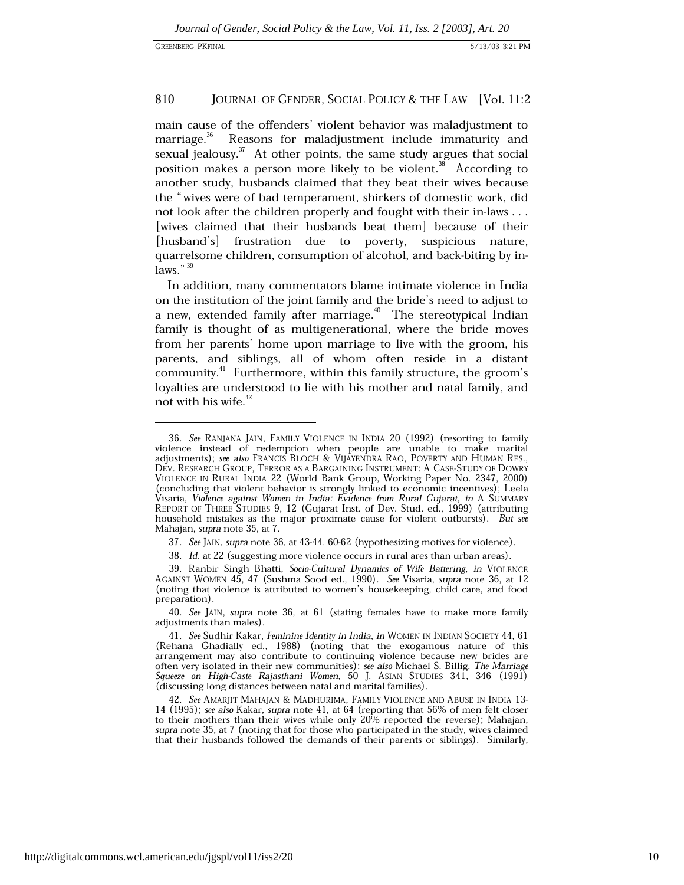main cause of the offenders' violent behavior was maladjustment to marriage.[36] Reasons for maladjustment include immaturity and sexual jealousy.[37] At other points, the same study argues that social position makes a person more likely to be violent.[38] According to another study, husbands claimed that they beat their wives because the "wives were of bad temperament, shirkers of domestic work, did not look after the children properly and fought with their in-laws . . . [wives claimed that their husbands beat them] because of their [husband's] frustration due to poverty, suspicious nature, quarrelsome children, consumption of alcohol, and back-biting by in-laws."[39]

In addition, many commentators blame intimate violence in India on the institution of the joint family and the bride's need to adjust to a new, extended family after marriage.[40] The stereotypical Indian family is thought of as multigenerational, where the bride moves from her parents' home upon marriage to live with the groom, his parents, and siblings, all of whom often reside in a distant community.[41] Furthermore, within this family structure, the groom's loyalties are understood to lie with his mother and natal family, and not with his wife.[42]

---

36. *See* RANJANA JAIN, FAMILY VIOLENCE IN INDIA 20 (1992) (resorting to family violence instead of redemption when people are unable to make marital adjustments); *see also* FRANCIS BLOCH & VIJAYENDRA RAO, POVERTY AND HUMAN RES., DEV. RESEARCH GROUP, TERROR AS A BARGAINING INSTRUMENT: A CASE-STUDY OF DOWRY VIOLENCE IN RURAL INDIA 22 (World Bank Group, Working Paper No. 2347, 2000) (concluding that violent behavior is strongly linked to economic incentives); Leela Visaria, *Violence against Women in India: Evidence from Rural Gujarat*, *in* A SUMMARY REPORT OF THREE STUDIES 9, 12 (Gujarat Inst. of Dev. Stud. ed., 1999) (attributing household mistakes as the major proximate cause for violent outbursts). *But see* Mahajan, *supra* note 35, at 7.

37. *See* JAIN, *supra* note 36, at 43-44, 60-62 (hypothesizing motives for violence).

38. *Id.* at 22 (suggesting more violence occurs in rural ares than urban areas).

39. Ranbir Singh Bhatti, *Socio-Cultural Dynamics of Wife Battering*, *in* VIOLENCE AGAINST WOMEN 45, 47 (Sushma Sood ed., 1990). *See* Visaria, *supra* note 36, at 12 (noting that violence is attributed to women's housekeeping, child care, and food preparation).

40. *See* JAIN, *supra* note 36, at 61 (stating females have to make more family adjustments than males).

41. *See* Sudhir Kakar, *Feminine Identity in India*, *in* WOMEN IN INDIAN SOCIETY 44, 61 (Rehana Ghadially ed., 1988) (noting that the exogamous nature of this arrangement may also contribute to continuing violence because new brides are often very isolated in their new communities); *see also* Michael S. Billig, *The Marriage Squeeze on High-Caste Rajasthani Women*, 50 J. ASIAN STUDIES 341, 346 (1991) (discussing long distances between natal and marital families).

42. *See* AMARJIT MAHAJAN & MADHURIMA, FAMILY VIOLENCE AND ABUSE IN INDIA 13-14 (1995); *see also* Kakar, *supra* note 41, at 64 (reporting that 56% of men felt closer to their mothers than their wives while only 20% reported the reverse); Mahajan, *supra* note 35, at 7 (noting that for those who participated in the study, wives claimed that their husbands followed the demands of their parents or siblings). Similarly,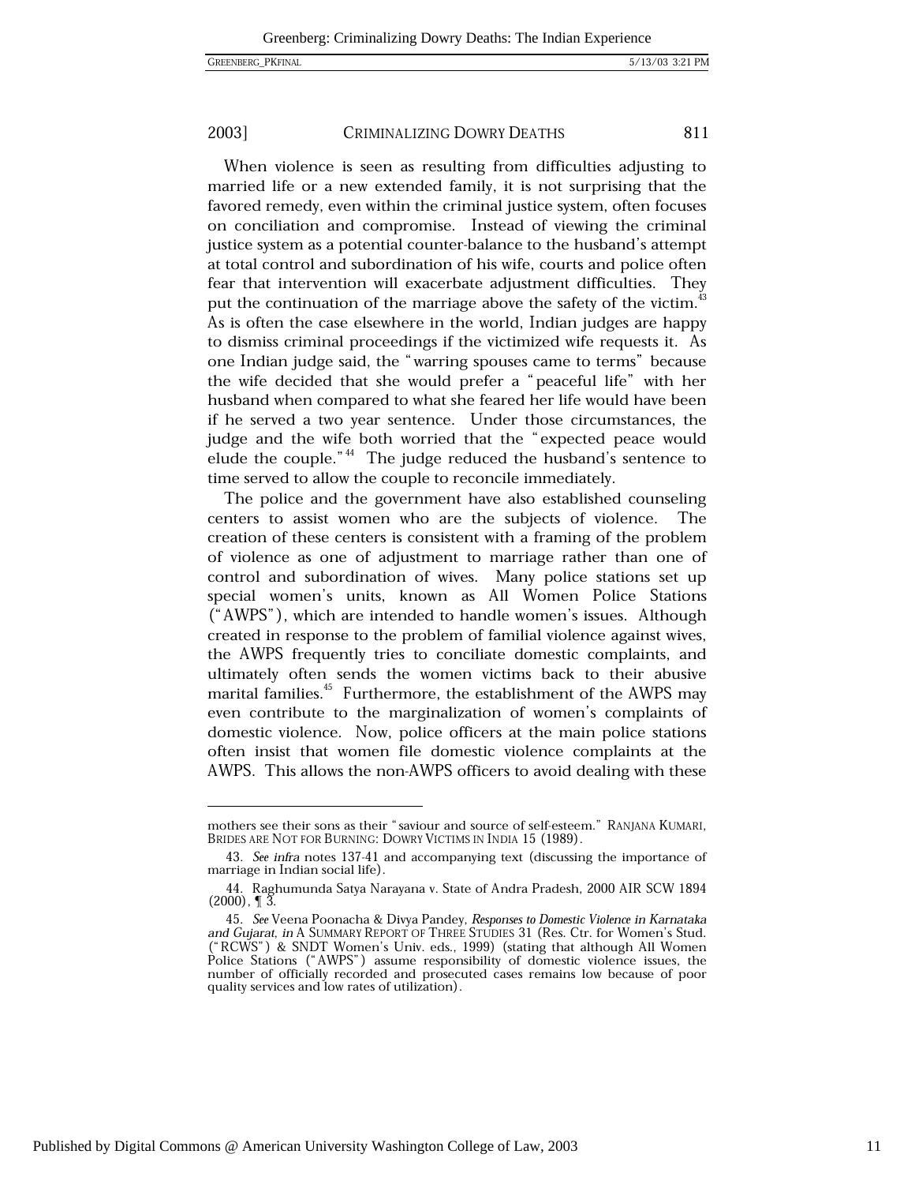When violence is seen as resulting from difficulties adjusting to married life or a new extended family, it is not surprising that the favored remedy, even within the criminal justice system, often focuses on conciliation and compromise. Instead of viewing the criminal justice system as a potential counter-balance to the husband's attempt at total control and subordination of his wife, courts and police often fear that intervention will exacerbate adjustment difficulties. They put the continuation of the marriage above the safety of the victim.[43] As is often the case elsewhere in the world, Indian judges are happy to dismiss criminal proceedings if the victimized wife requests it. As one Indian judge said, the "warring spouses came to terms" because the wife decided that she would prefer a "peaceful life" with her husband when compared to what she feared her life would have been if he served a two year sentence. Under those circumstances, the judge and the wife both worried that the "expected peace would elude the couple."[44] The judge reduced the husband's sentence to time served to allow the couple to reconcile immediately.

The police and the government have also established counseling centers to assist women who are the subjects of violence. The creation of these centers is consistent with a framing of the problem of violence as one of adjustment to marriage rather than one of control and subordination of wives. Many police stations set up special women's units, known as All Women Police Stations ("AWPS"), which are intended to handle women's issues. Although created in response to the problem of familial violence against wives, the AWPS frequently tries to conciliate domestic complaints, and ultimately often sends the women victims back to their abusive marital families.[45] Furthermore, the establishment of the AWPS may even contribute to the marginalization of women's complaints of domestic violence. Now, police officers at the main police stations often insist that women file domestic violence complaints at the AWPS. This allows the non-AWPS officers to avoid dealing with these

---

mothers see their sons as their "saviour and source of self-esteem." RANJANA KUMARI, BRIDES ARE NOT FOR BURNING: DOWRY VICTIMS IN INDIA 15 (1989).

43. *See infra* notes 137-41 and accompanying text (discussing the importance of marriage in Indian social life).

44. Raghumunda Satya Narayana v. State of Andra Pradesh, 2000 AIR SCW 1894 (2000), ¶ 3.

45. *See* Veena Poonacha & Divya Pandey, *Responses to Domestic Violence in Karnataka and Gujarat*, *in* A SUMMARY REPORT OF THREE STUDIES 31 (Res. Ctr. for Women's Stud. ("RCWS") & SNDT Women's Univ. eds., 1999) (stating that although All Women Police Stations ("AWPS") assume responsibility of domestic violence issues, the number of officially recorded and prosecuted cases remains low because of poor quality services and low rates of utilization).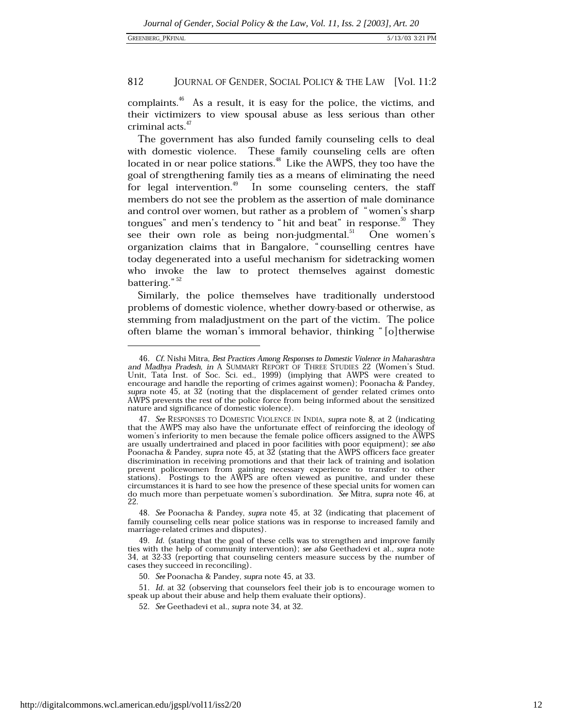complaints.[46] As a result, it is easy for the police, the victims, and their victimizers to view spousal abuse as less serious than other criminal acts.[47]

The government has also funded family counseling cells to deal with domestic violence. These family counseling cells are often located in or near police stations.[48] Like the AWPS, they too have the goal of strengthening family ties as a means of eliminating the need for legal intervention.[49] In some counseling centers, the staff members do not see the problem as the assertion of male dominance and control over women, but rather as a problem of "women's sharp tongues" and men's tendency to "hit and beat" in response.[50] They see their own role as being non-judgmental.[51] One women's organization claims that in Bangalore, "counselling centres have today degenerated into a useful mechanism for sidetracking women who invoke the law to protect themselves against domestic battering."[52]

Similarly, the police themselves have traditionally understood problems of domestic violence, whether dowry-based or otherwise, as stemming from maladjustment on the part of the victim. The police often blame the woman's immoral behavior, thinking "[o]therwise

---

46. *Cf.* Nishi Mitra, *Best Practices Among Responses to Domestic Violence in Maharashtra and Madhya Pradesh*, *in* A SUMMARY REPORT OF THREE STUDIES 22 (Women's Stud. Unit, Tata Inst. of Soc. Sci. ed., 1999) (implying that AWPS were created to encourage and handle the reporting of crimes against women); Poonacha & Pandey, *supra* note 45, at 32 (noting that the displacement of gender related crimes onto AWPS prevents the rest of the police force from being informed about the sensitized nature and significance of domestic violence).

47. *See* RESPONSES TO DOMESTIC VIOLENCE IN INDIA, *supra* note 8, at 2 (indicating that the AWPS may also have the unfortunate effect of reinforcing the ideology of women's inferiority to men because the female police officers assigned to the AWPS are usually undertrained and placed in poor facilities with poor equipment); *see also* Poonacha & Pandey, *supra* note 45, at 32 (stating that the AWPS officers face greater discrimination in receiving promotions and that their lack of training and isolation prevent policewomen from gaining necessary experience to transfer to other stations). Postings to the AWPS are often viewed as punitive, and under these circumstances it is hard to see how the presence of these special units for women can do much more than perpetuate women's subordination. *See* Mitra, *supra* note 46, at 22.

48. *See* Poonacha & Pandey, *supra* note 45, at 32 (indicating that placement of family counseling cells near police stations was in response to increased family and marriage-related crimes and disputes).

49. *Id.* (stating that the goal of these cells was to strengthen and improve family ties with the help of community intervention); *see also* Geethadevi et al., *supra* note 34, at 32-33 (reporting that counseling centers measure success by the number of cases they succeed in reconciling).

50. *See* Poonacha & Pandey, *supra* note 45, at 33.

51. *Id.* at 32 (observing that counselors feel their job is to encourage women to speak up about their abuse and help them evaluate their options).

52. *See* Geethadevi et al., *supra* note 34, at 32.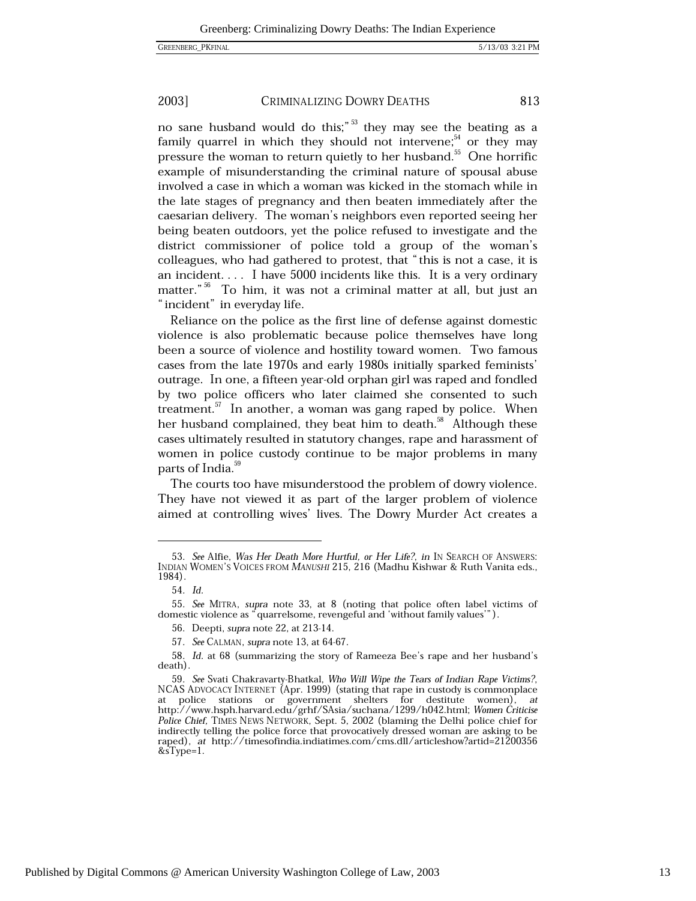no sane husband would do this;"[53] they may see the beating as a family quarrel in which they should not intervene;[54] or they may pressure the woman to return quietly to her husband.[55] One horrific example of misunderstanding the criminal nature of spousal abuse involved a case in which a woman was kicked in the stomach while in the late stages of pregnancy and then beaten immediately after the caesarian delivery. The woman's neighbors even reported seeing her being beaten outdoors, yet the police refused to investigate and the district commissioner of police told a group of the woman's colleagues, who had gathered to protest, that "this is not a case, it is an incident. . . . I have 5000 incidents like this. It is a very ordinary matter."[56] To him, it was not a criminal matter at all, but just an "incident" in everyday life.

Reliance on the police as the first line of defense against domestic violence is also problematic because police themselves have long been a source of violence and hostility toward women. Two famous cases from the late 1970s and early 1980s initially sparked feminists' outrage. In one, a fifteen year-old orphan girl was raped and fondled by two police officers who later claimed she consented to such treatment.[57] In another, a woman was gang raped by police. When her husband complained, they beat him to death.[58] Although these cases ultimately resulted in statutory changes, rape and harassment of women in police custody continue to be major problems in many parts of India.[59]

The courts too have misunderstood the problem of dowry violence. They have not viewed it as part of the larger problem of violence aimed at controlling wives' lives. The Dowry Murder Act creates a

---

53. *See* Alfie, *Was Her Death More Hurtful, or Her Life?*, *in* IN SEARCH OF ANSWERS: INDIAN WOMEN'S VOICES FROM *MANUSHI* 215, 216 (Madhu Kishwar & Ruth Vanita eds., 1984).

54. *Id.*

55. *See* MITRA, *supra* note 33, at 8 (noting that police often label victims of domestic violence as "quarrelsome, revengeful and 'without family values'").

56. Deepti, *supra* note 22, at 213-14.

57. *See* CALMAN, *supra* note 13, at 64-67.

58. *Id.* at 68 (summarizing the story of Rameeza Bee's rape and her husband's death).

59. *See* Svati Chakravarty-Bhatkal, *Who Will Wipe the Tears of Indian Rape Victims?*, NCAS ADVOCACY INTERNET (Apr. 1999) (stating that rape in custody is commonplace at police stations or government shelters for destitute women), *at* http://www.hsph.harvard.edu/grhf/SAsia/suchana/1299/h042.html; *Women Criticise Police Chief*, TIMES NEWS NETWORK, Sept. 5, 2002 (blaming the Delhi police chief for indirectly telling the police force that provocatively dressed woman are asking to be raped), *at* http://timesofindia.indiatimes.com/cms.dll/articleshow?artid=21200356&sType=1.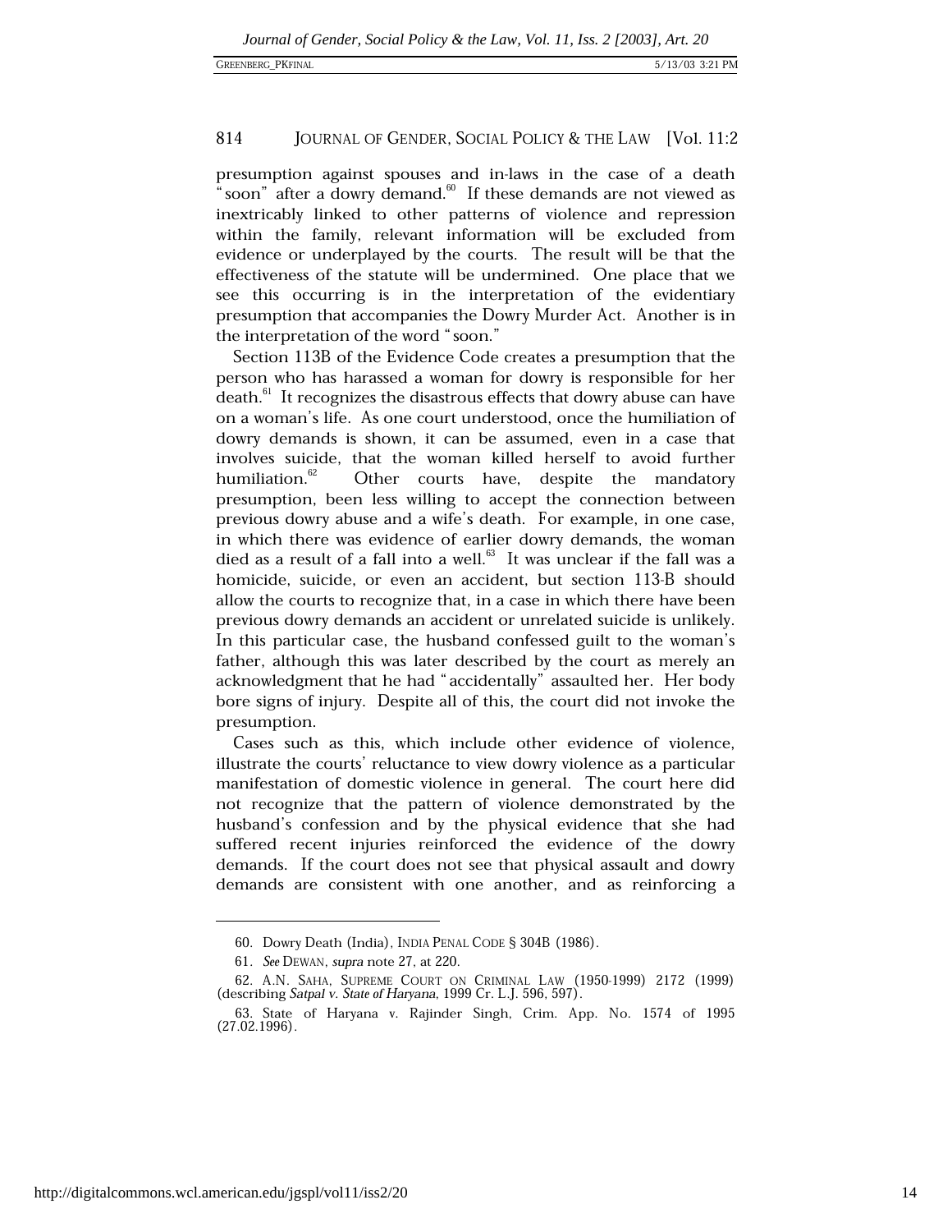presumption against spouses and in-laws in the case of a death "soon" after a dowry demand.[60] If these demands are not viewed as inextricably linked to other patterns of violence and repression within the family, relevant information will be excluded from evidence or underplayed by the courts. The result will be that the effectiveness of the statute will be undermined. One place that we see this occurring is in the interpretation of the evidentiary presumption that accompanies the Dowry Murder Act. Another is in the interpretation of the word "soon."

Section 113B of the Evidence Code creates a presumption that the person who has harassed a woman for dowry is responsible for her death.[61] It recognizes the disastrous effects that dowry abuse can have on a woman's life. As one court understood, once the humiliation of dowry demands is shown, it can be assumed, even in a case that involves suicide, that the woman killed herself to avoid further humiliation.[62] Other courts have, despite the mandatory presumption, been less willing to accept the connection between previous dowry abuse and a wife's death. For example, in one case, in which there was evidence of earlier dowry demands, the woman died as a result of a fall into a well.[63] It was unclear if the fall was a homicide, suicide, or even an accident, but section 113-B should allow the courts to recognize that, in a case in which there have been previous dowry demands an accident or unrelated suicide is unlikely. In this particular case, the husband confessed guilt to the woman's father, although this was later described by the court as merely an acknowledgment that he had "accidentally" assaulted her. Her body bore signs of injury. Despite all of this, the court did not invoke the presumption.

Cases such as this, which include other evidence of violence, illustrate the courts' reluctance to view dowry violence as a particular manifestation of domestic violence in general. The court here did not recognize that the pattern of violence demonstrated by the husband's confession and by the physical evidence that she had suffered recent injuries reinforced the evidence of the dowry demands. If the court does not see that physical assault and dowry demands are consistent with one another, and as reinforcing a

---

60. Dowry Death (India), INDIA PENAL CODE § 304B (1986).

61. *See* DEWAN, *supra* note 27, at 220.

62. A.N. SAHA, SUPREME COURT ON CRIMINAL LAW (1950-1999) 2172 (1999) (describing *Satpal v. State of Haryana*, 1999 Cr. L.J. 596, 597).

63. State of Haryana v. Rajinder Singh, Crim. App. No. 1574 of 1995 (27.02.1996).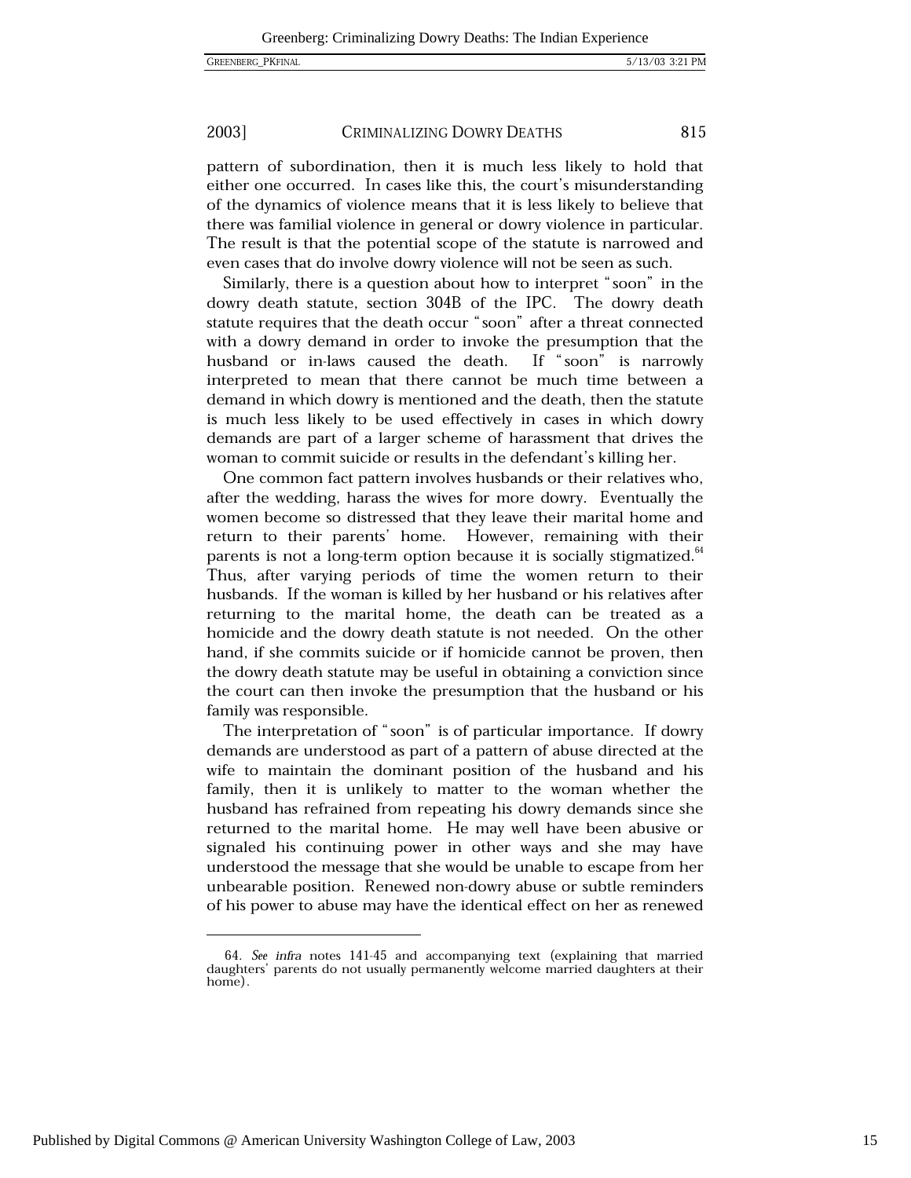pattern of subordination, then it is much less likely to hold that either one occurred. In cases like this, the court's misunderstanding of the dynamics of violence means that it is less likely to believe that there was familial violence in general or dowry violence in particular. The result is that the potential scope of the statute is narrowed and even cases that do involve dowry violence will not be seen as such.

Similarly, there is a question about how to interpret "soon" in the dowry death statute, section 304B of the IPC. The dowry death statute requires that the death occur "soon" after a threat connected with a dowry demand in order to invoke the presumption that the husband or in-laws caused the death. If "soon" is narrowly interpreted to mean that there cannot be much time between a demand in which dowry is mentioned and the death, then the statute is much less likely to be used effectively in cases in which dowry demands are part of a larger scheme of harassment that drives the woman to commit suicide or results in the defendant's killing her.

One common fact pattern involves husbands or their relatives who, after the wedding, harass the wives for more dowry. Eventually the women become so distressed that they leave their marital home and return to their parents' home. However, remaining with their parents is not a long-term option because it is socially stigmatized.[64] Thus, after varying periods of time the women return to their husbands. If the woman is killed by her husband or his relatives after returning to the marital home, the death can be treated as a homicide and the dowry death statute is not needed. On the other hand, if she commits suicide or if homicide cannot be proven, then the dowry death statute may be useful in obtaining a conviction since the court can then invoke the presumption that the husband or his family was responsible.

The interpretation of "soon" is of particular importance. If dowry demands are understood as part of a pattern of abuse directed at the wife to maintain the dominant position of the husband and his family, then it is unlikely to matter to the woman whether the husband has refrained from repeating his dowry demands since she returned to the marital home. He may well have been abusive or signaled his continuing power in other ways and she may have understood the message that she would be unable to escape from her unbearable position. Renewed non-dowry abuse or subtle reminders of his power to abuse may have the identical effect on her as renewed

64. *See infra* notes 141-45 and accompanying text (explaining that married daughters' parents do not usually permanently welcome married daughters at their home).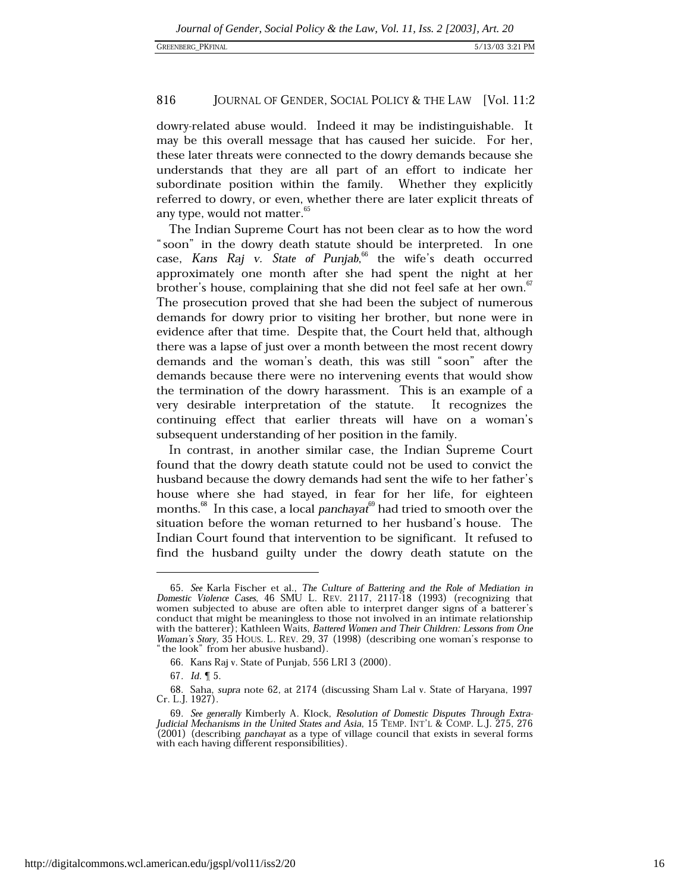dowry-related abuse would. Indeed it may be indistinguishable. It may be this overall message that has caused her suicide. For her, these later threats were connected to the dowry demands because she understands that they are all part of an effort to indicate her subordinate position within the family. Whether they explicitly referred to dowry, or even, whether there are later explicit threats of any type, would not matter.[65]

The Indian Supreme Court has not been clear as to how the word "soon" in the dowry death statute should be interpreted. In one case, *Kans Raj v. State of Punjab*,[66] the wife's death occurred approximately one month after she had spent the night at her brother's house, complaining that she did not feel safe at her own.[67] The prosecution proved that she had been the subject of numerous demands for dowry prior to visiting her brother, but none were in evidence after that time. Despite that, the Court held that, although there was a lapse of just over a month between the most recent dowry demands and the woman's death, this was still "soon" after the demands because there were no intervening events that would show the termination of the dowry harassment. This is an example of a very desirable interpretation of the statute. It recognizes the continuing effect that earlier threats will have on a woman's subsequent understanding of her position in the family.

In contrast, in another similar case, the Indian Supreme Court found that the dowry death statute could not be used to convict the husband because the dowry demands had sent the wife to her father's house where she had stayed, in fear for her life, for eighteen months.[68] In this case, a local *panchayat*[69] had tried to smooth over the situation before the woman returned to her husband's house. The Indian Court found that intervention to be significant. It refused to find the husband guilty under the dowry death statute on the

---

65. *See* Karla Fischer et al., *The Culture of Battering and the Role of Mediation in Domestic Violence Cases*, 46 SMU L. REV. 2117, 2117-18 (1993) (recognizing that women subjected to abuse are often able to interpret danger signs of a batterer's conduct that might be meaningless to those not involved in an intimate relationship with the batterer); Kathleen Waits, *Battered Women and Their Children: Lessons from One Woman's Story*, 35 HOUS. L. REV. 29, 37 (1998) (describing one woman's response to "the look" from her abusive husband).

66. Kans Raj v. State of Punjab, 556 LRI 3 (2000).

67. *Id.* ¶ 5.

68. Saha, *supra* note 62, at 2174 (discussing Sham Lal v. State of Haryana, 1997 Cr. L.J. 1927).

69. *See generally* Kimberly A. Klock, *Resolution of Domestic Disputes Through Extra-Judicial Mechanisms in the United States and Asia*, 15 TEMP. INT'L & COMP. L.J. 275, 276 (2001) (describing *panchayat* as a type of village council that exists in several forms with each having different responsibilities).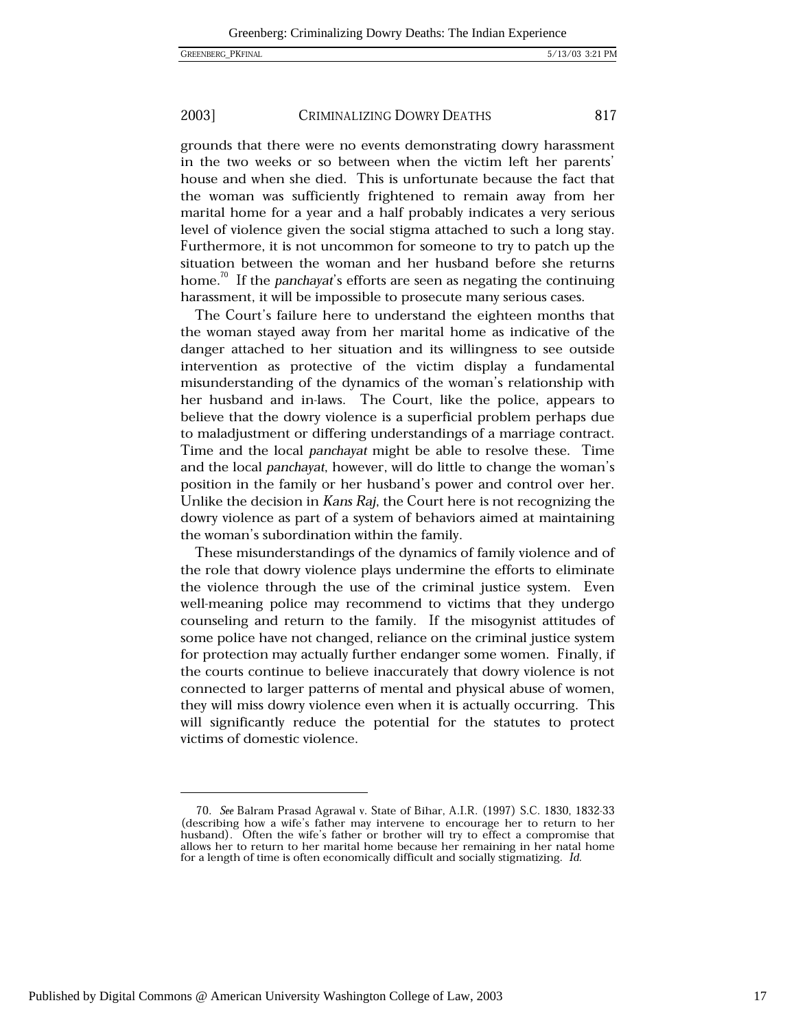grounds that there were no events demonstrating dowry harassment in the two weeks or so between when the victim left her parents' house and when she died. This is unfortunate because the fact that the woman was sufficiently frightened to remain away from her marital home for a year and a half probably indicates a very serious level of violence given the social stigma attached to such a long stay. Furthermore, it is not uncommon for someone to try to patch up the situation between the woman and her husband before she returns home.[70] If the *panchayat*'s efforts are seen as negating the continuing harassment, it will be impossible to prosecute many serious cases.

The Court's failure here to understand the eighteen months that the woman stayed away from her marital home as indicative of the danger attached to her situation and its willingness to see outside intervention as protective of the victim display a fundamental misunderstanding of the dynamics of the woman's relationship with her husband and in-laws. The Court, like the police, appears to believe that the dowry violence is a superficial problem perhaps due to maladjustment or differing understandings of a marriage contract. Time and the local *panchayat* might be able to resolve these. Time and the local *panchayat*, however, will do little to change the woman's position in the family or her husband's power and control over her. Unlike the decision in *Kans Raj*, the Court here is not recognizing the dowry violence as part of a system of behaviors aimed at maintaining the woman's subordination within the family.

These misunderstandings of the dynamics of family violence and of the role that dowry violence plays undermine the efforts to eliminate the violence through the use of the criminal justice system. Even well-meaning police may recommend to victims that they undergo counseling and return to the family. If the misogynist attitudes of some police have not changed, reliance on the criminal justice system for protection may actually further endanger some women. Finally, if the courts continue to believe inaccurately that dowry violence is not connected to larger patterns of mental and physical abuse of women, they will miss dowry violence even when it is actually occurring. This will significantly reduce the potential for the statutes to protect victims of domestic violence.

---

70. *See* Balram Prasad Agrawal v. State of Bihar, A.I.R. (1997) S.C. 1830, 1832-33 (describing how a wife's father may intervene to encourage her to return to her husband). Often the wife's father or brother will try to effect a compromise that allows her to return to her marital home because her remaining in her natal home for a length of time is often economically difficult and socially stigmatizing. *Id.*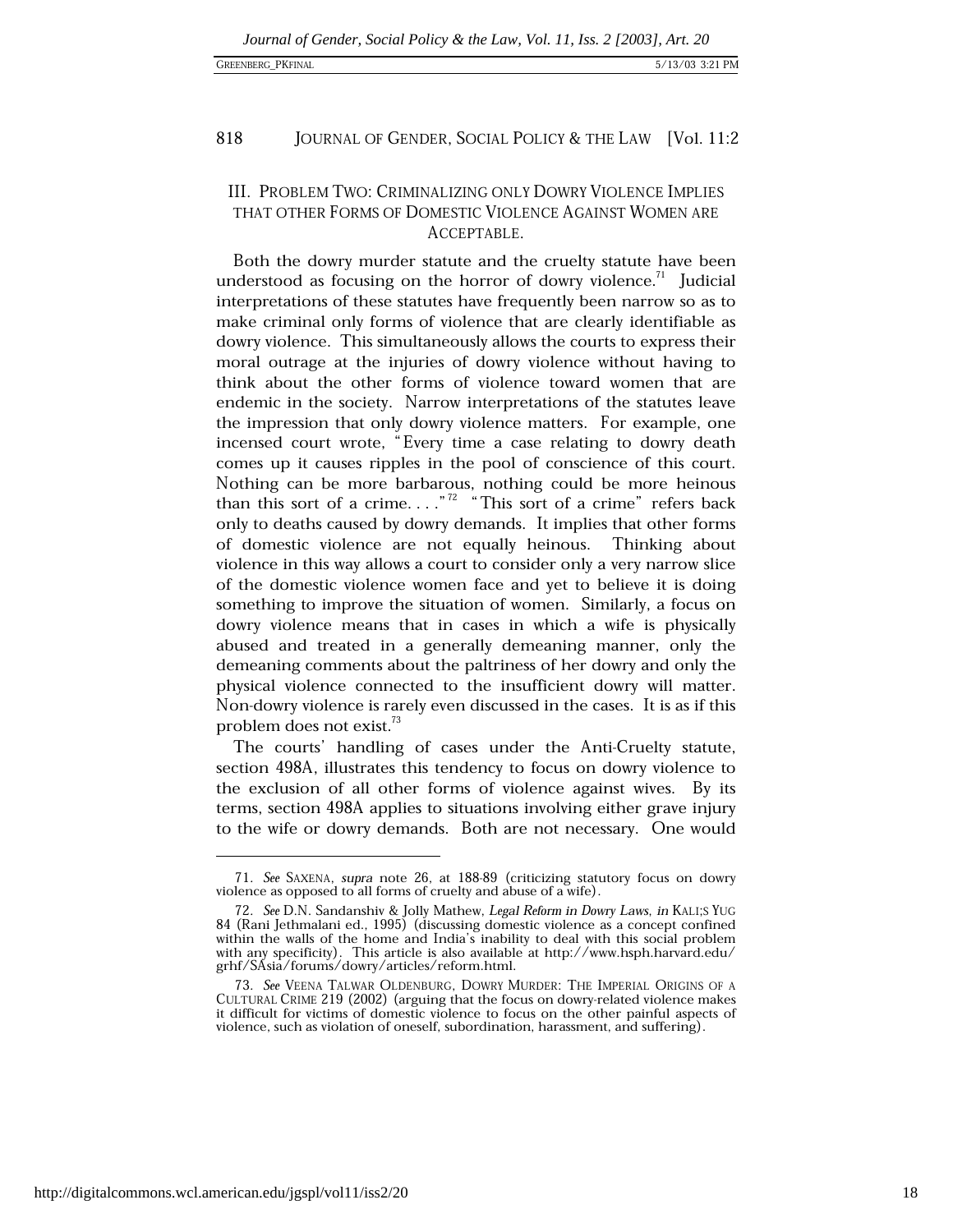## III. PROBLEM TWO: CRIMINALIZING ONLY DOWRY VIOLENCE IMPLIES THAT OTHER FORMS OF DOMESTIC VIOLENCE AGAINST WOMEN ARE ACCEPTABLE.

Both the dowry murder statute and the cruelty statute have been understood as focusing on the horror of dowry violence.[71] Judicial interpretations of these statutes have frequently been narrow so as to make criminal only forms of violence that are clearly identifiable as dowry violence. This simultaneously allows the courts to express their moral outrage at the injuries of dowry violence without having to think about the other forms of violence toward women that are endemic in the society. Narrow interpretations of the statutes leave the impression that only dowry violence matters. For example, one incensed court wrote, "Every time a case relating to dowry death comes up it causes ripples in the pool of conscience of this court. Nothing can be more barbarous, nothing could be more heinous than this sort of a crime. . . ."[72] "This sort of a crime" refers back only to deaths caused by dowry demands. It implies that other forms of domestic violence are not equally heinous. Thinking about violence in this way allows a court to consider only a very narrow slice of the domestic violence women face and yet to believe it is doing something to improve the situation of women. Similarly, a focus on dowry violence means that in cases in which a wife is physically abused and treated in a generally demeaning manner, only the demeaning comments about the paltriness of her dowry and only the physical violence connected to the insufficient dowry will matter. Non-dowry violence is rarely even discussed in the cases. It is as if this problem does not exist.[73]

The courts' handling of cases under the Anti-Cruelty statute, section 498A, illustrates this tendency to focus on dowry violence to the exclusion of all other forms of violence against wives. By its terms, section 498A applies to situations involving either grave injury to the wife or dowry demands. Both are not necessary. One would

---

71. *See* SAXENA, *supra* note 26, at 188-89 (criticizing statutory focus on dowry violence as opposed to all forms of cruelty and abuse of a wife).

72. *See* D.N. Sandanshiv & Jolly Mathew, *Legal Reform in Dowry Laws*, *in* KALI;S YUG 84 (Rani Jethmalani ed., 1995) (discussing domestic violence as a concept confined within the walls of the home and India's inability to deal with this social problem with any specificity). This article is also available at http://www.hsph.harvard.edu/grhf/SAsia/forums/dowry/articles/reform.html.

73. *See* VEENA TALWAR OLDENBURG, DOWRY MURDER: THE IMPERIAL ORIGINS OF A CULTURAL CRIME 219 (2002) (arguing that the focus on dowry-related violence makes it difficult for victims of domestic violence to focus on the other painful aspects of violence, such as violation of oneself, subordination, harassment, and suffering).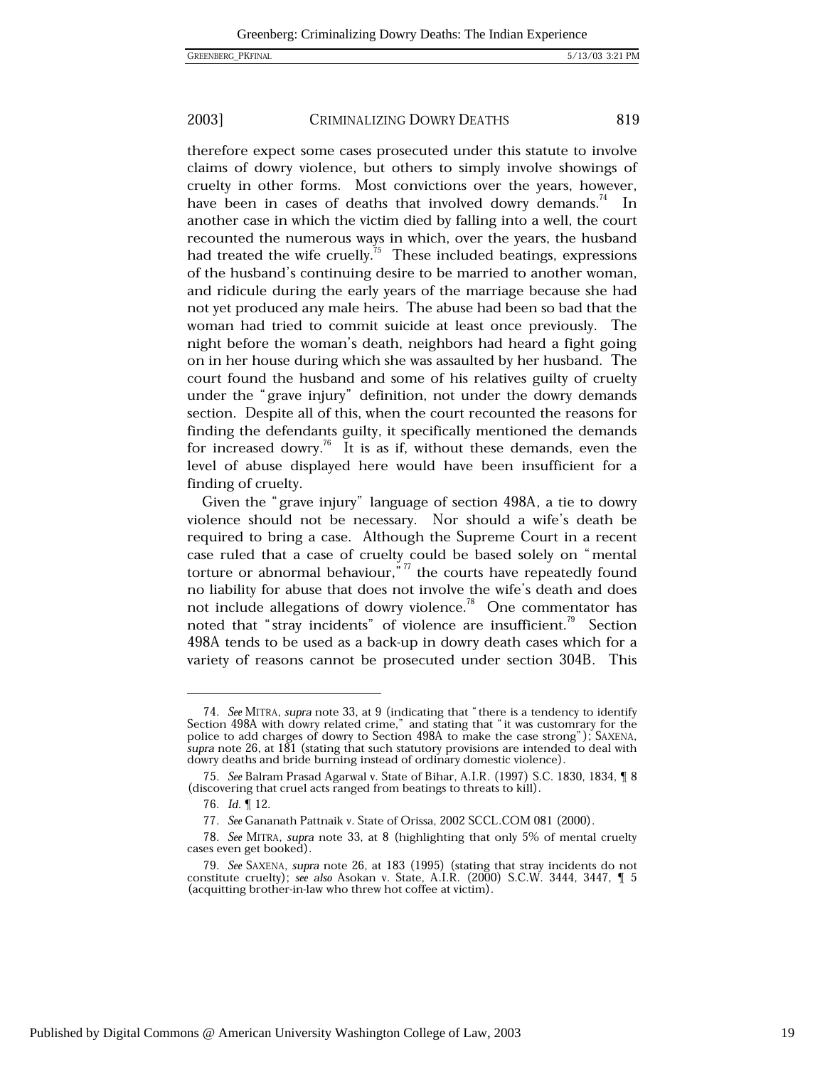therefore expect some cases prosecuted under this statute to involve claims of dowry violence, but others to simply involve showings of cruelty in other forms. Most convictions over the years, however, have been in cases of deaths that involved dowry demands.[74] In another case in which the victim died by falling into a well, the court recounted the numerous ways in which, over the years, the husband had treated the wife cruelly.[75] These included beatings, expressions of the husband's continuing desire to be married to another woman, and ridicule during the early years of the marriage because she had not yet produced any male heirs. The abuse had been so bad that the woman had tried to commit suicide at least once previously. The night before the woman's death, neighbors had heard a fight going on in her house during which she was assaulted by her husband. The court found the husband and some of his relatives guilty of cruelty under the "grave injury" definition, not under the dowry demands section. Despite all of this, when the court recounted the reasons for finding the defendants guilty, it specifically mentioned the demands for increased dowry.[76] It is as if, without these demands, even the level of abuse displayed here would have been insufficient for a finding of cruelty.

Given the "grave injury" language of section 498A, a tie to dowry violence should not be necessary. Nor should a wife's death be required to bring a case. Although the Supreme Court in a recent case ruled that a case of cruelty could be based solely on "mental torture or abnormal behaviour,"[77] the courts have repeatedly found no liability for abuse that does not involve the wife's death and does not include allegations of dowry violence.[78] One commentator has noted that "stray incidents" of violence are insufficient.[79] Section 498A tends to be used as a back-up in dowry death cases which for a variety of reasons cannot be prosecuted under section 304B. This

---

74. *See* MITRA, *supra* note 33, at 9 (indicating that "there is a tendency to identify Section 498A with dowry related crime," and stating that "it was customrary for the police to add charges of dowry to Section 498A to make the case strong"); SAXENA, *supra* note 26, at 181 (stating that such statutory provisions are intended to deal with dowry deaths and bride burning instead of ordinary domestic violence).

75. *See* Balram Prasad Agarwal v. State of Bihar, A.I.R. (1997) S.C. 1830, 1834, ¶ 8 (discovering that cruel acts ranged from beatings to threats to kill).

76. *Id.* ¶ 12.

77. *See* Gananath Pattnaik v. State of Orissa, 2002 SCCL.COM 081 (2000).

78. *See* MITRA, *supra* note 33, at 8 (highlighting that only 5% of mental cruelty cases even get booked).

79. *See* SAXENA, *supra* note 26, at 183 (1995) (stating that stray incidents do not constitute cruelty); *see also* Asokan v. State, A.I.R. (2000) S.C.W. 3444, 3447, ¶ 5 (acquitting brother-in-law who threw hot coffee at victim).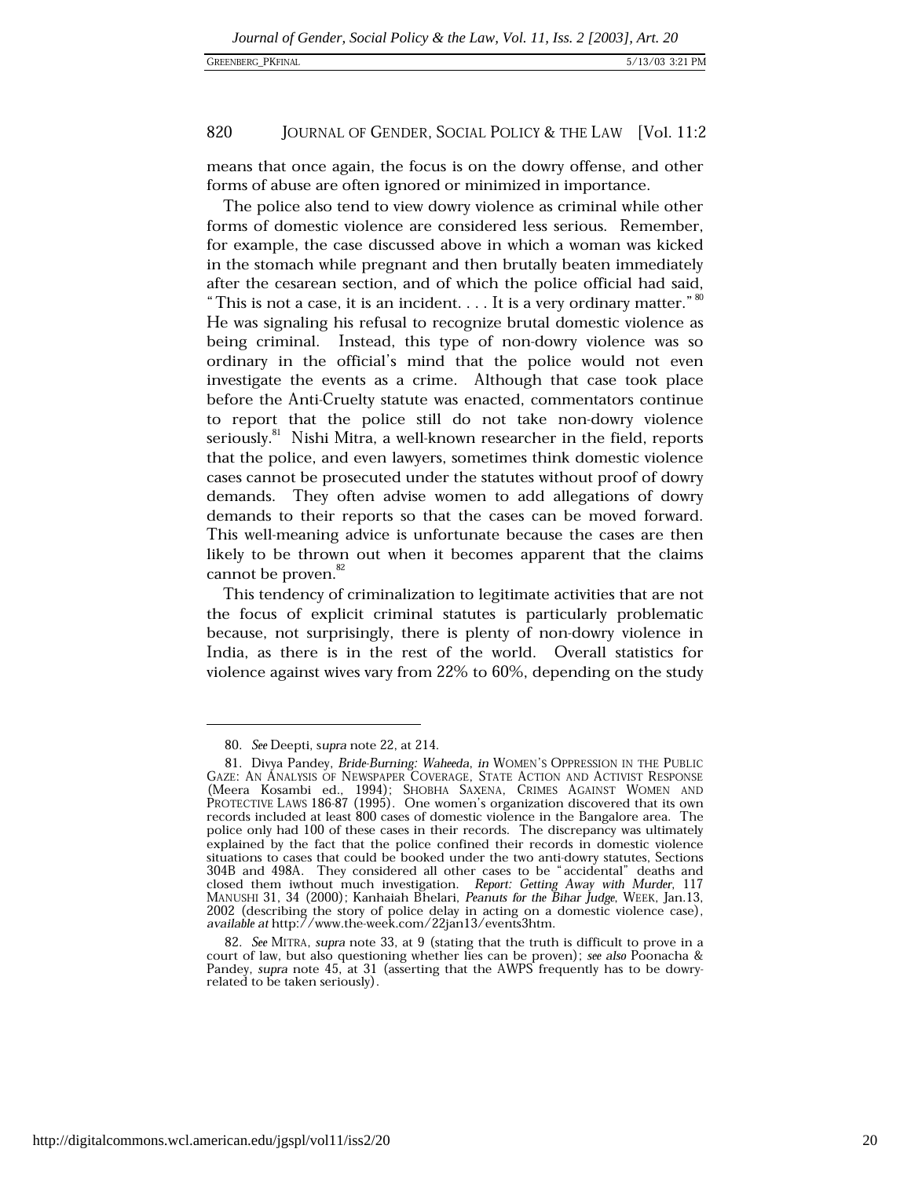means that once again, the focus is on the dowry offense, and other forms of abuse are often ignored or minimized in importance.

The police also tend to view dowry violence as criminal while other forms of domestic violence are considered less serious. Remember, for example, the case discussed above in which a woman was kicked in the stomach while pregnant and then brutally beaten immediately after the cesarean section, and of which the police official had said, "This is not a case, it is an incident. . . . It is a very ordinary matter."[80] He was signaling his refusal to recognize brutal domestic violence as being criminal. Instead, this type of non-dowry violence was so ordinary in the official's mind that the police would not even investigate the events as a crime. Although that case took place before the Anti-Cruelty statute was enacted, commentators continue to report that the police still do not take non-dowry violence seriously.[81] Nishi Mitra, a well-known researcher in the field, reports that the police, and even lawyers, sometimes think domestic violence cases cannot be prosecuted under the statutes without proof of dowry demands. They often advise women to add allegations of dowry demands to their reports so that the cases can be moved forward. This well-meaning advice is unfortunate because the cases are then likely to be thrown out when it becomes apparent that the claims cannot be proven.[82]

This tendency of criminalization to legitimate activities that are not the focus of explicit criminal statutes is particularly problematic because, not surprisingly, there is plenty of non-dowry violence in India, as there is in the rest of the world. Overall statistics for violence against wives vary from 22% to 60%, depending on the study

---

80. *See* Deepti, *supra* note 22, at 214.

81. Divya Pandey, *Bride-Burning: Waheeda*, *in* WOMEN'S OPPRESSION IN THE PUBLIC GAZE: AN ANALYSIS OF NEWSPAPER COVERAGE, STATE ACTION AND ACTIVIST RESPONSE (Meera Kosambi ed., 1994); SHOBHA SAXENA, CRIMES AGAINST WOMEN AND PROTECTIVE LAWS 186-87 (1995). One women's organization discovered that its own records included at least 800 cases of domestic violence in the Bangalore area. The police only had 100 of these cases in their records. The discrepancy was ultimately explained by the fact that the police confined their records in domestic violence situations to cases that could be booked under the two anti-dowry statutes, Sections 304B and 498A. They considered all other cases to be "accidental" deaths and closed them iwthout much investigation. *Report: Getting Away with Murder*, 117 MANUSHI 31, 34 (2000); Kanhaiah Bhelari, *Peanuts for the Bihar Judge*, WEEK, Jan.13, 2002 (describing the story of police delay in acting on a domestic violence case), *available at* http://www.the-week.com/22jan13/events3htm.

82. *See* MITRA, *supra* note 33, at 9 (stating that the truth is difficult to prove in a court of law, but also questioning whether lies can be proven); *see also* Poonacha & Pandey, *supra* note 45, at 31 (asserting that the AWPS frequently has to be dowry-related to be taken seriously).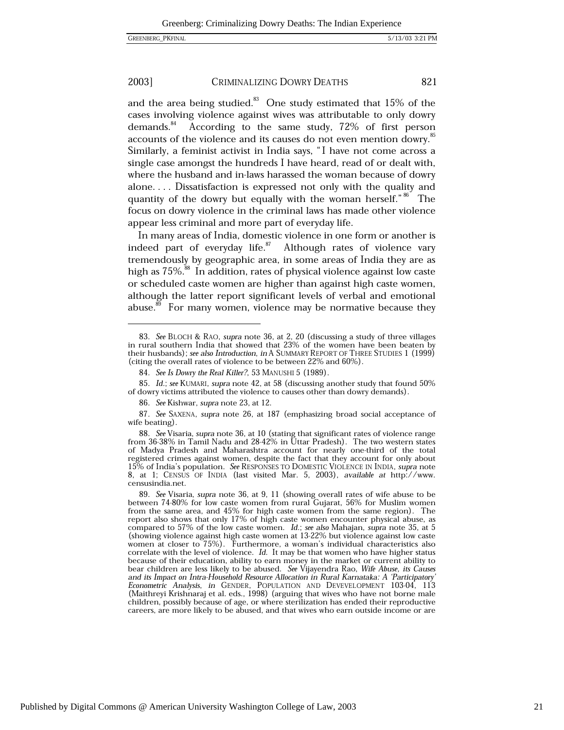and the area being studied.[83] One study estimated that 15% of the cases involving violence against wives was attributable to only dowry demands.[84] According to the same study, 72% of first person accounts of the violence and its causes do not even mention dowry.[85] Similarly, a feminist activist in India says, "I have not come across a single case amongst the hundreds I have heard, read of or dealt with, where the husband and in-laws harassed the woman because of dowry alone. . . . Dissatisfaction is expressed not only with the quality and quantity of the dowry but equally with the woman herself."[86] The focus on dowry violence in the criminal laws has made other violence appear less criminal and more part of everyday life.

In many areas of India, domestic violence in one form or another is indeed part of everyday life.[87] Although rates of violence vary tremendously by geographic area, in some areas of India they are as high as 75%.[88] In addition, rates of physical violence against low caste or scheduled caste women are higher than against high caste women, although the latter report significant levels of verbal and emotional abuse.[89] For many women, violence may be normative because they

---

83. *See* BLOCH & RAO, *supra* note 36, at 2, 20 (discussing a study of three villages in rural southern India that showed that 23% of the women have been beaten by their husbands); *see also Introduction*, *in* A SUMMARY REPORT OF THREE STUDIES 1 (1999) (citing the overall rates of violence to be between 22% and 60%).

84. *See Is Dowry the Real Killer?*, 53 MANUSHI 5 (1989).

85. *Id.*; *see* KUMARI, *supra* note 42, at 58 (discussing another study that found 50% of dowry victims attributed the violence to causes other than dowry demands).

86. *See* Kishwar, *supra* note 23, at 12.

87. *See* SAXENA, *supra* note 26, at 187 (emphasizing broad social acceptance of wife beating).

88. *See* Visaria, *supra* note 36, at 10 (stating that significant rates of violence range from 36-38% in Tamil Nadu and 28-42% in Uttar Pradesh). The two western states of Madya Pradesh and Maharashtra account for nearly one-third of the total registered crimes against women, despite the fact that they account for only about 15% of India's population. *See* RESPONSES TO DOMESTIC VIOLENCE IN INDIA, *supra* note 8, at 1; CENSUS OF INDIA (last visited Mar. 5, 2003), *available at* http://www.censusindia.net.

89. *See* Visaria, *supra* note 36, at 9, 11 (showing overall rates of wife abuse to be between 74-80% for low caste women from rural Gujarat, 56% for Muslim women from the same area, and 45% for high caste women from the same region). The report also shows that only 17% of high caste women encounter physical abuse, as compared to 57% of the low caste women. *Id.*; *see also* Mahajan, *supra* note 35, at 5 (showing violence against high caste women at 13-22% but violence against low caste women at closer to 75%). Furthermore, a woman's individual characteristics also correlate with the level of violence. *Id.* It may be that women who have higher status because of their education, ability to earn money in the market or current ability to bear children are less likely to be abused. *See* Vijayendra Rao, *Wife Abuse, its Causes and its Impact on Intra-Household Resource Allocation in Rural Karnataka: A 'Participatory' Econometric Analysis*, *in* GENDER, POPULATION AND DEVEVELOPMENT 103-04, 113 (Maithreyi Krishnaraj et al. eds., 1998) (arguing that wives who have not borne male children, possibly because of age, or where sterilization has ended their reproductive careers, are more likely to be abused, and that wives who earn outside income or are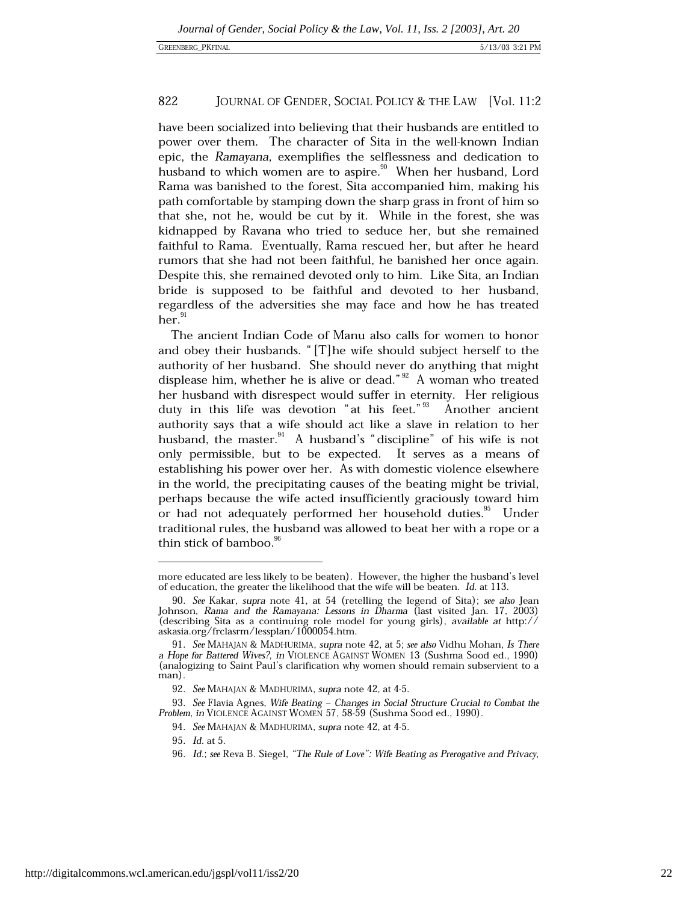have been socialized into believing that their husbands are entitled to power over them. The character of Sita in the well-known Indian epic, the *Ramayana*, exemplifies the selflessness and dedication to husband to which women are to aspire.[90] When her husband, Lord Rama was banished to the forest, Sita accompanied him, making his path comfortable by stamping down the sharp grass in front of him so that she, not he, would be cut by it. While in the forest, she was kidnapped by Ravana who tried to seduce her, but she remained faithful to Rama. Eventually, Rama rescued her, but after he heard rumors that she had not been faithful, he banished her once again. Despite this, she remained devoted only to him. Like Sita, an Indian bride is supposed to be faithful and devoted to her husband, regardless of the adversities she may face and how he has treated her.[91]

The ancient Indian Code of Manu also calls for women to honor and obey their husbands. "[T]he wife should subject herself to the authority of her husband. She should never do anything that might displease him, whether he is alive or dead."[92] A woman who treated her husband with disrespect would suffer in eternity. Her religious duty in this life was devotion "at his feet."[93] Another ancient authority says that a wife should act like a slave in relation to her husband, the master.[94] A husband's "discipline" of his wife is not only permissible, but to be expected. It serves as a means of establishing his power over her. As with domestic violence elsewhere in the world, the precipitating causes of the beating might be trivial, perhaps because the wife acted insufficiently graciously toward him or had not adequately performed her household duties.[95] Under traditional rules, the husband was allowed to beat her with a rope or a thin stick of bamboo.[96]

---

more educated are less likely to be beaten). However, the higher the husband's level of education, the greater the likelihood that the wife will be beaten. *Id.* at 113.

90. *See* Kakar, *supra* note 41, at 54 (retelling the legend of Sita); *see also* Jean Johnson, *Rama and the Ramayana: Lessons in Dharma* (last visited Jan. 17, 2003) (describing Sita as a continuing role model for young girls), *available at* http://askasia.org/frclasrm/lessplan/1000054.htm.

91. *See* MAHAJAN & MADHURIMA, *supra* note 42, at 5; *see also* Vidhu Mohan, *Is There a Hope for Battered Wives?*, *in* VIOLENCE AGAINST WOMEN 13 (Sushma Sood ed., 1990) (analogizing to Saint Paul's clarification why women should remain subservient to a man).

92. *See* MAHAJAN & MADHURIMA, *supra* note 42, at 4-5.

93. *See* Flavia Agnes, *Wife Beating – Changes in Social Structure Crucial to Combat the Problem*, *in* VIOLENCE AGAINST WOMEN 57, 58-59 (Sushma Sood ed., 1990).

94. *See* MAHAJAN & MADHURIMA, *supra* note 42, at 4-5.

95. *Id.* at 5.

96. *Id.*; *see* Reva B. Siegel, *"The Rule of Love": Wife Beating as Prerogative and Privacy*,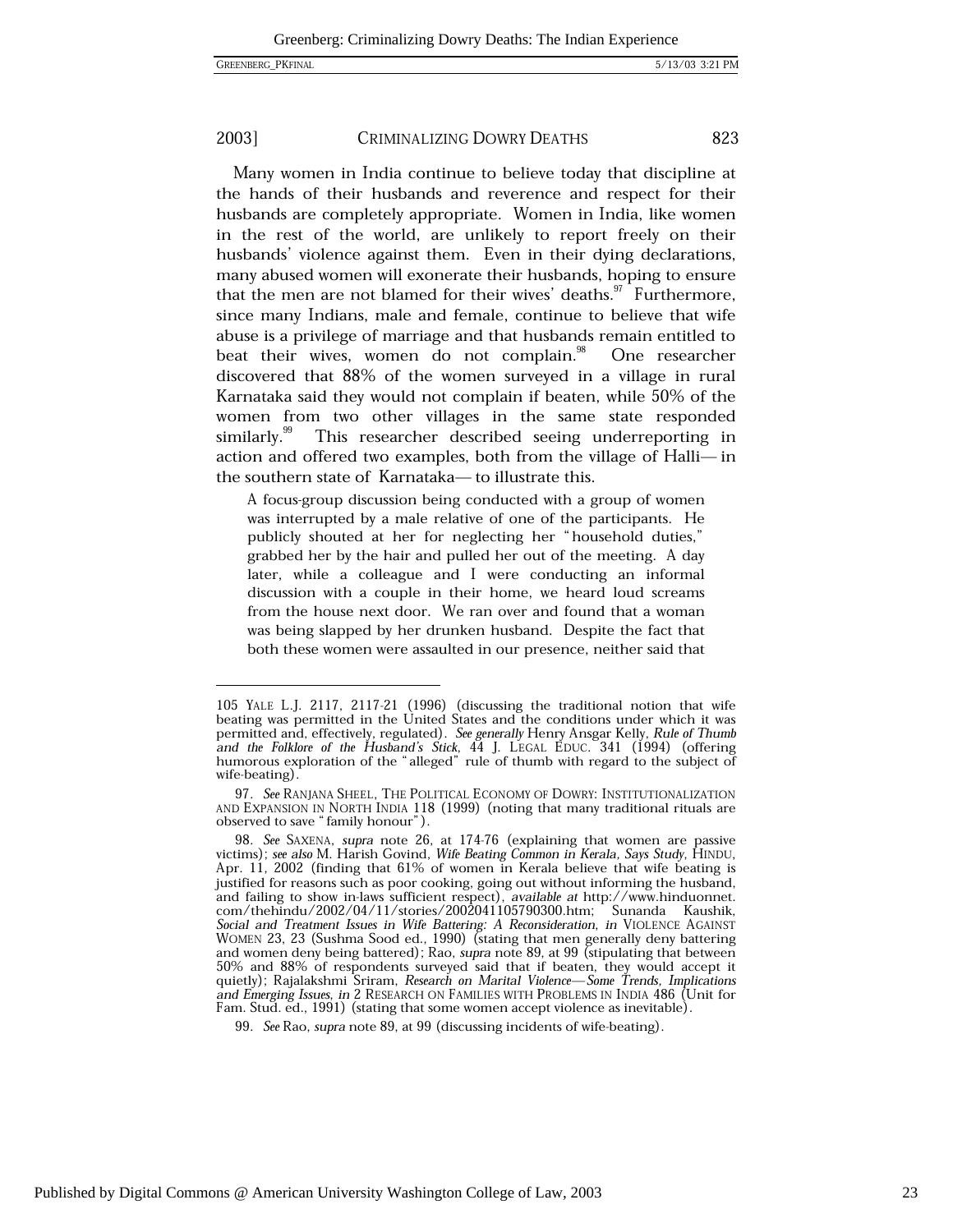Many women in India continue to believe today that discipline at the hands of their husbands and reverence and respect for their husbands are completely appropriate. Women in India, like women in the rest of the world, are unlikely to report freely on their husbands' violence against them. Even in their dying declarations, many abused women will exonerate their husbands, hoping to ensure that the men are not blamed for their wives' deaths.[97] Furthermore, since many Indians, male and female, continue to believe that wife abuse is a privilege of marriage and that husbands remain entitled to beat their wives, women do not complain.[98] One researcher discovered that 88% of the women surveyed in a village in rural Karnataka said they would not complain if beaten, while 50% of the women from two other villages in the same state responded similarly.[99] This researcher described seeing underreporting in action and offered two examples, both from the village of Halli— in the southern state of Karnataka— to illustrate this.

> A focus-group discussion being conducted with a group of women was interrupted by a male relative of one of the participants. He publicly shouted at her for neglecting her "household duties," grabbed her by the hair and pulled her out of the meeting. A day later, while a colleague and I were conducting an informal discussion with a couple in their home, we heard loud screams from the house next door. We ran over and found that a woman was being slapped by her drunken husband. Despite the fact that both these women were assaulted in our presence, neither said that

---

105 YALE L.J. 2117, 2117-21 (1996) (discussing the traditional notion that wife beating was permitted in the United States and the conditions under which it was permitted and, effectively, regulated). *See generally* Henry Ansgar Kelly, *Rule of Thumb and the Folklore of the Husband's Stick*, 44 J. LEGAL EDUC. 341 (1994) (offering humorous exploration of the "alleged" rule of thumb with regard to the subject of wife-beating).

97. *See* RANJANA SHEEL, THE POLITICAL ECONOMY OF DOWRY: INSTITUTIONALIZATION AND EXPANSION IN NORTH INDIA 118 (1999) (noting that many traditional rituals are observed to save "family honour").

98. *See* SAXENA, *supra* note 26, at 174-76 (explaining that women are passive victims); *see also* M. Harish Govind, *Wife Beating Common in Kerala, Says Study*, HINDU, Apr. 11, 2002 (finding that 61% of women in Kerala believe that wife beating is justified for reasons such as poor cooking, going out without informing the husband, and failing to show in-laws sufficient respect), *available at* http://www.hinduonnet.com/thehindu/2002/04/11/stories/2002041105790300.htm; Sunanda Kaushik, *Social and Treatment Issues in Wife Battering: A Reconsideration*, *in* VIOLENCE AGAINST WOMEN 23, 23 (Sushma Sood ed., 1990) (stating that men generally deny battering and women deny being battered); Rao, *supra* note 89, at 99 (stipulating that between 50% and 88% of respondents surveyed said that if beaten, they would accept it quietly); Rajalakshmi Sriram, *Research on Marital Violence—Some Trends, Implications and Emerging Issues*, *in* 2 RESEARCH ON FAMILIES WITH PROBLEMS IN INDIA 486 (Unit for Fam. Stud. ed., 1991) (stating that some women accept violence as inevitable).

99. *See* Rao, *supra* note 89, at 99 (discussing incidents of wife-beating).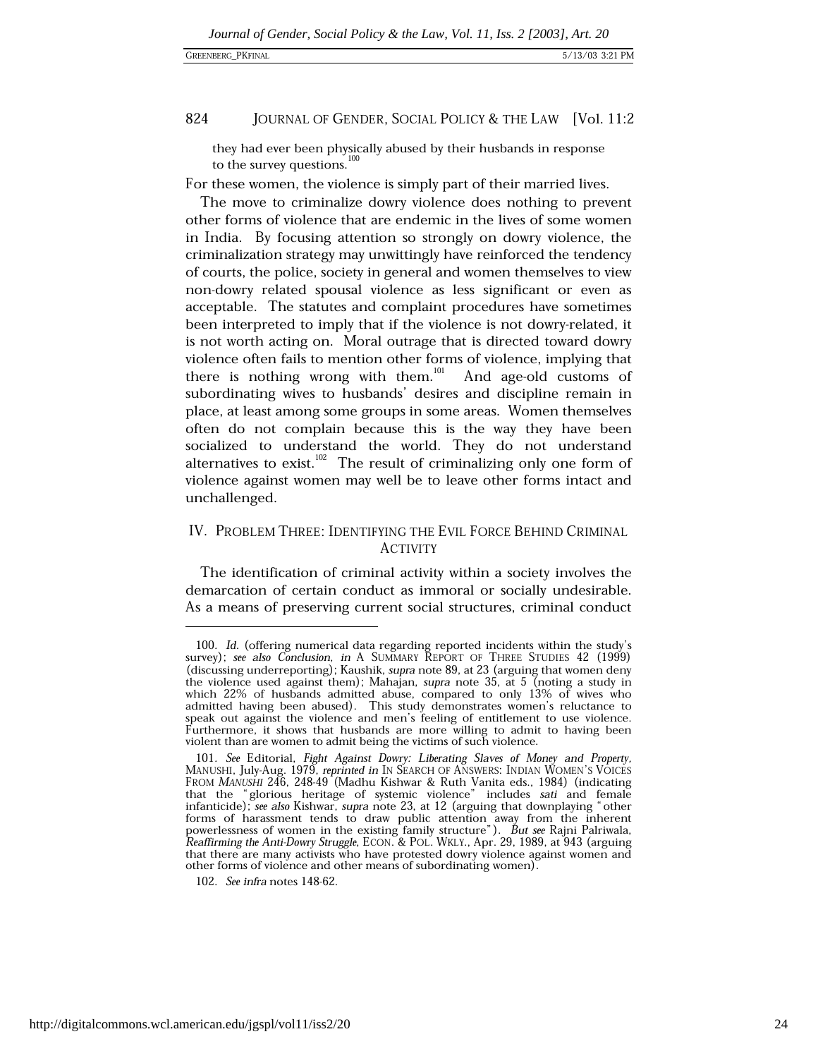they had ever been physically abused by their husbands in response to the survey questions.[100]

For these women, the violence is simply part of their married lives.

The move to criminalize dowry violence does nothing to prevent other forms of violence that are endemic in the lives of some women in India. By focusing attention so strongly on dowry violence, the criminalization strategy may unwittingly have reinforced the tendency of courts, the police, society in general and women themselves to view non-dowry related spousal violence as less significant or even as acceptable. The statutes and complaint procedures have sometimes been interpreted to imply that if the violence is not dowry-related, it is not worth acting on. Moral outrage that is directed toward dowry violence often fails to mention other forms of violence, implying that there is nothing wrong with them.[101] And age-old customs of subordinating wives to husbands' desires and discipline remain in place, at least among some groups in some areas. Women themselves often do not complain because this is the way they have been socialized to understand the world. They do not understand alternatives to exist.[102] The result of criminalizing only one form of violence against women may well be to leave other forms intact and unchallenged.

## IV. PROBLEM THREE: IDENTIFYING THE EVIL FORCE BEHIND CRIMINAL ACTIVITY

The identification of criminal activity within a society involves the demarcation of certain conduct as immoral or socially undesirable. As a means of preserving current social structures, criminal conduct

---

100. *Id.* (offering numerical data regarding reported incidents within the study's survey); *see also Conclusion*, *in* A SUMMARY REPORT OF THREE STUDIES 42 (1999) (discussing underreporting); Kaushik, *supra* note 89, at 23 (arguing that women deny the violence used against them); Mahajan, *supra* note 35, at 5 (noting a study in which 22% of husbands admitted abuse, compared to only 13% of wives who admitted having been abused). This study demonstrates women's reluctance to speak out against the violence and men's feeling of entitlement to use violence. Furthermore, it shows that husbands are more willing to admit to having been violent than are women to admit being the victims of such violence.

101. *See* Editorial, *Fight Against Dowry: Liberating Slaves of Money and Property*, MANUSHI, July-Aug. 1979, *reprinted in* IN SEARCH OF ANSWERS: INDIAN WOMEN'S VOICES FROM *MANUSHI* 246, 248-49 (Madhu Kishwar & Ruth Vanita eds., 1984) (indicating that the "glorious heritage of systemic violence" includes *sati* and female infanticide); *see also* Kishwar, *supra* note 23, at 12 (arguing that downplaying "other forms of harassment tends to draw public attention away from the inherent powerlessness of women in the existing family structure"). *But see* Rajni Palriwala, *Reaffirming the Anti-Dowry Struggle*, ECON. & POL. WKLY., Apr. 29, 1989, at 943 (arguing that there are many activists who have protested dowry violence against women and other forms of violence and other means of subordinating women).

102. *See infra* notes 148-62.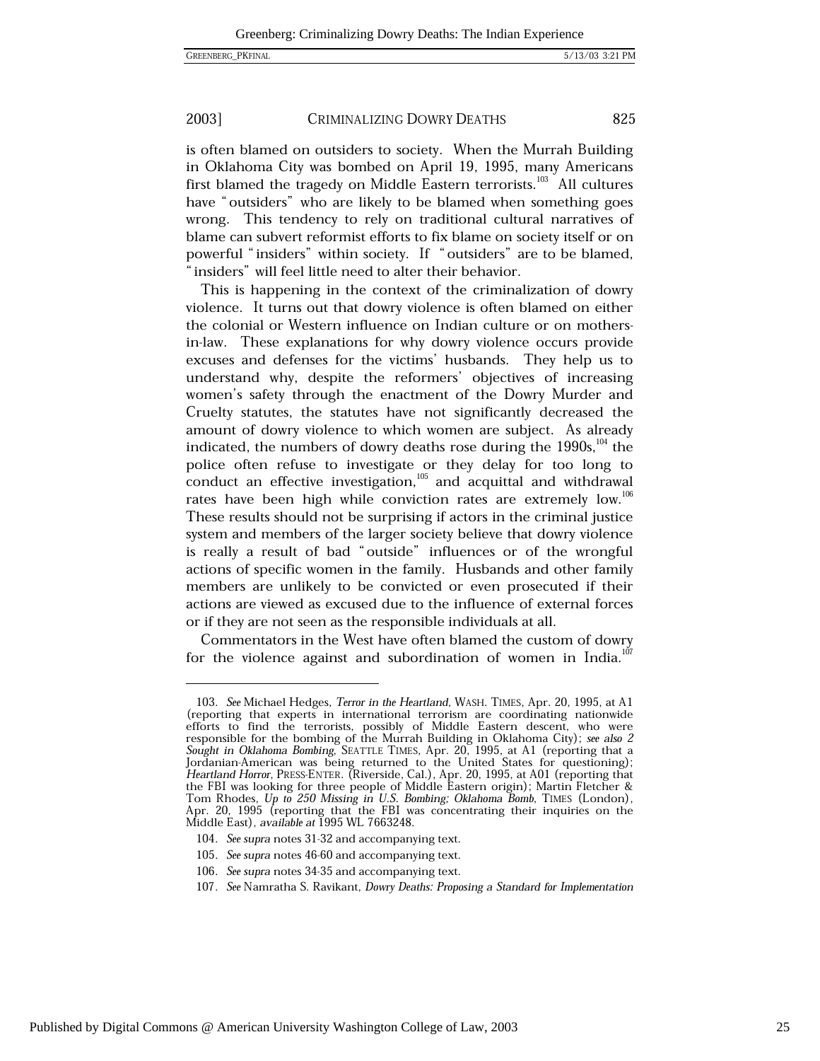is often blamed on outsiders to society. When the Murrah Building in Oklahoma City was bombed on April 19, 1995, many Americans first blamed the tragedy on Middle Eastern terrorists.[103] All cultures have "outsiders" who are likely to be blamed when something goes wrong. This tendency to rely on traditional cultural narratives of blame can subvert reformist efforts to fix blame on society itself or on powerful "insiders" within society. If "outsiders" are to be blamed, "insiders" will feel little need to alter their behavior.

This is happening in the context of the criminalization of dowry violence. It turns out that dowry violence is often blamed on either the colonial or Western influence on Indian culture or on mothers-in-law. These explanations for why dowry violence occurs provide excuses and defenses for the victims' husbands. They help us to understand why, despite the reformers' objectives of increasing women's safety through the enactment of the Dowry Murder and Cruelty statutes, the statutes have not significantly decreased the amount of dowry violence to which women are subject. As already indicated, the numbers of dowry deaths rose during the 1990s,[104] the police often refuse to investigate or they delay for too long to conduct an effective investigation,[105] and acquittal and withdrawal rates have been high while conviction rates are extremely low.[106] These results should not be surprising if actors in the criminal justice system and members of the larger society believe that dowry violence is really a result of bad "outside" influences or of the wrongful actions of specific women in the family. Husbands and other family members are unlikely to be convicted or even prosecuted if their actions are viewed as excused due to the influence of external forces or if they are not seen as the responsible individuals at all.

Commentators in the West have often blamed the custom of dowry for the violence against and subordination of women in India.[107]

---

103. *See* Michael Hedges, *Terror in the Heartland*, WASH. TIMES, Apr. 20, 1995, at A1 (reporting that experts in international terrorism are coordinating nationwide efforts to find the terrorists, possibly of Middle Eastern descent, who were responsible for the bombing of the Murrah Building in Oklahoma City); *see also 2 Sought in Oklahoma Bombing*, SEATTLE TIMES, Apr. 20, 1995, at A1 (reporting that a Jordanian-American was being returned to the United States for questioning); *Heartland Horror*, PRESS-ENTER. (Riverside, Cal.), Apr. 20, 1995, at A01 (reporting that the FBI was looking for three people of Middle Eastern origin); Martin Fletcher & Tom Rhodes, *Up to 250 Missing in U.S. Bombing; Oklahoma Bomb*, TIMES (London), Apr. 20, 1995 (reporting that the FBI was concentrating their inquiries on the Middle East), *available at* 1995 WL 7663248.

104. *See supra* notes 31-32 and accompanying text.

105. *See supra* notes 46-60 and accompanying text.

106. *See supra* notes 34-35 and accompanying text.

107. *See* Namratha S. Ravikant, *Dowry Deaths: Proposing a Standard for Implementation*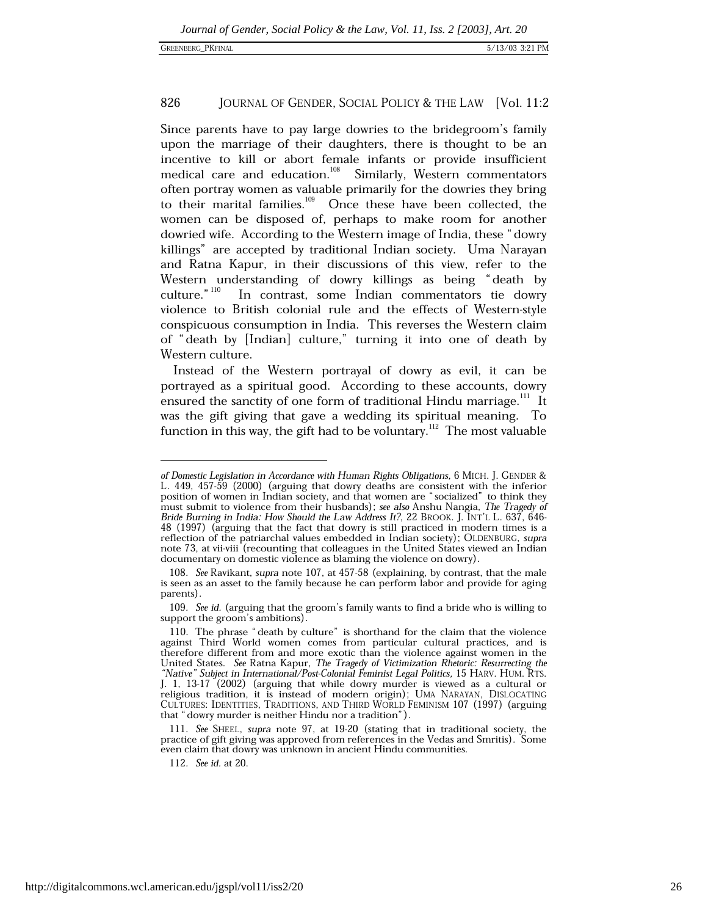Since parents have to pay large dowries to the bridegroom's family upon the marriage of their daughters, there is thought to be an incentive to kill or abort female infants or provide insufficient medical care and education.[108] Similarly, Western commentators often portray women as valuable primarily for the dowries they bring to their marital families.[109] Once these have been collected, the women can be disposed of, perhaps to make room for another dowried wife. According to the Western image of India, these "dowry killings" are accepted by traditional Indian society. Uma Narayan and Ratna Kapur, in their discussions of this view, refer to the Western understanding of dowry killings as being "death by culture."[110] In contrast, some Indian commentators tie dowry violence to British colonial rule and the effects of Western-style conspicuous consumption in India. This reverses the Western claim of "death by [Indian] culture," turning it into one of death by Western culture.

Instead of the Western portrayal of dowry as evil, it can be portrayed as a spiritual good. According to these accounts, dowry ensured the sanctity of one form of traditional Hindu marriage.[111] It was the gift giving that gave a wedding its spiritual meaning. To function in this way, the gift had to be voluntary.[112] The most valuable

---

*of Domestic Legislation in Accordance with Human Rights Obligations*, 6 MICH. J. GENDER & L. 449, 457-59 (2000) (arguing that dowry deaths are consistent with the inferior position of women in Indian society, and that women are "socialized" to think they must submit to violence from their husbands); *see also* Anshu Nangia, *The Tragedy of Bride Burning in India: How Should the Law Address It?*, 22 BROOK. J. INT'L L. 637, 646-48 (1997) (arguing that the fact that dowry is still practiced in modern times is a reflection of the patriarchal values embedded in Indian society); OLDENBURG, *supra* note 73, at vii-viii (recounting that colleagues in the United States viewed an Indian documentary on domestic violence as blaming the violence on dowry).

108. *See* Ravikant, *supra* note 107, at 457-58 (explaining, by contrast, that the male is seen as an asset to the family because he can perform labor and provide for aging parents).

109. *See id.* (arguing that the groom's family wants to find a bride who is willing to support the groom's ambitions).

110. The phrase "death by culture" is shorthand for the claim that the violence against Third World women comes from particular cultural practices, and is therefore different from and more exotic than the violence against women in the United States. *See* Ratna Kapur, *The Tragedy of Victimization Rhetoric: Resurrecting the "Native" Subject in International/Post-Colonial Feminist Legal Politics*, 15 HARV. HUM. RTS. J. 1, 13-17 (2002) (arguing that while dowry murder is viewed as a cultural or religious tradition, it is instead of modern origin); UMA NARAYAN, DISLOCATING CULTURES: IDENTITIES, TRADITIONS, AND THIRD WORLD FEMINISM 107 (1997) (arguing that "dowry murder is neither Hindu nor a tradition").

111. *See* SHEEL, *supra* note 97, at 19-20 (stating that in traditional society, the practice of gift giving was approved from references in the Vedas and Smritis). Some even claim that dowry was unknown in ancient Hindu communities.

112. *See id.* at 20.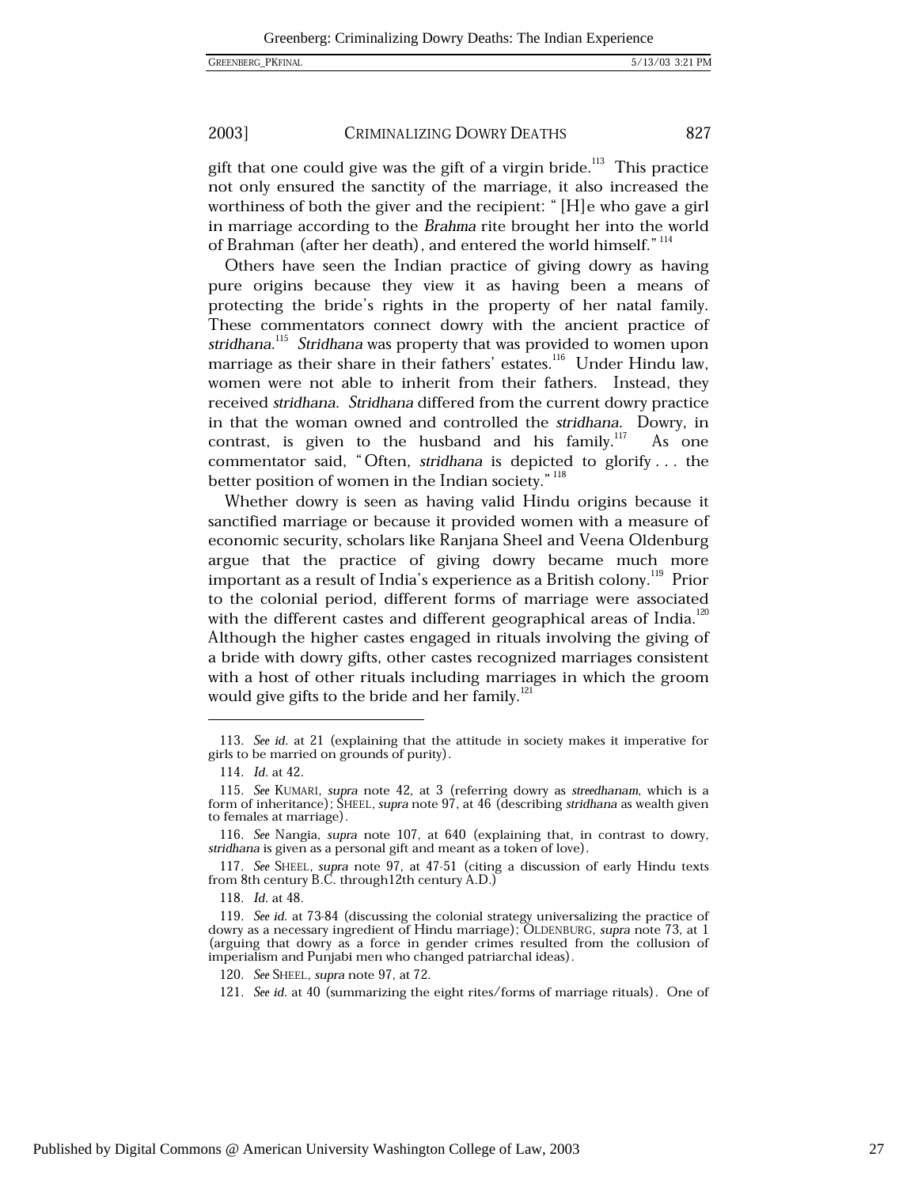gift that one could give was the gift of a virgin bride.[113] This practice not only ensured the sanctity of the marriage, it also increased the worthiness of both the giver and the recipient: "[H]e who gave a girl in marriage according to the *Brahma* rite brought her into the world of Brahman (after her death), and entered the world himself."[114]

Others have seen the Indian practice of giving dowry as having pure origins because they view it as having been a means of protecting the bride's rights in the property of her natal family. These commentators connect dowry with the ancient practice of *stridhana*.[115] *Stridhana* was property that was provided to women upon marriage as their share in their fathers' estates.[116] Under Hindu law, women were not able to inherit from their fathers. Instead, they received *stridhana*. *Stridhana* differed from the current dowry practice in that the woman owned and controlled the *stridhana*. Dowry, in contrast, is given to the husband and his family.[117] As one commentator said, "Often, *stridhana* is depicted to glorify . . . the better position of women in the Indian society."[118]

Whether dowry is seen as having valid Hindu origins because it sanctified marriage or because it provided women with a measure of economic security, scholars like Ranjana Sheel and Veena Oldenburg argue that the practice of giving dowry became much more important as a result of India's experience as a British colony.[119] Prior to the colonial period, different forms of marriage were associated with the different castes and different geographical areas of India.[120] Although the higher castes engaged in rituals involving the giving of a bride with dowry gifts, other castes recognized marriages consistent with a host of other rituals including marriages in which the groom would give gifts to the bride and her family.[121]

---

113. *See id.* at 21 (explaining that the attitude in society makes it imperative for girls to be married on grounds of purity).

114. *Id.* at 42.

115. *See* KUMARI, *supra* note 42, at 3 (referring dowry as *streedhanam*, which is a form of inheritance); SHEEL, *supra* note 97, at 46 (describing *stridhana* as wealth given to females at marriage).

116. *See* Nangia, *supra* note 107, at 640 (explaining that, in contrast to dowry, *stridhana* is given as a personal gift and meant as a token of love).

117. *See* SHEEL, *supra* note 97, at 47-51 (citing a discussion of early Hindu texts from 8th century B.C. through12th century A.D.)

118. *Id.* at 48.

119. *See id.* at 73-84 (discussing the colonial strategy universalizing the practice of dowry as a necessary ingredient of Hindu marriage); OLDENBURG, *supra* note 73, at 1 (arguing that dowry as a force in gender crimes resulted from the collusion of imperialism and Punjabi men who changed patriarchal ideas).

120. *See* SHEEL, *supra* note 97, at 72.

121. *See id.* at 40 (summarizing the eight rites/forms of marriage rituals). One of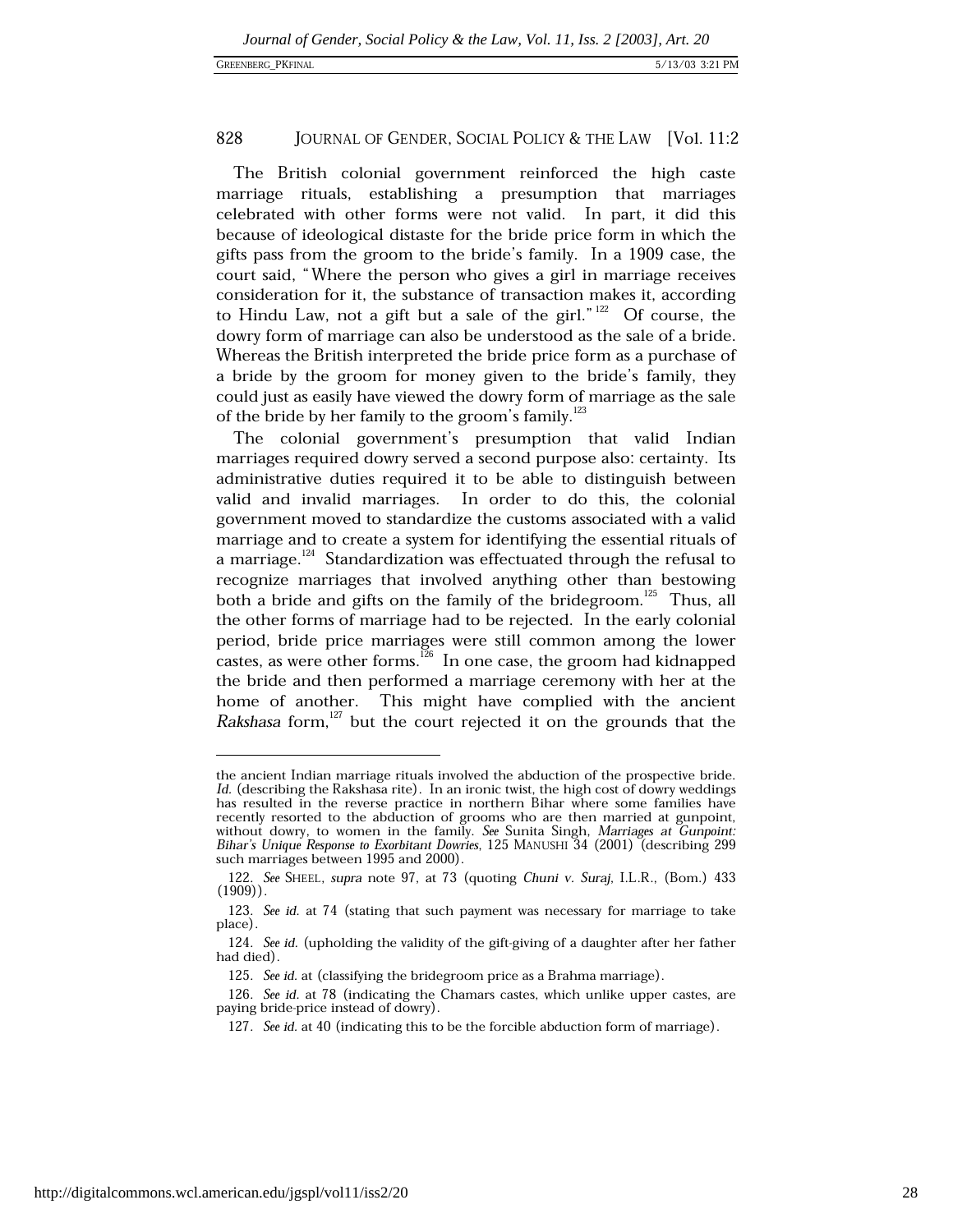The British colonial government reinforced the high caste marriage rituals, establishing a presumption that marriages celebrated with other forms were not valid. In part, it did this because of ideological distaste for the bride price form in which the gifts pass from the groom to the bride's family. In a 1909 case, the court said, "Where the person who gives a girl in marriage receives consideration for it, the substance of transaction makes it, according to Hindu Law, not a gift but a sale of the girl."[122] Of course, the dowry form of marriage can also be understood as the sale of a bride. Whereas the British interpreted the bride price form as a purchase of a bride by the groom for money given to the bride's family, they could just as easily have viewed the dowry form of marriage as the sale of the bride by her family to the groom's family.[123]

The colonial government's presumption that valid Indian marriages required dowry served a second purpose also: certainty. Its administrative duties required it to be able to distinguish between valid and invalid marriages. In order to do this, the colonial government moved to standardize the customs associated with a valid marriage and to create a system for identifying the essential rituals of a marriage.[124] Standardization was effectuated through the refusal to recognize marriages that involved anything other than bestowing both a bride and gifts on the family of the bridegroom.[125] Thus, all the other forms of marriage had to be rejected. In the early colonial period, bride price marriages were still common among the lower castes, as were other forms.[126] In one case, the groom had kidnapped the bride and then performed a marriage ceremony with her at the home of another. This might have complied with the ancient *Rakshasa* form,[127] but the court rejected it on the grounds that the

---

the ancient Indian marriage rituals involved the abduction of the prospective bride. *Id.* (describing the Rakshasa rite). In an ironic twist, the high cost of dowry weddings has resulted in the reverse practice in northern Bihar where some families have recently resorted to the abduction of grooms who are then married at gunpoint, without dowry, to women in the family. *See* Sunita Singh, *Marriages at Gunpoint: Bihar's Unique Response to Exorbitant Dowries*, 125 MANUSHI 34 (2001) (describing 299 such marriages between 1995 and 2000).

122. *See* SHEEL, *supra* note 97, at 73 (quoting *Chuni v. Suraj*, I.L.R., (Bom.) 433 (1909)).

123. *See id.* at 74 (stating that such payment was necessary for marriage to take place).

124. *See id.* (upholding the validity of the gift-giving of a daughter after her father had died).

125. *See id.* at (classifying the bridegroom price as a Brahma marriage).

126. *See id.* at 78 (indicating the Chamars castes, which unlike upper castes, are paying bride-price instead of dowry).

127. *See id.* at 40 (indicating this to be the forcible abduction form of marriage).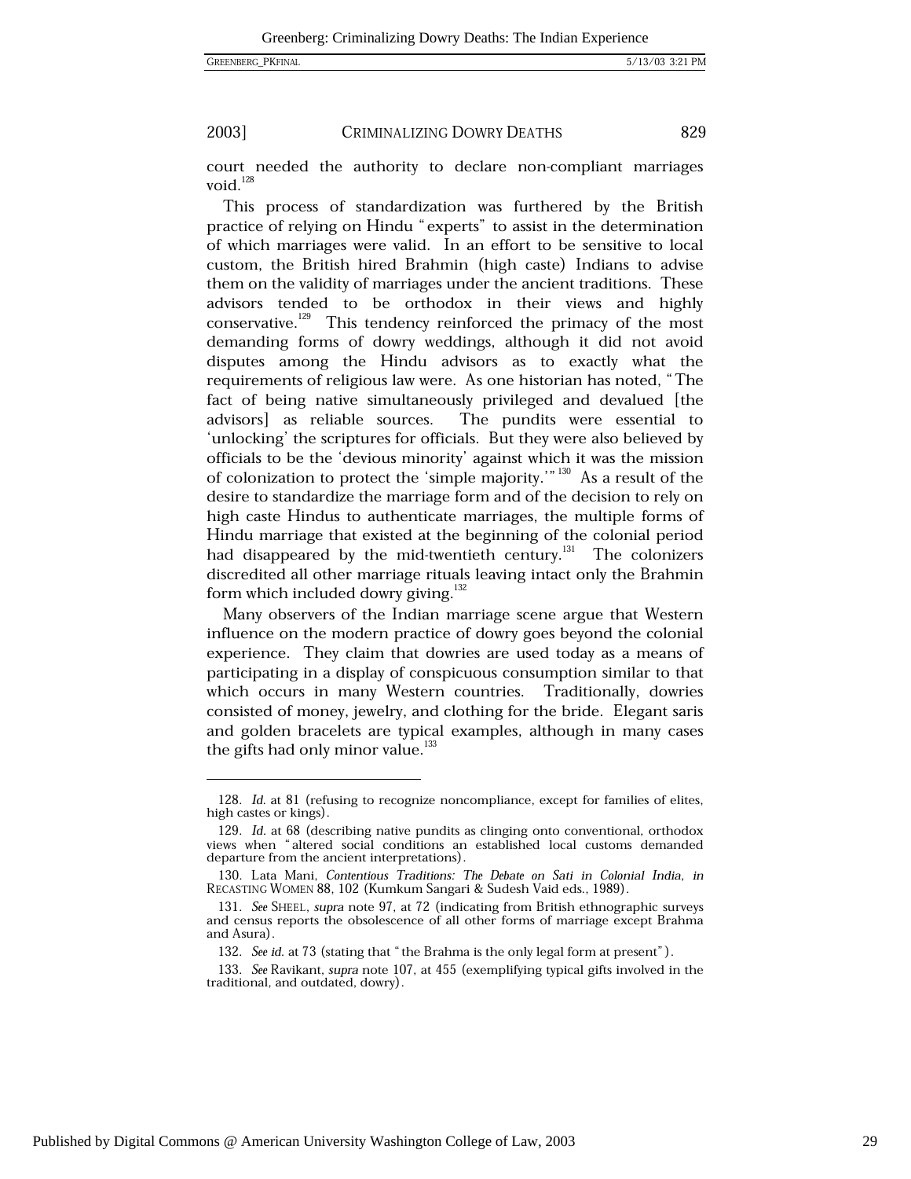court needed the authority to declare non-compliant marriages void.[128]

This process of standardization was furthered by the British practice of relying on Hindu "experts" to assist in the determination of which marriages were valid. In an effort to be sensitive to local custom, the British hired Brahmin (high caste) Indians to advise them on the validity of marriages under the ancient traditions. These advisors tended to be orthodox in their views and highly conservative.[129] This tendency reinforced the primacy of the most demanding forms of dowry weddings, although it did not avoid disputes among the Hindu advisors as to exactly what the requirements of religious law were. As one historian has noted, "The fact of being native simultaneously privileged and devalued [the advisors] as reliable sources. The pundits were essential to 'unlocking' the scriptures for officials. But they were also believed by officials to be the 'devious minority' against which it was the mission of colonization to protect the 'simple majority.'"[130] As a result of the desire to standardize the marriage form and of the decision to rely on high caste Hindus to authenticate marriages, the multiple forms of Hindu marriage that existed at the beginning of the colonial period had disappeared by the mid-twentieth century.[131] The colonizers discredited all other marriage rituals leaving intact only the Brahmin form which included dowry giving.[132]

Many observers of the Indian marriage scene argue that Western influence on the modern practice of dowry goes beyond the colonial experience. They claim that dowries are used today as a means of participating in a display of conspicuous consumption similar to that which occurs in many Western countries. Traditionally, dowries consisted of money, jewelry, and clothing for the bride. Elegant saris and golden bracelets are typical examples, although in many cases the gifts had only minor value.[133]

---

128. *Id.* at 81 (refusing to recognize noncompliance, except for families of elites, high castes or kings).

129. *Id.* at 68 (describing native pundits as clinging onto conventional, orthodox views when "altered social conditions an established local customs demanded departure from the ancient interpretations).

130. Lata Mani, *Contentious Traditions: The Debate on Sati in Colonial India*, *in* RECASTING WOMEN 88, 102 (Kumkum Sangari & Sudesh Vaid eds., 1989).

131. *See* SHEEL, *supra* note 97, at 72 (indicating from British ethnographic surveys and census reports the obsolescence of all other forms of marriage except Brahma and Asura).

132. *See id.* at 73 (stating that "the Brahma is the only legal form at present").

133. *See* Ravikant, *supra* note 107, at 455 (exemplifying typical gifts involved in the traditional, and outdated, dowry).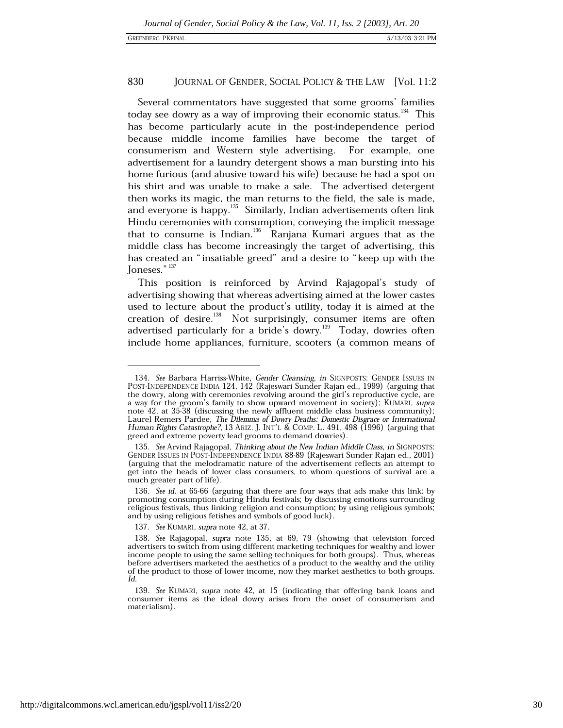Several commentators have suggested that some grooms' families today see dowry as a way of improving their economic status.[134] This has become particularly acute in the post-independence period because middle income families have become the target of consumerism and Western style advertising. For example, one advertisement for a laundry detergent shows a man bursting into his home furious (and abusive toward his wife) because he had a spot on his shirt and was unable to make a sale. The advertised detergent then works its magic, the man returns to the field, the sale is made, and everyone is happy.[135] Similarly, Indian advertisements often link Hindu ceremonies with consumption, conveying the implicit message that to consume is Indian.[136] Ranjana Kumari argues that as the middle class has become increasingly the target of advertising, this has created an "insatiable greed" and a desire to "keep up with the Joneses."[137]

This position is reinforced by Arvind Rajagopal's study of advertising showing that whereas advertising aimed at the lower castes used to lecture about the product's utility, today it is aimed at the creation of desire.[138] Not surprisingly, consumer items are often advertised particularly for a bride's dowry.[139] Today, dowries often include home appliances, furniture, scooters (a common means of

---

134. *See* Barbara Harriss-White, *Gender Cleansing*, *in* SIGNPOSTS: GENDER ISSUES IN POST-INDEPENDENCE INDIA 124, 142 (Rajeswari Sunder Rajan ed., 1999) (arguing that the dowry, along with ceremonies revolving around the girl's reproductive cycle, are a way for the groom's family to show upward movement in society); KUMARI, *supra* note 42, at 35-38 (discussing the newly affluent middle class business community); Laurel Remers Pardee, *The Dilemma of Dowry Deaths: Domestic Disgrace or International Human Rights Catastrophe?*, 13 ARIZ. J. INT'L & COMP. L. 491, 498 (1996) (arguing that greed and extreme poverty lead grooms to demand dowries).

135. *See* Arvind Rajagopal, *Thinking about the New Indian Middle Class*, *in* SIGNPOSTS: GENDER ISSUES IN POST-INDEPENDENCE INDIA 88-89 (Rajeswari Sunder Rajan ed., 2001) (arguing that the melodramatic nature of the advertisement reflects an attempt to get into the heads of lower class consumers, to whom questions of survival are a much greater part of life).

136. *See id.* at 65-66 (arguing that there are four ways that ads make this link: by promoting consumption during Hindu festivals; by discussing emotions surrounding religious festivals, thus linking religion and consumption; by using religious symbols; and by using religious fetishes and symbols of good luck).

137. *See* KUMARI, *supra* note 42, at 37.

138. *See* Rajagopal, *supra* note 135, at 69, 79 (showing that television forced advertisers to switch from using different marketing techniques for wealthy and lower income people to using the same selling techniques for both groups). Thus, whereas before advertisers marketed the aesthetics of a product to the wealthy and the utility of the product to those of lower income, now they market aesthetics to both groups. *Id.*

139. *See* KUMARI, *supra* note 42, at 15 (indicating that offering bank loans and consumer items as the ideal dowry arises from the onset of consumerism and materialism).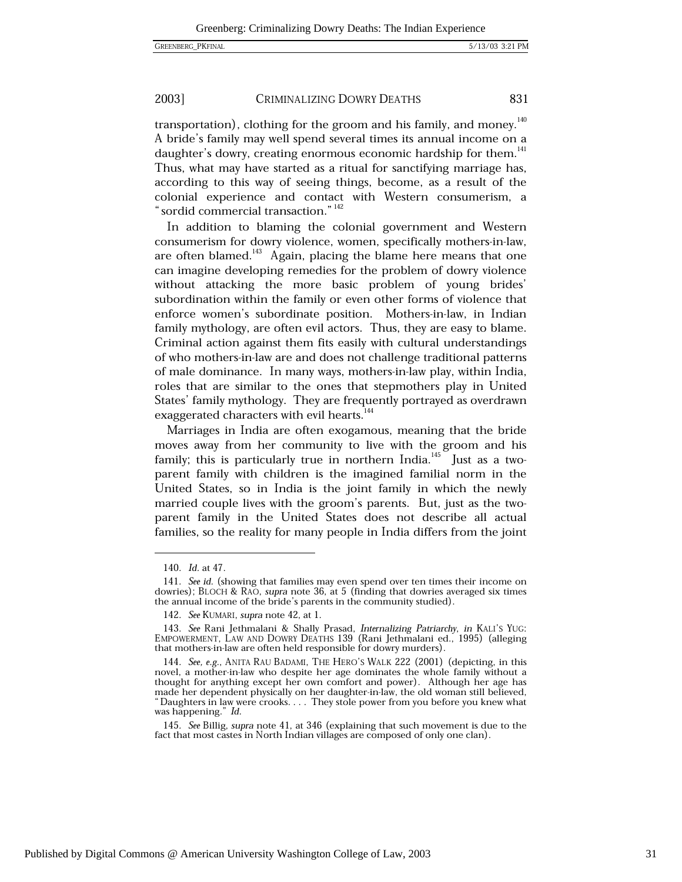transportation), clothing for the groom and his family, and money.[140] A bride's family may well spend several times its annual income on a daughter's dowry, creating enormous economic hardship for them.[141] Thus, what may have started as a ritual for sanctifying marriage has, according to this way of seeing things, become, as a result of the colonial experience and contact with Western consumerism, a "sordid commercial transaction."[142]

In addition to blaming the colonial government and Western consumerism for dowry violence, women, specifically mothers-in-law, are often blamed.[143] Again, placing the blame here means that one can imagine developing remedies for the problem of dowry violence without attacking the more basic problem of young brides' subordination within the family or even other forms of violence that enforce women's subordinate position. Mothers-in-law, in Indian family mythology, are often evil actors. Thus, they are easy to blame. Criminal action against them fits easily with cultural understandings of who mothers-in-law are and does not challenge traditional patterns of male dominance. In many ways, mothers-in-law play, within India, roles that are similar to the ones that stepmothers play in United States' family mythology. They are frequently portrayed as overdrawn exaggerated characters with evil hearts.[144]

Marriages in India are often exogamous, meaning that the bride moves away from her community to live with the groom and his family; this is particularly true in northern India.[145] Just as a two-parent family with children is the imagined familial norm in the United States, so in India is the joint family in which the newly married couple lives with the groom's parents. But, just as the two-parent family in the United States does not describe all actual families, so the reality for many people in India differs from the joint

---

140. *Id.* at 47.

141. *See id.* (showing that families may even spend over ten times their income on dowries); BLOCH & RAO, *supra* note 36, at 5 (finding that dowries averaged six times the annual income of the bride's parents in the community studied).

142. *See* KUMARI, *supra* note 42, at 1.

143. *See* Rani Jethmalani & Shally Prasad, *Internalizing Patriarchy*, *in* KALI'S YUG: EMPOWERMENT, LAW AND DOWRY DEATHS 139 (Rani Jethmalani ed., 1995) (alleging that mothers-in-law are often held responsible for dowry murders).

144. *See, e.g.*, ANITA RAU BADAMI, THE HERO'S WALK 222 (2001) (depicting, in this novel, a mother-in-law who despite her age dominates the whole family without a thought for anything except her own comfort and power). Although her age has made her dependent physically on her daughter-in-law, the old woman still believed, "Daughters in law were crooks. . . . They stole power from you before you knew what was happening." *Id.*

145. *See* Billig, *supra* note 41, at 346 (explaining that such movement is due to the fact that most castes in North Indian villages are composed of only one clan).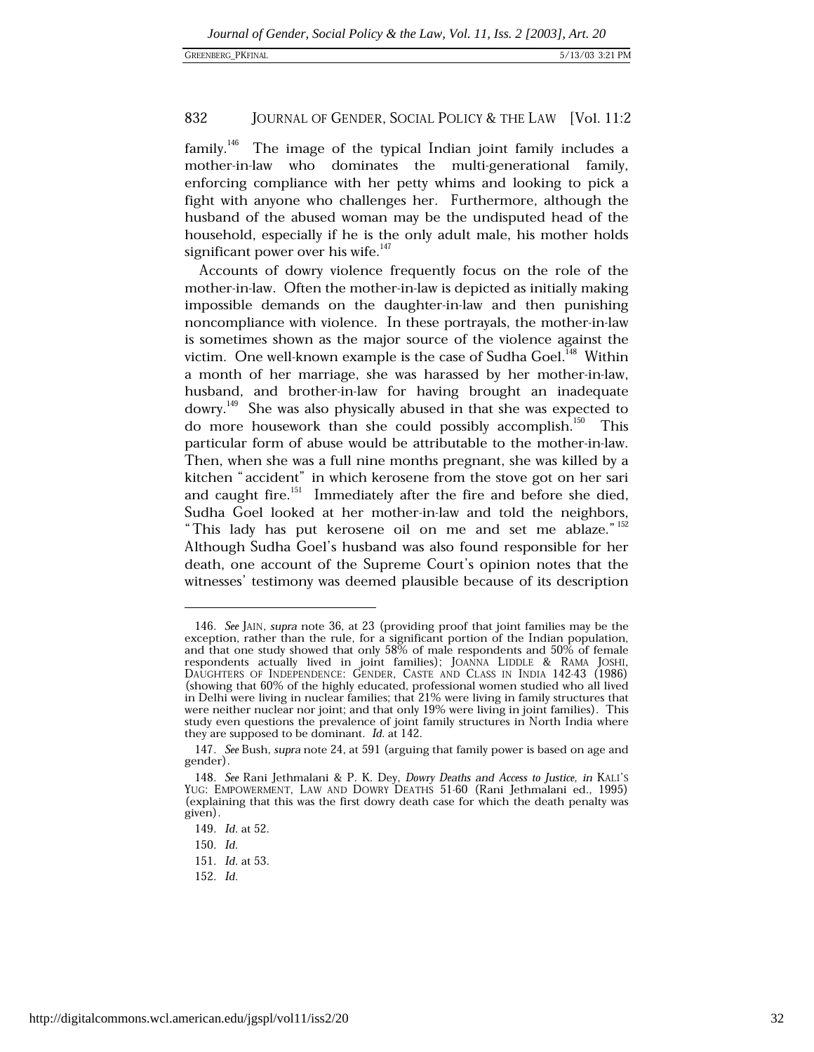family.[146] The image of the typical Indian joint family includes a mother-in-law who dominates the multi-generational family, enforcing compliance with her petty whims and looking to pick a fight with anyone who challenges her. Furthermore, although the husband of the abused woman may be the undisputed head of the household, especially if he is the only adult male, his mother holds significant power over his wife.[147]

Accounts of dowry violence frequently focus on the role of the mother-in-law. Often the mother-in-law is depicted as initially making impossible demands on the daughter-in-law and then punishing noncompliance with violence. In these portrayals, the mother-in-law is sometimes shown as the major source of the violence against the victim. One well-known example is the case of Sudha Goel.[148] Within a month of her marriage, she was harassed by her mother-in-law, husband, and brother-in-law for having brought an inadequate dowry.[149] She was also physically abused in that she was expected to do more housework than she could possibly accomplish.[150] This particular form of abuse would be attributable to the mother-in-law. Then, when she was a full nine months pregnant, she was killed by a kitchen "accident" in which kerosene from the stove got on her sari and caught fire.[151] Immediately after the fire and before she died, Sudha Goel looked at her mother-in-law and told the neighbors, "This lady has put kerosene oil on me and set me ablaze."[152] Although Sudha Goel's husband was also found responsible for her death, one account of the Supreme Court's opinion notes that the witnesses' testimony was deemed plausible because of its description

---

146. *See* JAIN, *supra* note 36, at 23 (providing proof that joint families may be the exception, rather than the rule, for a significant portion of the Indian population, and that one study showed that only 58% of male respondents and 50% of female respondents actually lived in joint families); JOANNA LIDDLE & RAMA JOSHI, DAUGHTERS OF INDEPENDENCE: GENDER, CASTE AND CLASS IN INDIA 142-43 (1986) (showing that 60% of the highly educated, professional women studied who all lived in Delhi were living in nuclear families; that 21% were living in family structures that were neither nuclear nor joint; and that only 19% were living in joint families). This study even questions the prevalence of joint family structures in North India where they are supposed to be dominant. *Id.* at 142.

147. *See* Bush, *supra* note 24, at 591 (arguing that family power is based on age and gender).

148. *See* Rani Jethmalani & P. K. Dey, *Dowry Deaths and Access to Justice*, *in* KALI'S YUG: EMPOWERMENT, LAW AND DOWRY DEATHS 51-60 (Rani Jethmalani ed., 1995) (explaining that this was the first dowry death case for which the death penalty was given).

149. *Id.* at 52.

150. *Id.*

151. *Id.* at 53.

152. *Id.*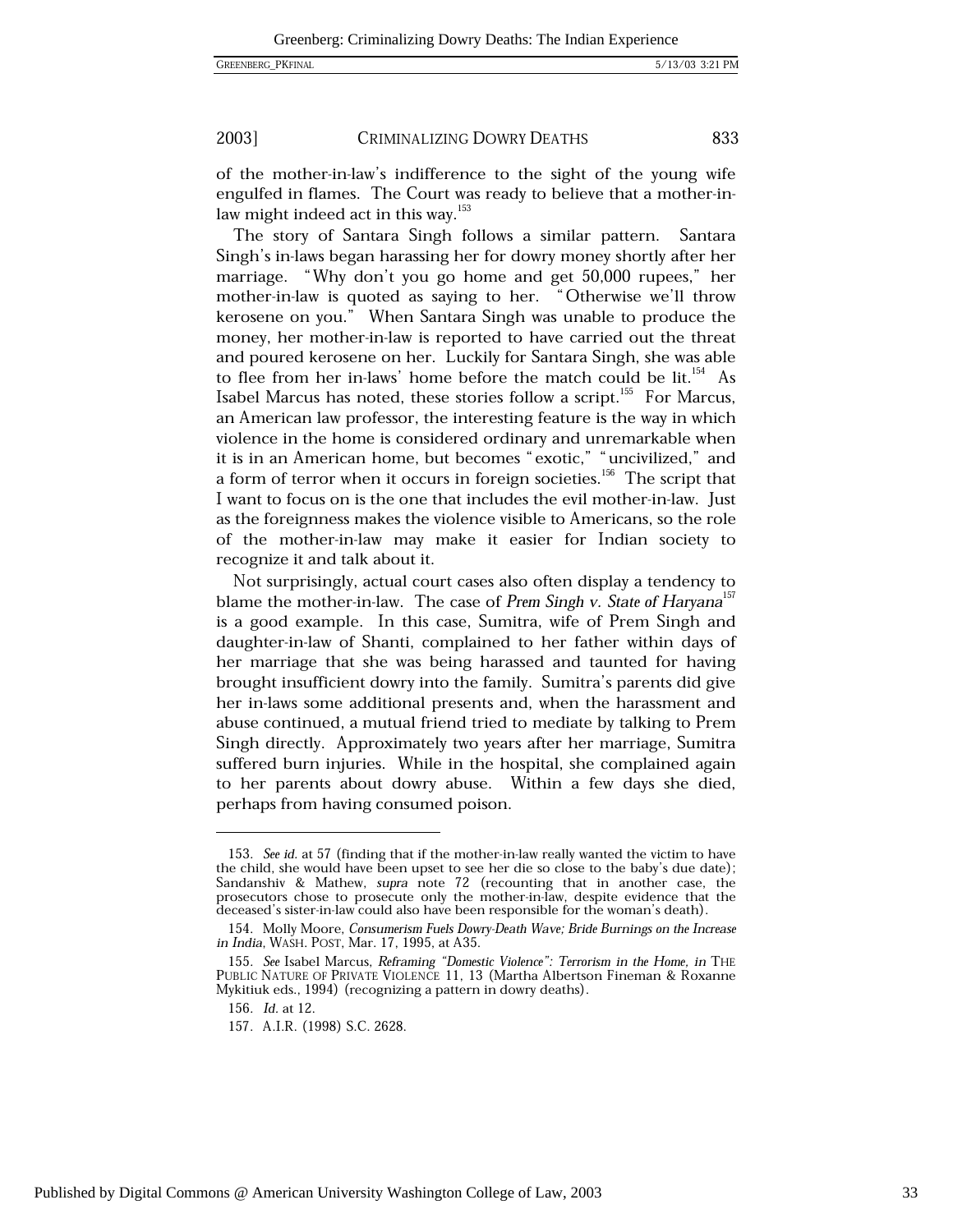of the mother-in-law's indifference to the sight of the young wife engulfed in flames. The Court was ready to believe that a mother-in-law might indeed act in this way.[153]

The story of Santara Singh follows a similar pattern. Santara Singh's in-laws began harassing her for dowry money shortly after her marriage. "Why don't you go home and get 50,000 rupees," her mother-in-law is quoted as saying to her. "Otherwise we'll throw kerosene on you." When Santara Singh was unable to produce the money, her mother-in-law is reported to have carried out the threat and poured kerosene on her. Luckily for Santara Singh, she was able to flee from her in-laws' home before the match could be lit.[154] As Isabel Marcus has noted, these stories follow a script.[155] For Marcus, an American law professor, the interesting feature is the way in which violence in the home is considered ordinary and unremarkable when it is in an American home, but becomes "exotic," "uncivilized," and a form of terror when it occurs in foreign societies.[156] The script that I want to focus on is the one that includes the evil mother-in-law. Just as the foreignness makes the violence visible to Americans, so the role of the mother-in-law may make it easier for Indian society to recognize it and talk about it.

Not surprisingly, actual court cases also often display a tendency to blame the mother-in-law. The case of *Prem Singh v. State of Haryana*[157] is a good example. In this case, Sumitra, wife of Prem Singh and daughter-in-law of Shanti, complained to her father within days of her marriage that she was being harassed and taunted for having brought insufficient dowry into the family. Sumitra's parents did give her in-laws some additional presents and, when the harassment and abuse continued, a mutual friend tried to mediate by talking to Prem Singh directly. Approximately two years after her marriage, Sumitra suffered burn injuries. While in the hospital, she complained again to her parents about dowry abuse. Within a few days she died, perhaps from having consumed poison.

---

153. *See id.* at 57 (finding that if the mother-in-law really wanted the victim to have the child, she would have been upset to see her die so close to the baby's due date); Sandanshiv & Mathew, *supra* note 72 (recounting that in another case, the prosecutors chose to prosecute only the mother-in-law, despite evidence that the deceased's sister-in-law could also have been responsible for the woman's death).

154. Molly Moore, *Consumerism Fuels Dowry-Death Wave; Bride Burnings on the Increase in India*, WASH. POST, Mar. 17, 1995, at A35.

155. *See* Isabel Marcus, *Reframing "Domestic Violence": Terrorism in the Home*, *in* THE PUBLIC NATURE OF PRIVATE VIOLENCE 11, 13 (Martha Albertson Fineman & Roxanne Mykitiuk eds., 1994) (recognizing a pattern in dowry deaths).

156. *Id.* at 12.

157. A.I.R. (1998) S.C. 2628.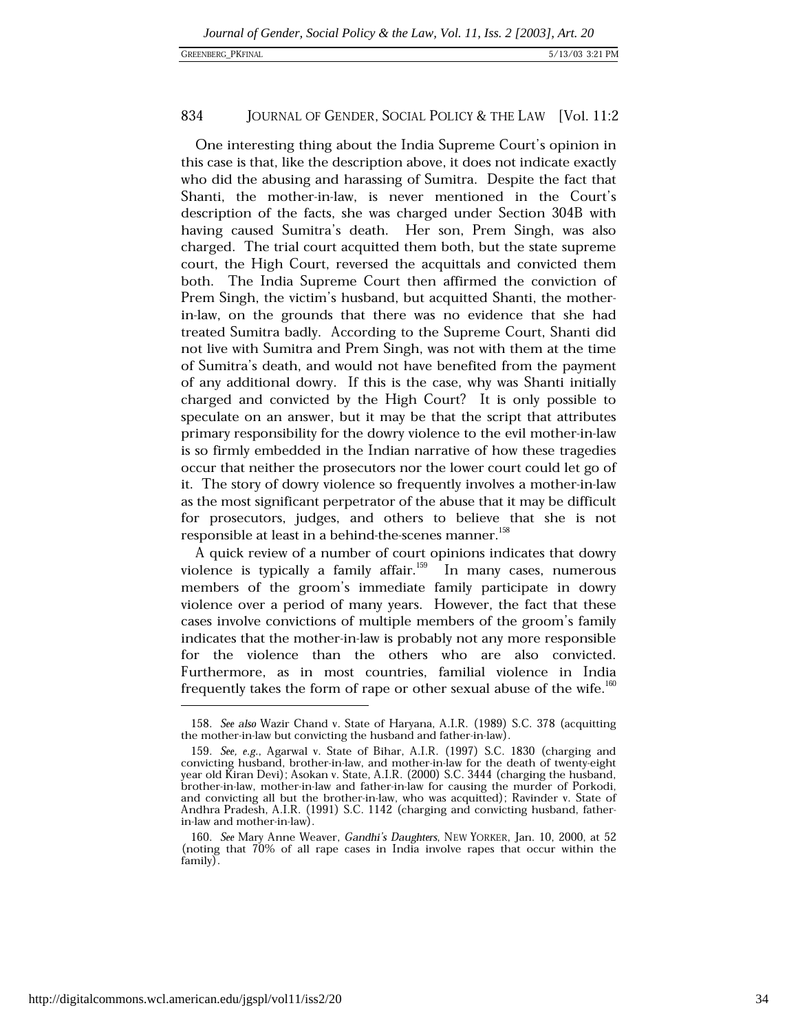One interesting thing about the India Supreme Court's opinion in this case is that, like the description above, it does not indicate exactly who did the abusing and harassing of Sumitra. Despite the fact that Shanti, the mother-in-law, is never mentioned in the Court's description of the facts, she was charged under Section 304B with having caused Sumitra's death. Her son, Prem Singh, was also charged. The trial court acquitted them both, but the state supreme court, the High Court, reversed the acquittals and convicted them both. The India Supreme Court then affirmed the conviction of Prem Singh, the victim's husband, but acquitted Shanti, the mother-in-law, on the grounds that there was no evidence that she had treated Sumitra badly. According to the Supreme Court, Shanti did not live with Sumitra and Prem Singh, was not with them at the time of Sumitra's death, and would not have benefited from the payment of any additional dowry. If this is the case, why was Shanti initially charged and convicted by the High Court? It is only possible to speculate on an answer, but it may be that the script that attributes primary responsibility for the dowry violence to the evil mother-in-law is so firmly embedded in the Indian narrative of how these tragedies occur that neither the prosecutors nor the lower court could let go of it. The story of dowry violence so frequently involves a mother-in-law as the most significant perpetrator of the abuse that it may be difficult for prosecutors, judges, and others to believe that she is not responsible at least in a behind-the-scenes manner.[158]

A quick review of a number of court opinions indicates that dowry violence is typically a family affair.[159] In many cases, numerous members of the groom's immediate family participate in dowry violence over a period of many years. However, the fact that these cases involve convictions of multiple members of the groom's family indicates that the mother-in-law is probably not any more responsible for the violence than the others who are also convicted. Furthermore, as in most countries, familial violence in India frequently takes the form of rape or other sexual abuse of the wife.[160]

---

158. *See also* Wazir Chand v. State of Haryana, A.I.R. (1989) S.C. 378 (acquitting the mother-in-law but convicting the husband and father-in-law).

159. *See, e.g.*, Agarwal v. State of Bihar, A.I.R. (1997) S.C. 1830 (charging and convicting husband, brother-in-law, and mother-in-law for the death of twenty-eight year old Kiran Devi); Asokan v. State, A.I.R. (2000) S.C. 3444 (charging the husband, brother-in-law, mother-in-law and father-in-law for causing the murder of Porkodi, and convicting all but the brother-in-law, who was acquitted); Ravinder v. State of Andhra Pradesh, A.I.R. (1991) S.C. 1142 (charging and convicting husband, father-in-law and mother-in-law).

160. *See* Mary Anne Weaver, *Gandhi's Daughters*, NEW YORKER, Jan. 10, 2000, at 52 (noting that 70% of all rape cases in India involve rapes that occur within the family).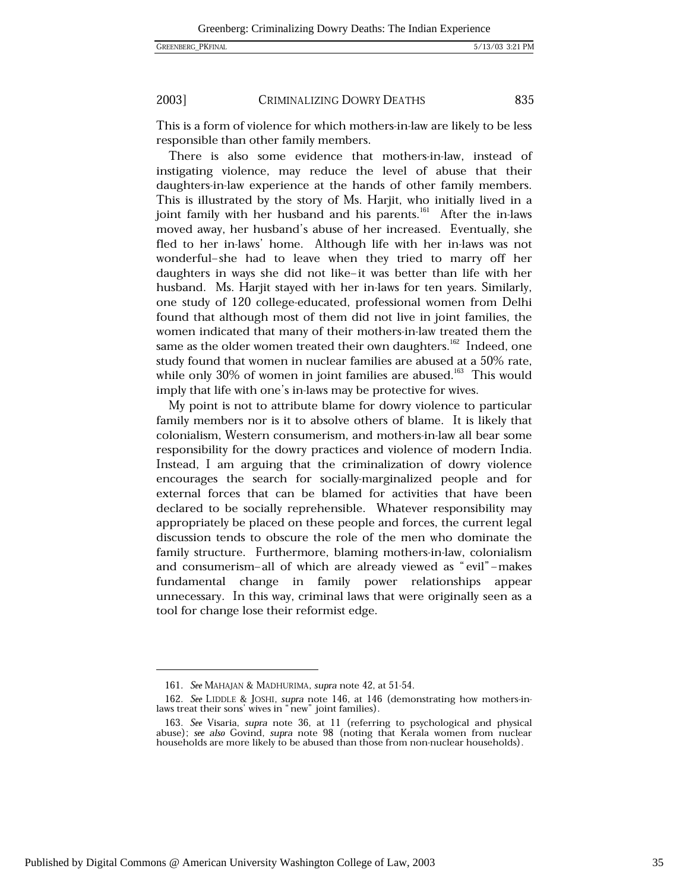This is a form of violence for which mothers-in-law are likely to be less responsible than other family members.

There is also some evidence that mothers-in-law, instead of instigating violence, may reduce the level of abuse that their daughters-in-law experience at the hands of other family members. This is illustrated by the story of Ms. Harjit, who initially lived in a joint family with her husband and his parents.[161] After the in-laws moved away, her husband's abuse of her increased. Eventually, she fled to her in-laws' home. Although life with her in-laws was not wonderful–she had to leave when they tried to marry off her daughters in ways she did not like–it was better than life with her husband. Ms. Harjit stayed with her in-laws for ten years. Similarly, one study of 120 college-educated, professional women from Delhi found that although most of them did not live in joint families, the women indicated that many of their mothers-in-law treated them the same as the older women treated their own daughters.[162] Indeed, one study found that women in nuclear families are abused at a 50% rate, while only 30% of women in joint families are abused.[163] This would imply that life with one's in-laws may be protective for wives.

My point is not to attribute blame for dowry violence to particular family members nor is it to absolve others of blame. It is likely that colonialism, Western consumerism, and mothers-in-law all bear some responsibility for the dowry practices and violence of modern India. Instead, I am arguing that the criminalization of dowry violence encourages the search for socially-marginalized people and for external forces that can be blamed for activities that have been declared to be socially reprehensible. Whatever responsibility may appropriately be placed on these people and forces, the current legal discussion tends to obscure the role of the men who dominate the family structure. Furthermore, blaming mothers-in-law, colonialism and consumerism–all of which are already viewed as "evil"–makes fundamental change in family power relationships appear unnecessary. In this way, criminal laws that were originally seen as a tool for change lose their reformist edge.

---

161. *See* MAHAJAN & MADHURIMA, *supra* note 42, at 51-54.

162. *See* LIDDLE & JOSHI, *supra* note 146, at 146 (demonstrating how mothers-in-laws treat their sons' wives in "new" joint families).

163. *See* Visaria, *supra* note 36, at 11 (referring to psychological and physical abuse); *see also* Govind, *supra* note 98 (noting that Kerala women from nuclear households are more likely to be abused than those from non-nuclear households).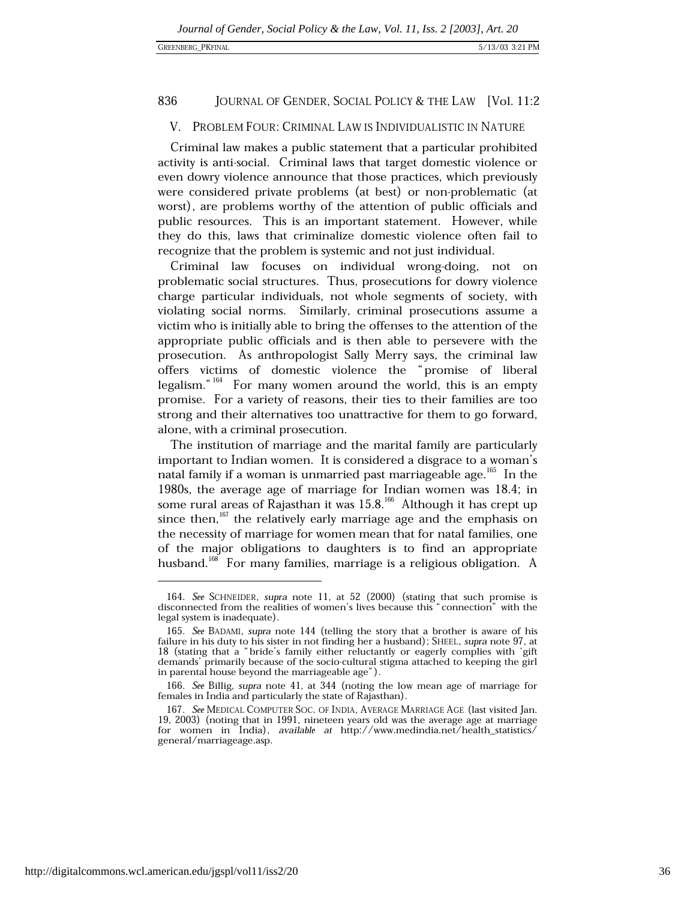## V. PROBLEM FOUR: CRIMINAL LAW IS INDIVIDUALISTIC IN NATURE

Criminal law makes a public statement that a particular prohibited activity is anti-social. Criminal laws that target domestic violence or even dowry violence announce that those practices, which previously were considered private problems (at best) or non-problematic (at worst), are problems worthy of the attention of public officials and public resources. This is an important statement. However, while they do this, laws that criminalize domestic violence often fail to recognize that the problem is systemic and not just individual.

Criminal law focuses on individual wrong-doing, not on problematic social structures. Thus, prosecutions for dowry violence charge particular individuals, not whole segments of society, with violating social norms. Similarly, criminal prosecutions assume a victim who is initially able to bring the offenses to the attention of the appropriate public officials and is then able to persevere with the prosecution. As anthropologist Sally Merry says, the criminal law offers victims of domestic violence the "promise of liberal legalism."[164] For many women around the world, this is an empty promise. For a variety of reasons, their ties to their families are too strong and their alternatives too unattractive for them to go forward, alone, with a criminal prosecution.

The institution of marriage and the marital family are particularly important to Indian women. It is considered a disgrace to a woman's natal family if a woman is unmarried past marriageable age.[165] In the 1980s, the average age of marriage for Indian women was 18.4; in some rural areas of Rajasthan it was 15.8.[166] Although it has crept up since then,[167] the relatively early marriage age and the emphasis on the necessity of marriage for women mean that for natal families, one of the major obligations to daughters is to find an appropriate husband.[168] For many families, marriage is a religious obligation. A

---

164. *See* SCHNEIDER, *supra* note 11, at 52 (2000) (stating that such promise is disconnected from the realities of women's lives because this "connection" with the legal system is inadequate).

165. *See* BADAMI, *supra* note 144 (telling the story that a brother is aware of his failure in his duty to his sister in not finding her a husband); SHEEL, *supra* note 97, at 18 (stating that a "bride's family either reluctantly or eagerly complies with 'gift demands' primarily because of the socio-cultural stigma attached to keeping the girl in parental house beyond the marriageable age").

166. *See* Billig, *supra* note 41, at 344 (noting the low mean age of marriage for females in India and particularly the state of Rajasthan).

167. *See* MEDICAL COMPUTER SOC. OF INDIA, AVERAGE MARRIAGE AGE (last visited Jan. 19, 2003) (noting that in 1991, nineteen years old was the average age at marriage for women in India), *available at* http://www.medindia.net/health_statistics/general/marriageage.asp.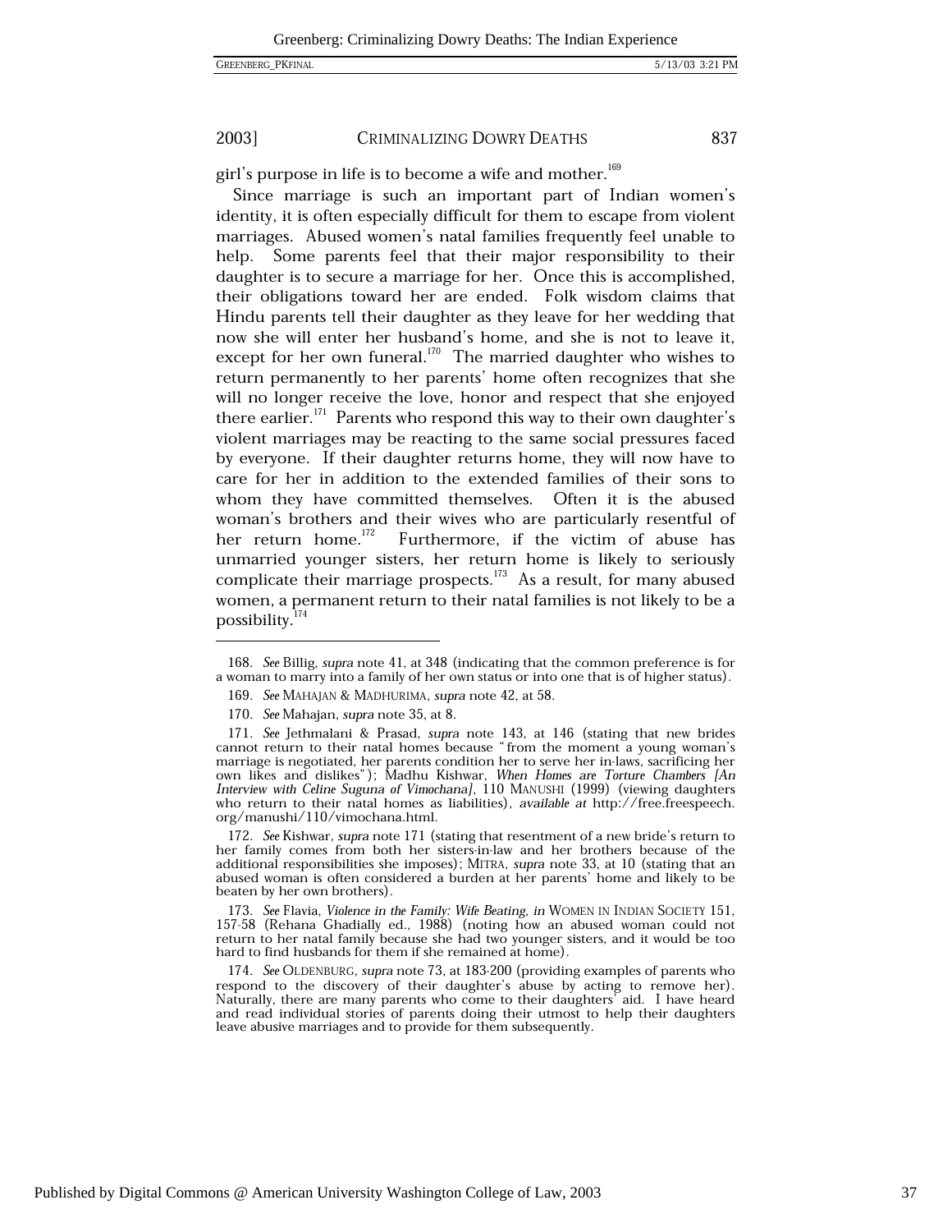girl's purpose in life is to become a wife and mother.[169]

Since marriage is such an important part of Indian women's identity, it is often especially difficult for them to escape from violent marriages. Abused women's natal families frequently feel unable to help. Some parents feel that their major responsibility to their daughter is to secure a marriage for her. Once this is accomplished, their obligations toward her are ended. Folk wisdom claims that Hindu parents tell their daughter as they leave for her wedding that now she will enter her husband's home, and she is not to leave it, except for her own funeral.[170] The married daughter who wishes to return permanently to her parents' home often recognizes that she will no longer receive the love, honor and respect that she enjoyed there earlier.[171] Parents who respond this way to their own daughter's violent marriages may be reacting to the same social pressures faced by everyone. If their daughter returns home, they will now have to care for her in addition to the extended families of their sons to whom they have committed themselves. Often it is the abused woman's brothers and their wives who are particularly resentful of her return home.[172] Furthermore, if the victim of abuse has unmarried younger sisters, her return home is likely to seriously complicate their marriage prospects.[173] As a result, for many abused women, a permanent return to their natal families is not likely to be a possibility.[174]

---

168. *See* Billig, *supra* note 41, at 348 (indicating that the common preference is for a woman to marry into a family of her own status or into one that is of higher status).

169. *See* MAHAJAN & MADHURIMA, *supra* note 42, at 58.

170. *See* Mahajan, *supra* note 35, at 8.

171. *See* Jethmalani & Prasad, *supra* note 143, at 146 (stating that new brides cannot return to their natal homes because "from the moment a young woman's marriage is negotiated, her parents condition her to serve her in-laws, sacrificing her own likes and dislikes"); Madhu Kishwar, *When Homes are Torture Chambers [An Interview with Celine Suguna of Vimochana]*, 110 MANUSHI (1999) (viewing daughters who return to their natal homes as liabilities), *available at* http://free.freespeech.org/manushi/110/vimochana.html.

172. *See* Kishwar, *supra* note 171 (stating that resentment of a new bride's return to her family comes from both her sisters-in-law and her brothers because of the additional responsibilities she imposes); MITRA, *supra* note 33, at 10 (stating that an abused woman is often considered a burden at her parents' home and likely to be beaten by her own brothers).

173. *See* Flavia, *Violence in the Family: Wife Beating*, *in* WOMEN IN INDIAN SOCIETY 151, 157-58 (Rehana Ghadially ed., 1988) (noting how an abused woman could not return to her natal family because she had two younger sisters, and it would be too hard to find husbands for them if she remained at home).

174. *See* OLDENBURG, *supra* note 73, at 183-200 (providing examples of parents who respond to the discovery of their daughter's abuse by acting to remove her). Naturally, there are many parents who come to their daughters' aid. I have heard and read individual stories of parents doing their utmost to help their daughters leave abusive marriages and to provide for them subsequently.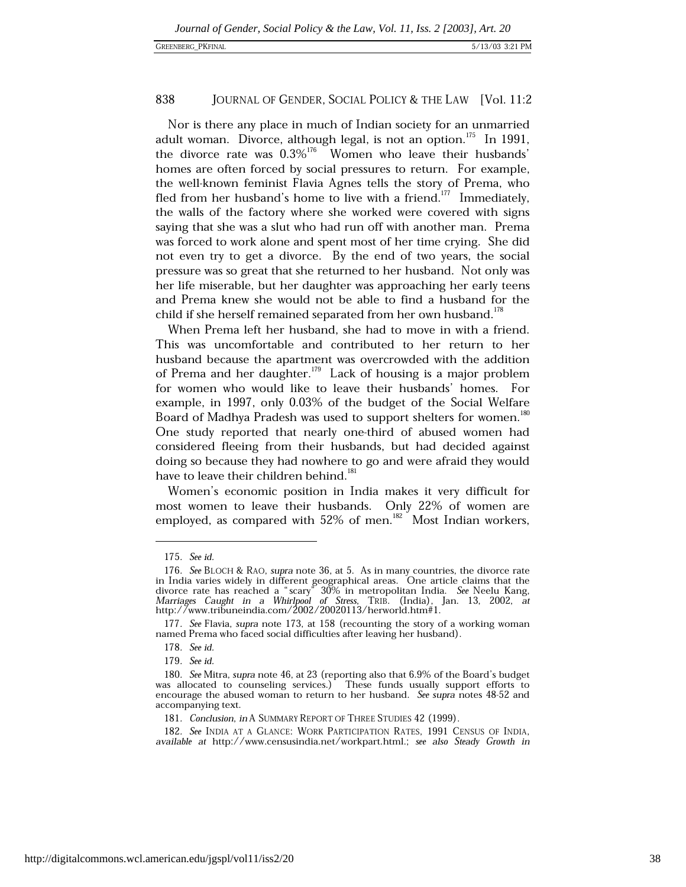Nor is there any place in much of Indian society for an unmarried adult woman. Divorce, although legal, is not an option.[175] In 1991, the divorce rate was 0.3%[176] Women who leave their husbands' homes are often forced by social pressures to return. For example, the well-known feminist Flavia Agnes tells the story of Prema, who fled from her husband's home to live with a friend.[177] Immediately, the walls of the factory where she worked were covered with signs saying that she was a slut who had run off with another man. Prema was forced to work alone and spent most of her time crying. She did not even try to get a divorce. By the end of two years, the social pressure was so great that she returned to her husband. Not only was her life miserable, but her daughter was approaching her early teens and Prema knew she would not be able to find a husband for the child if she herself remained separated from her own husband.[178]

When Prema left her husband, she had to move in with a friend. This was uncomfortable and contributed to her return to her husband because the apartment was overcrowded with the addition of Prema and her daughter.[179] Lack of housing is a major problem for women who would like to leave their husbands' homes. For example, in 1997, only 0.03% of the budget of the Social Welfare Board of Madhya Pradesh was used to support shelters for women.[180] One study reported that nearly one-third of abused women had considered fleeing from their husbands, but had decided against doing so because they had nowhere to go and were afraid they would have to leave their children behind.[181]

Women's economic position in India makes it very difficult for most women to leave their husbands. Only 22% of women are employed, as compared with 52% of men.[182] Most Indian workers,

---

175. *See id.*

176. *See* BLOCH & RAO, *supra* note 36, at 5. As in many countries, the divorce rate in India varies widely in different geographical areas. One article claims that the divorce rate has reached a "scary" 30% in metropolitan India. *See* Neelu Kang, *Marriages Caught in a Whirlpool of Stress*, TRIB. (India), Jan. 13, 2002, *at* http://www.tribuneindia.com/2002/20020113/herworld.htm#1.

177. *See* Flavia, *supra* note 173, at 158 (recounting the story of a working woman named Prema who faced social difficulties after leaving her husband).

178. *See id.*

179. *See id.*

180. *See* Mitra, *supra* note 46, at 23 (reporting also that 6.9% of the Board's budget was allocated to counseling services.) These funds usually support efforts to encourage the abused woman to return to her husband. *See supra* notes 48-52 and accompanying text.

181. *Conclusion*, *in* A SUMMARY REPORT OF THREE STUDIES 42 (1999).

182. *See* INDIA AT A GLANCE: WORK PARTICIPATION RATES, 1991 CENSUS OF INDIA, *available at* http://www.censusindia.net/workpart.html.; *see also Steady Growth in*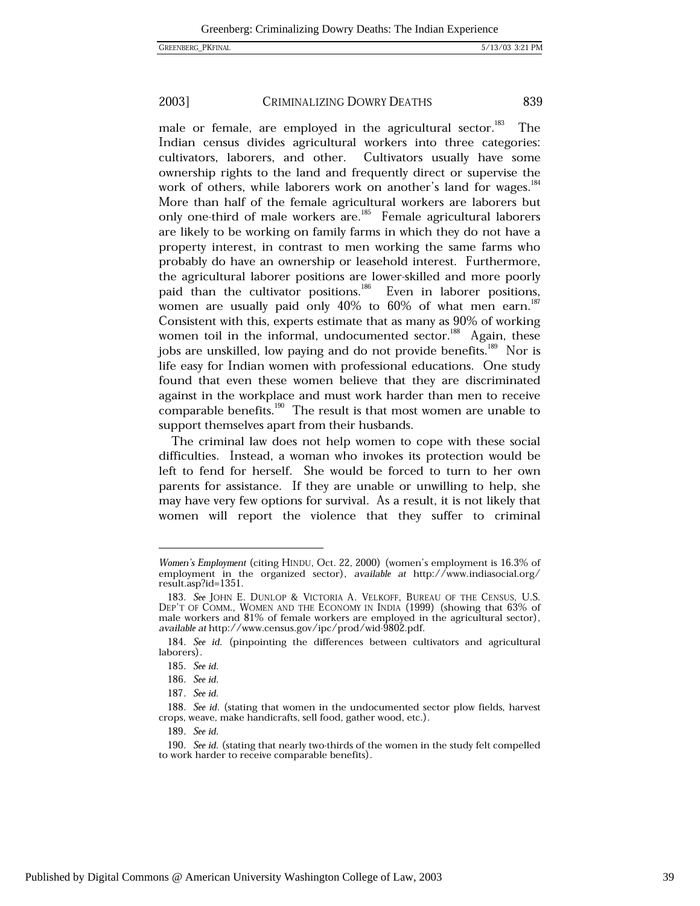male or female, are employed in the agricultural sector.[183] The Indian census divides agricultural workers into three categories: cultivators, laborers, and other. Cultivators usually have some ownership rights to the land and frequently direct or supervise the work of others, while laborers work on another's land for wages.[184] More than half of the female agricultural workers are laborers but only one-third of male workers are.[185] Female agricultural laborers are likely to be working on family farms in which they do not have a property interest, in contrast to men working the same farms who probably do have an ownership or leasehold interest. Furthermore, the agricultural laborer positions are lower-skilled and more poorly paid than the cultivator positions.[186] Even in laborer positions, women are usually paid only 40% to 60% of what men earn.[187] Consistent with this, experts estimate that as many as 90% of working women toil in the informal, undocumented sector.[188] Again, these jobs are unskilled, low paying and do not provide benefits.[189] Nor is life easy for Indian women with professional educations. One study found that even these women believe that they are discriminated against in the workplace and must work harder than men to receive comparable benefits.[190] The result is that most women are unable to support themselves apart from their husbands.

The criminal law does not help women to cope with these social difficulties. Instead, a woman who invokes its protection would be left to fend for herself. She would be forced to turn to her own parents for assistance. If they are unable or unwilling to help, she may have very few options for survival. As a result, it is not likely that women will report the violence that they suffer to criminal

---

*Women's Employment* (citing HINDU, Oct. 22, 2000) (women's employment is 16.3% of employment in the organized sector), *available at* http://www.indiasocial.org/result.asp?id=1351.

183. *See* JOHN E. DUNLOP & VICTORIA A. VELKOFF, BUREAU OF THE CENSUS, U.S. DEP'T OF COMM., WOMEN AND THE ECONOMY IN INDIA (1999) (showing that 63% of male workers and 81% of female workers are employed in the agricultural sector), *available at* http://www.census.gov/ipc/prod/wid-9802.pdf.

184. *See id.* (pinpointing the differences between cultivators and agricultural laborers).

185. *See id.*

186. *See id.*

187. *See id.*

188. *See id.* (stating that women in the undocumented sector plow fields, harvest crops, weave, make handicrafts, sell food, gather wood, etc.).

189. *See id.*

190. *See id.* (stating that nearly two-thirds of the women in the study felt compelled to work harder to receive comparable benefits).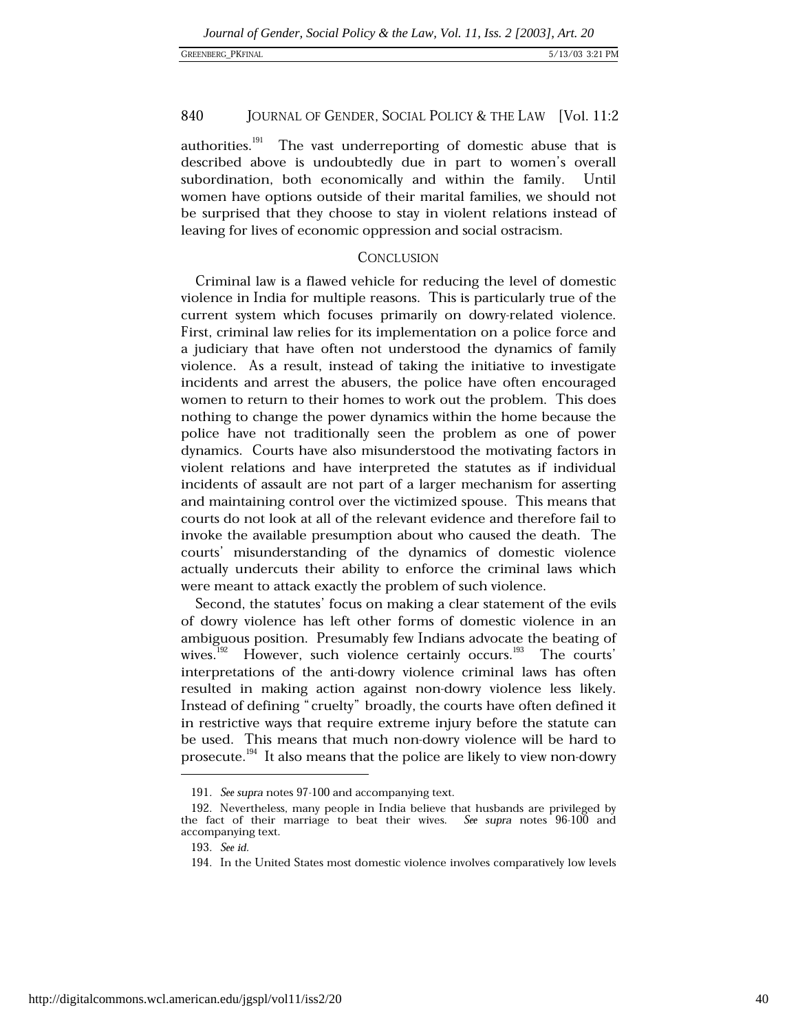authorities.[191] The vast underreporting of domestic abuse that is described above is undoubtedly due in part to women's overall subordination, both economically and within the family. Until women have options outside of their marital families, we should not be surprised that they choose to stay in violent relations instead of leaving for lives of economic oppression and social ostracism.

## CONCLUSION

Criminal law is a flawed vehicle for reducing the level of domestic violence in India for multiple reasons. This is particularly true of the current system which focuses primarily on dowry-related violence. First, criminal law relies for its implementation on a police force and a judiciary that have often not understood the dynamics of family violence. As a result, instead of taking the initiative to investigate incidents and arrest the abusers, the police have often encouraged women to return to their homes to work out the problem. This does nothing to change the power dynamics within the home because the police have not traditionally seen the problem as one of power dynamics. Courts have also misunderstood the motivating factors in violent relations and have interpreted the statutes as if individual incidents of assault are not part of a larger mechanism for asserting and maintaining control over the victimized spouse. This means that courts do not look at all of the relevant evidence and therefore fail to invoke the available presumption about who caused the death. The courts' misunderstanding of the dynamics of domestic violence actually undercuts their ability to enforce the criminal laws which were meant to attack exactly the problem of such violence.

Second, the statutes' focus on making a clear statement of the evils of dowry violence has left other forms of domestic violence in an ambiguous position. Presumably few Indians advocate the beating of wives.[192] However, such violence certainly occurs.[193] The courts' interpretations of the anti-dowry violence criminal laws has often resulted in making action against non-dowry violence less likely. Instead of defining "cruelty" broadly, the courts have often defined it in restrictive ways that require extreme injury before the statute can be used. This means that much non-dowry violence will be hard to prosecute.[194] It also means that the police are likely to view non-dowry

---

191. *See supra* notes 97-100 and accompanying text.

192. Nevertheless, many people in India believe that husbands are privileged by the fact of their marriage to beat their wives. *See supra* notes 96-100 and accompanying text.

193. *See id.*

194. In the United States most domestic violence involves comparatively low levels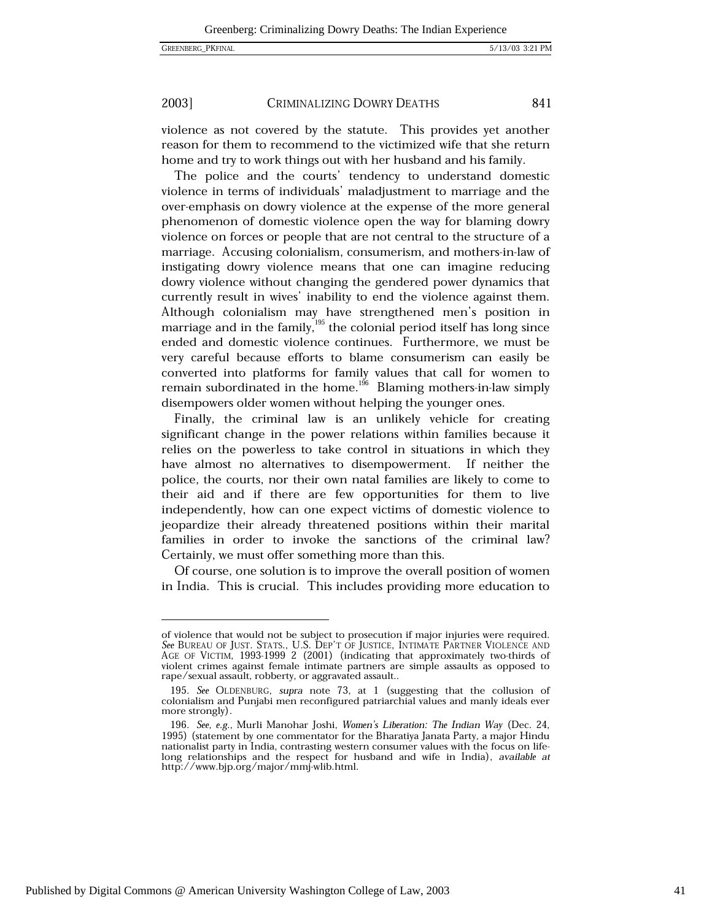violence as not covered by the statute. This provides yet another reason for them to recommend to the victimized wife that she return home and try to work things out with her husband and his family.

The police and the courts' tendency to understand domestic violence in terms of individuals' maladjustment to marriage and the over-emphasis on dowry violence at the expense of the more general phenomenon of domestic violence open the way for blaming dowry violence on forces or people that are not central to the structure of a marriage. Accusing colonialism, consumerism, and mothers-in-law of instigating dowry violence means that one can imagine reducing dowry violence without changing the gendered power dynamics that currently result in wives' inability to end the violence against them. Although colonialism may have strengthened men's position in marriage and in the family,[195] the colonial period itself has long since ended and domestic violence continues. Furthermore, we must be very careful because efforts to blame consumerism can easily be converted into platforms for family values that call for women to remain subordinated in the home.[196] Blaming mothers-in-law simply disempowers older women without helping the younger ones.

Finally, the criminal law is an unlikely vehicle for creating significant change in the power relations within families because it relies on the powerless to take control in situations in which they have almost no alternatives to disempowerment. If neither the police, the courts, nor their own natal families are likely to come to their aid and if there are few opportunities for them to live independently, how can one expect victims of domestic violence to jeopardize their already threatened positions within their marital families in order to invoke the sanctions of the criminal law? Certainly, we must offer something more than this.

Of course, one solution is to improve the overall position of women in India. This is crucial. This includes providing more education to

---

of violence that would not be subject to prosecution if major injuries were required. *See* BUREAU OF JUST. STATS., U.S. DEP'T OF JUSTICE, INTIMATE PARTNER VIOLENCE AND AGE OF VICTIM, 1993-1999 2 (2001) (indicating that approximately two-thirds of violent crimes against female intimate partners are simple assaults as opposed to rape/sexual assault, robberty, or aggravated assault..

195. *See* OLDENBURG, *supra* note 73, at 1 (suggesting that the collusion of colonialism and Punjabi men reconfigured patriarchial values and manly ideals ever more strongly).

196. *See, e.g.*, Murli Manohar Joshi, *Women's Liberation: The Indian Way* (Dec. 24, 1995) (statement by one commentator for the Bharatiya Janata Party, a major Hindu nationalist party in India, contrasting western consumer values with the focus on life-long relationships and the respect for husband and wife in India), *available at* http://www.bjp.org/major/mmj-wlib.html.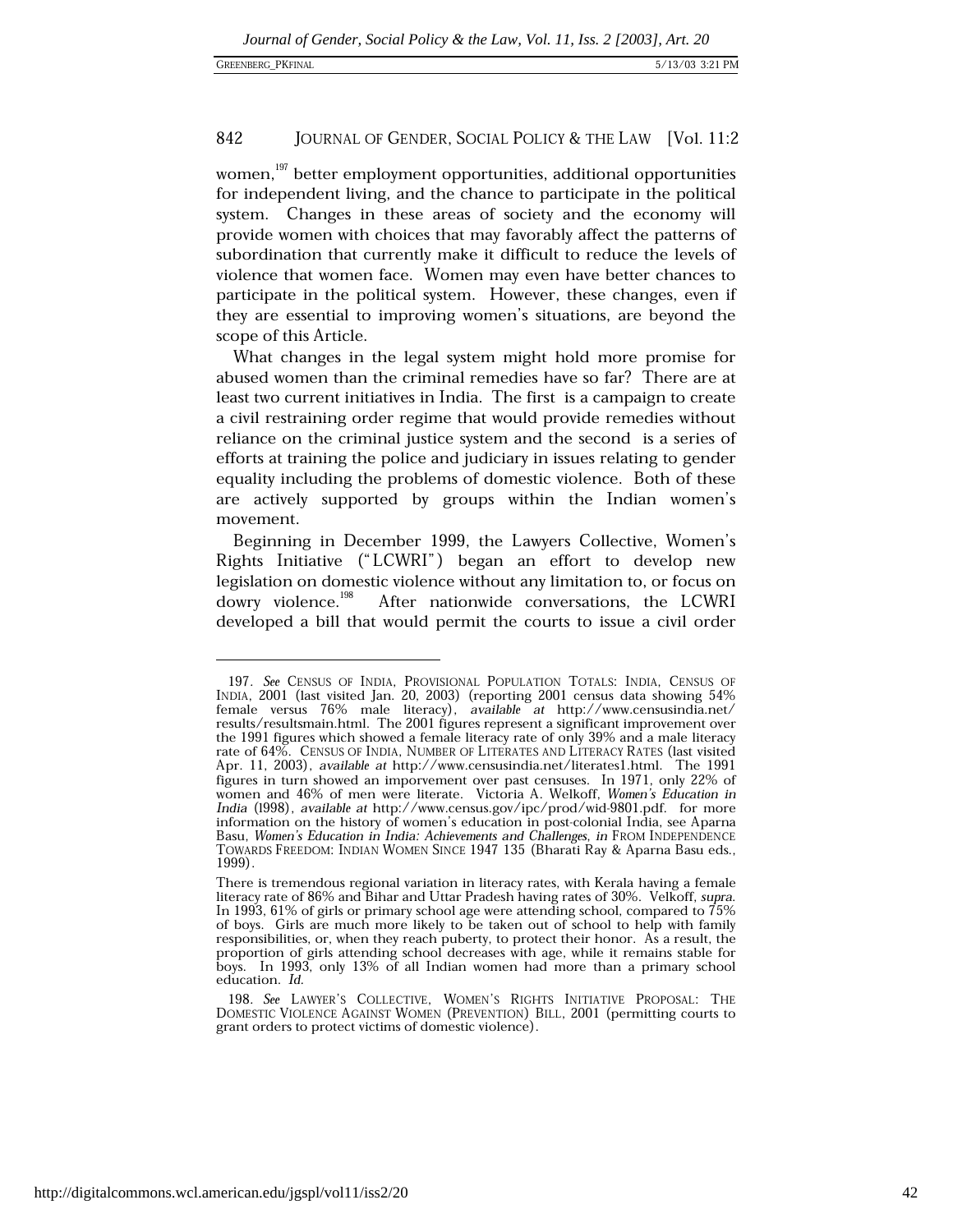women,[197] better employment opportunities, additional opportunities for independent living, and the chance to participate in the political system. Changes in these areas of society and the economy will provide women with choices that may favorably affect the patterns of subordination that currently make it difficult to reduce the levels of violence that women face. Women may even have better chances to participate in the political system. However, these changes, even if they are essential to improving women's situations, are beyond the scope of this Article.

What changes in the legal system might hold more promise for abused women than the criminal remedies have so far? There are at least two current initiatives in India. The first is a campaign to create a civil restraining order regime that would provide remedies without reliance on the criminal justice system and the second is a series of efforts at training the police and judiciary in issues relating to gender equality including the problems of domestic violence. Both of these are actively supported by groups within the Indian women's movement.

Beginning in December 1999, the Lawyers Collective, Women's Rights Initiative ("LCWRI") began an effort to develop new legislation on domestic violence without any limitation to, or focus on dowry violence.[198] After nationwide conversations, the LCWRI developed a bill that would permit the courts to issue a civil order

---

197. *See* CENSUS OF INDIA, PROVISIONAL POPULATION TOTALS: INDIA, CENSUS OF INDIA, 2001 (last visited Jan. 20, 2003) (reporting 2001 census data showing 54% female versus 76% male literacy), *available at* http://www.censusindia.net/results/resultsmain.html. The 2001 figures represent a significant improvement over the 1991 figures which showed a female literacy rate of only 39% and a male literacy rate of 64%. CENSUS OF INDIA, NUMBER OF LITERATES AND LITERACY RATES (last visited Apr. 11, 2003), *available at* http://www.censusindia.net/literates1.html. The 1991 figures in turn showed an imporvement over past censuses. In 1971, only 22% of women and 46% of men were literate. Victoria A. Welkoff, *Women's Education in India* (1998), *available at* http://www.census.gov/ipc/prod/wid-9801.pdf. for more information on the history of women's education in post-colonial India, see Aparna Basu, *Women's Education in India: Achievements and Challenges*, *in* FROM INDEPENDENCE TOWARDS FREEDOM: INDIAN WOMEN SINCE 1947 135 (Bharati Ray & Aparna Basu eds., 1999).

There is tremendous regional variation in literacy rates, with Kerala having a female literacy rate of 86% and Bihar and Uttar Pradesh having rates of 30%. Velkoff, *supra*. In 1993, 61% of girls or primary school age were attending school, compared to 75% of boys. Girls are much more likely to be taken out of school to help with family responsibilities, or, when they reach puberty, to protect their honor. As a result, the proportion of girls attending school decreases with age, while it remains stable for boys. In 1993, only 13% of all Indian women had more than a primary school education. *Id.*

198. *See* LAWYER'S COLLECTIVE, WOMEN'S RIGHTS INITIATIVE PROPOSAL: THE DOMESTIC VIOLENCE AGAINST WOMEN (PREVENTION) BILL, 2001 (permitting courts to grant orders to protect victims of domestic violence).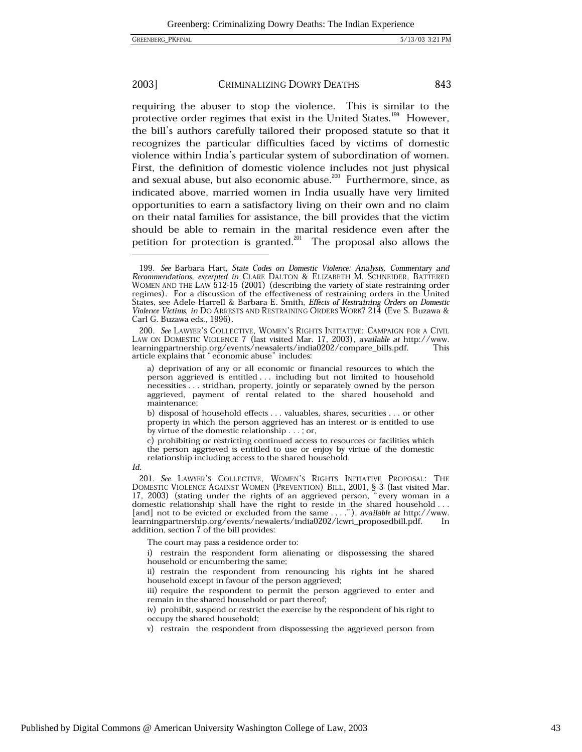requiring the abuser to stop the violence. This is similar to the protective order regimes that exist in the United States.[199] However, the bill's authors carefully tailored their proposed statute so that it recognizes the particular difficulties faced by victims of domestic violence within India's particular system of subordination of women. First, the definition of domestic violence includes not just physical and sexual abuse, but also economic abuse.[200] Furthermore, since, as indicated above, married women in India usually have very limited opportunities to earn a satisfactory living on their own and no claim on their natal families for assistance, the bill provides that the victim should be able to remain in the marital residence even after the petition for protection is granted.[201] The proposal also allows the

---

199. *See* Barbara Hart, *State Codes on Domestic Violence: Analysis, Commentary and Recommendations*, *excerpted in* CLARE DALTON & ELIZABETH M. SCHNEIDER, BATTERED WOMEN AND THE LAW 512-15 (2001) (describing the variety of state restraining order regimes). For a discussion of the effectiveness of restraining orders in the United States, see Adele Harrell & Barbara E. Smith, *Effects of Restraining Orders on Domestic Violence Victims*, *in* DO ARRESTS AND RESTRAINING ORDERS WORK? 214 (Eve S. Buzawa & Carl G. Buzawa eds., 1996).

200. *See* LAWYER'S COLLECTIVE, WOMEN'S RIGHTS INITIATIVE: CAMPAIGN FOR A CIVIL LAW ON DOMESTIC VIOLENCE 7 (last visited Mar. 17, 2003), *available at* http://www.learningpartnership.org/events/newsalerts/india0202/compare_bills.pdf. This article explains that "economic abuse" includes:

> a) deprivation of any or all economic or financial resources to which the person aggrieved is entitled . . . including but not limited to household necessities . . . stridhan, property, jointly or separately owned by the person aggrieved, payment of rental related to the shared household and maintenance;
>
> b) disposal of household effects . . . valuables, shares, securities . . . or other property in which the person aggrieved has an interest or is entitled to use by virtue of the domestic relationship . . . ; or,
>
> c) prohibiting or restricting continued access to resources or facilities which the person aggrieved is entitled to use or enjoy by virtue of the domestic relationship including access to the shared household.

*Id.*

201. *See* LAWYER'S COLLECTIVE, WOMEN'S RIGHTS INITIATIVE PROPOSAL: THE DOMESTIC VIOLENCE AGAINST WOMEN (PREVENTION) BILL, 2001, § 3 (last visited Mar. 17, 2003) (stating under the rights of an aggrieved person, "every woman in a domestic relationship shall have the right to reside in the shared household . . . [and] not to be evicted or excluded from the same . . . ."), *available at* http://www.learningpartnership.org/events/newalerts/india0202/lcwri_proposedbill.pdf. In addition, section 7 of the bill provides:

> The court may pass a residence order to:
>
> i) restrain the respondent form alienating or dispossessing the shared household or encumbering the same;
>
> ii) restrain the respondent from renouncing his rights int he shared household except in favour of the person aggrieved;
>
> iii) require the respondent to permit the person aggrieved to enter and remain in the shared household or part thereof;
>
> iv) prohibit, suspend or restrict the exercise by the respondent of his right to occupy the shared household;
>
> v) restrain the respondent from dispossessing the aggrieved person from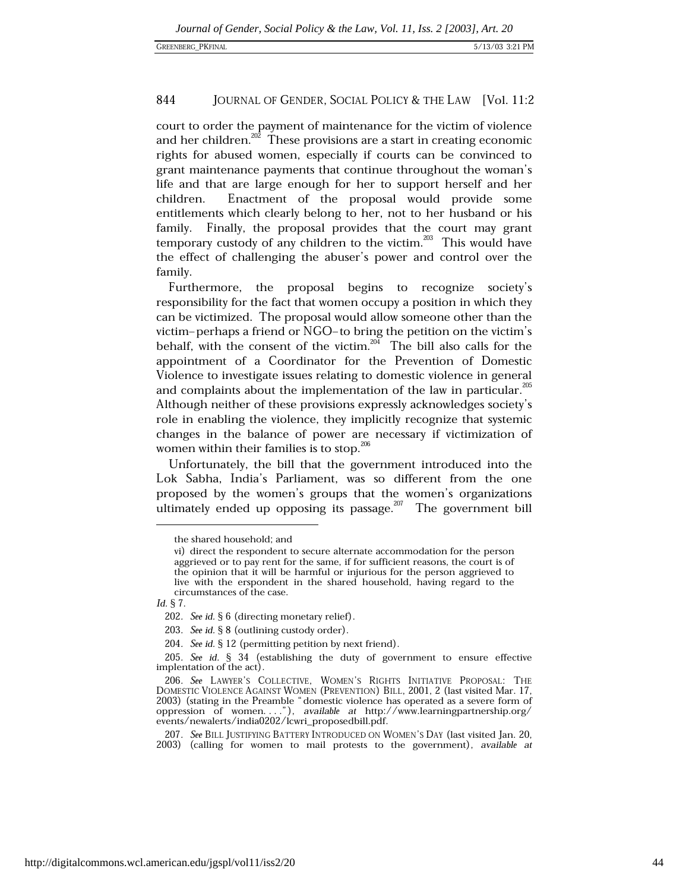court to order the payment of maintenance for the victim of violence and her children.[202] These provisions are a start in creating economic rights for abused women, especially if courts can be convinced to grant maintenance payments that continue throughout the woman's life and that are large enough for her to support herself and her children. Enactment of the proposal would provide some entitlements which clearly belong to her, not to her husband or his family. Finally, the proposal provides that the court may grant temporary custody of any children to the victim.[203] This would have the effect of challenging the abuser's power and control over the family.

Furthermore, the proposal begins to recognize society's responsibility for the fact that women occupy a position in which they can be victimized. The proposal would allow someone other than the victim–perhaps a friend or NGO–to bring the petition on the victim's behalf, with the consent of the victim.[204] The bill also calls for the appointment of a Coordinator for the Prevention of Domestic Violence to investigate issues relating to domestic violence in general and complaints about the implementation of the law in particular.[205] Although neither of these provisions expressly acknowledges society's role in enabling the violence, they implicitly recognize that systemic changes in the balance of power are necessary if victimization of women within their families is to stop.[206]

Unfortunately, the bill that the government introduced into the Lok Sabha, India's Parliament, was so different from the one proposed by the women's groups that the women's organizations ultimately ended up opposing its passage.[207] The government bill

---

> the shared household; and
>
> vi) direct the respondent to secure alternate accommodation for the person aggrieved or to pay rent for the same, if for sufficient reasons, the court is of the opinion that it will be harmful or injurious for the person aggrieved to live with the erspondent in the shared household, having regard to the circumstances of the case.

*Id.* § 7.

202. *See id.* § 6 (directing monetary relief).

203. *See id.* § 8 (outlining custody order).

204. *See id.* § 12 (permitting petition by next friend).

205. *See id.* § 34 (establishing the duty of government to ensure effective implentation of the act).

206. *See* LAWYER'S COLLECTIVE, WOMEN'S RIGHTS INITIATIVE PROPOSAL: THE DOMESTIC VIOLENCE AGAINST WOMEN (PREVENTION) BILL, 2001, 2 (last visited Mar. 17, 2003) (stating in the Preamble "domestic violence has operated as a severe form of oppression of women. . . ."), *available at* http://www.learningpartnership.org/events/newalerts/india0202/lcwri_proposedbill.pdf.

207. *See* BILL JUSTIFYING BATTERY INTRODUCED ON WOMEN'S DAY (last visited Jan. 20, 2003) (calling for women to mail protests to the government), *available at*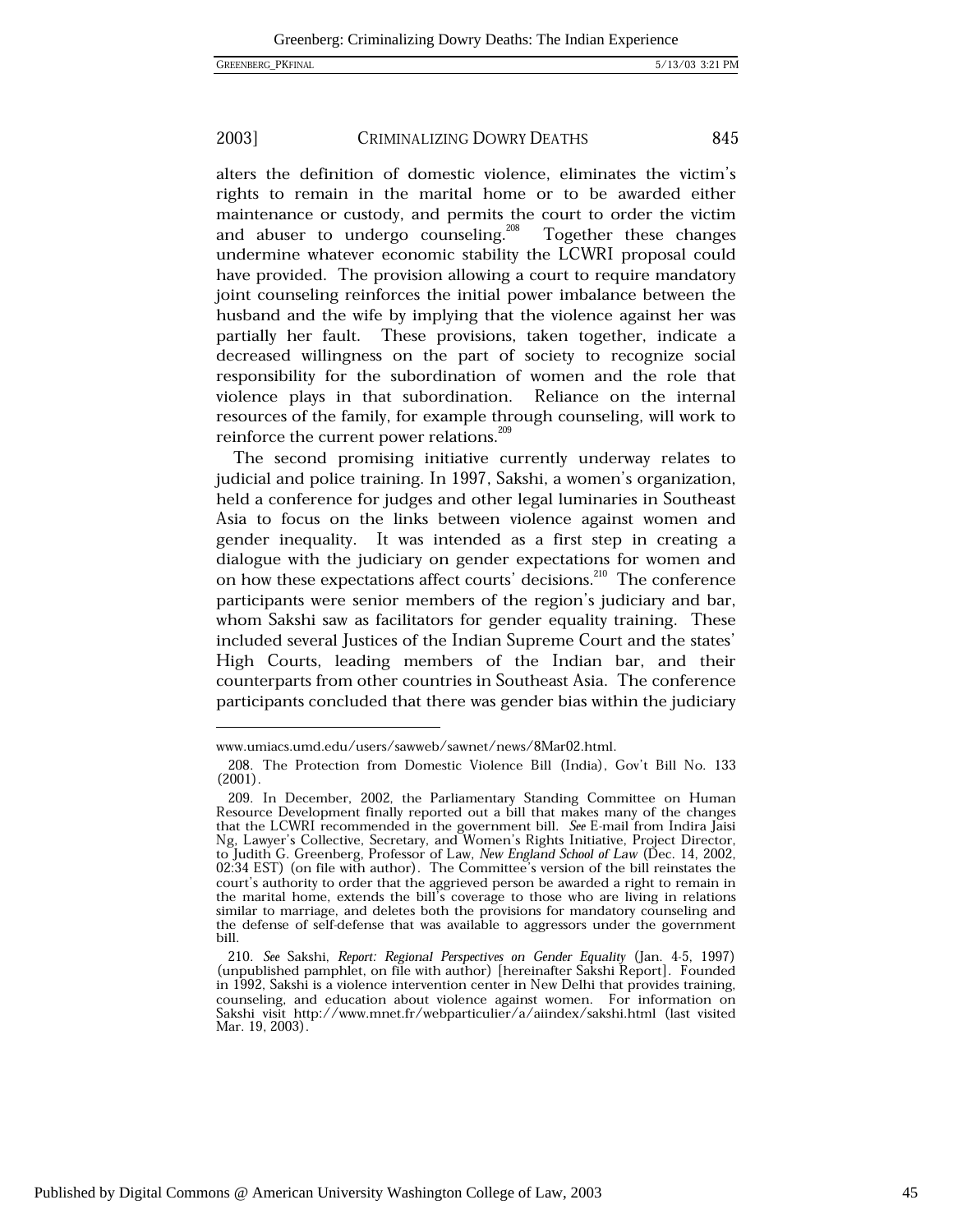alters the definition of domestic violence, eliminates the victim's rights to remain in the marital home or to be awarded either maintenance or custody, and permits the court to order the victim and abuser to undergo counseling.[208] Together these changes undermine whatever economic stability the LCWRI proposal could have provided. The provision allowing a court to require mandatory joint counseling reinforces the initial power imbalance between the husband and the wife by implying that the violence against her was partially her fault. These provisions, taken together, indicate a decreased willingness on the part of society to recognize social responsibility for the subordination of women and the role that violence plays in that subordination. Reliance on the internal resources of the family, for example through counseling, will work to reinforce the current power relations.[209]

The second promising initiative currently underway relates to judicial and police training. In 1997, Sakshi, a women's organization, held a conference for judges and other legal luminaries in Southeast Asia to focus on the links between violence against women and gender inequality. It was intended as a first step in creating a dialogue with the judiciary on gender expectations for women and on how these expectations affect courts' decisions.[210] The conference participants were senior members of the region's judiciary and bar, whom Sakshi saw as facilitators for gender equality training. These included several Justices of the Indian Supreme Court and the states' High Courts, leading members of the Indian bar, and their counterparts from other countries in Southeast Asia. The conference participants concluded that there was gender bias within the judiciary

---

www.umiacs.umd.edu/users/sawweb/sawnet/news/8Mar02.html.

208. The Protection from Domestic Violence Bill (India), Gov't Bill No. 133 (2001).

209. In December, 2002, the Parliamentary Standing Committee on Human Resource Development finally reported out a bill that makes many of the changes that the LCWRI recommended in the government bill. *See* E-mail from Indira Jaisi Ng, Lawyer's Collective, Secretary, and Women's Rights Initiative, Project Director, to Judith G. Greenberg, Professor of Law, *New England School of Law* (Dec. 14, 2002, 02:34 EST) (on file with author). The Committee's version of the bill reinstates the court's authority to order that the aggrieved person be awarded a right to remain in the marital home, extends the bill's coverage to those who are living in relations similar to marriage, and deletes both the provisions for mandatory counseling and the defense of self-defense that was available to aggressors under the government bill.

210. *See* Sakshi, *Report: Regional Perspectives on Gender Equality* (Jan. 4-5, 1997) (unpublished pamphlet, on file with author) [hereinafter Sakshi Report]. Founded in 1992, Sakshi is a violence intervention center in New Delhi that provides training, counseling, and education about violence against women. For information on Sakshi visit http://www.mnet.fr/webparticulier/a/aiindex/sakshi.html (last visited Mar. 19, 2003).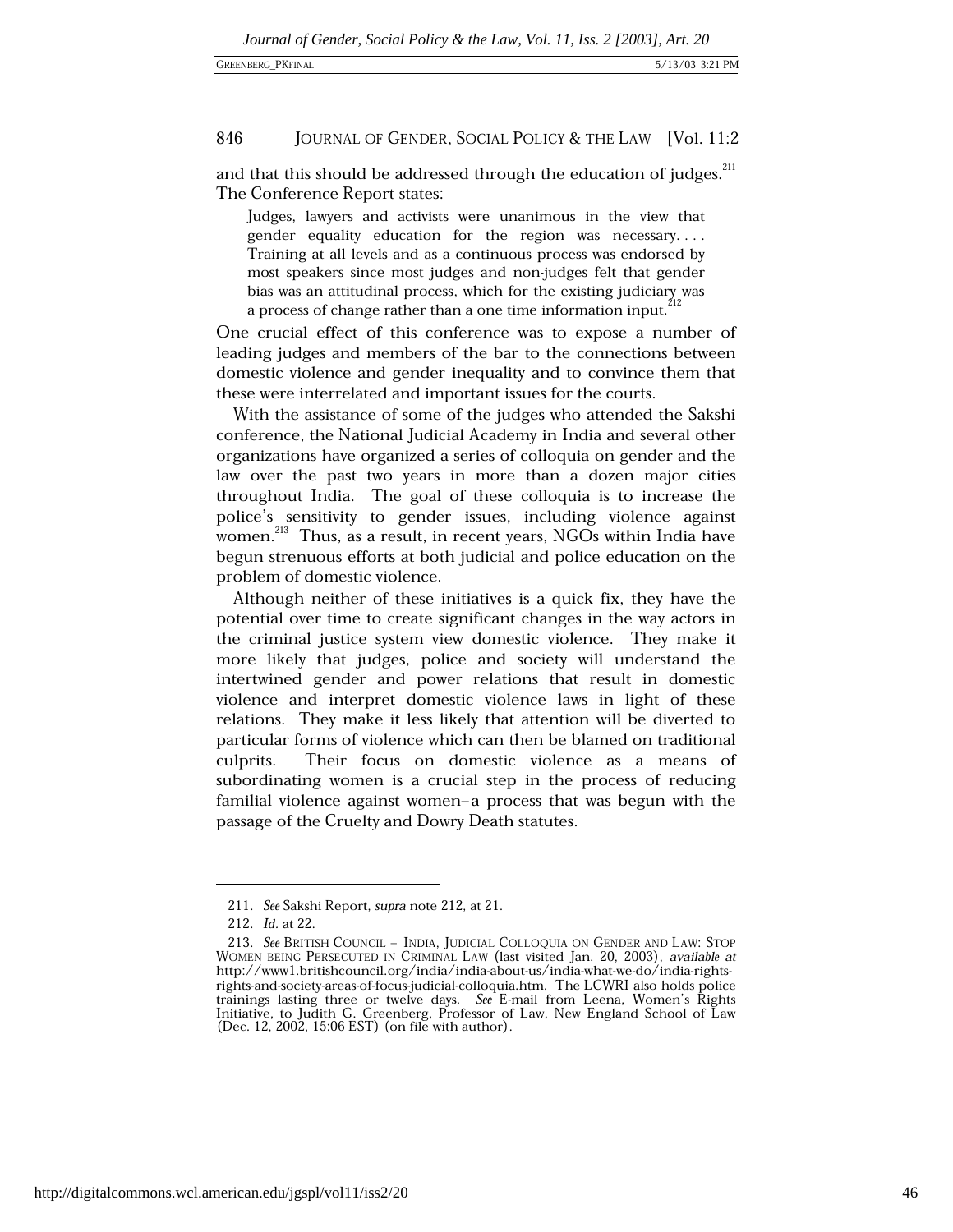and that this should be addressed through the education of judges.[211] The Conference Report states:

> Judges, lawyers and activists were unanimous in the view that gender equality education for the region was necessary. . . . Training at all levels and as a continuous process was endorsed by most speakers since most judges and non-judges felt that gender bias was an attitudinal process, which for the existing judiciary was a process of change rather than a one time information input.[212]

One crucial effect of this conference was to expose a number of leading judges and members of the bar to the connections between domestic violence and gender inequality and to convince them that these were interrelated and important issues for the courts.

With the assistance of some of the judges who attended the Sakshi conference, the National Judicial Academy in India and several other organizations have organized a series of colloquia on gender and the law over the past two years in more than a dozen major cities throughout India. The goal of these colloquia is to increase the police's sensitivity to gender issues, including violence against women.[213] Thus, as a result, in recent years, NGOs within India have begun strenuous efforts at both judicial and police education on the problem of domestic violence.

Although neither of these initiatives is a quick fix, they have the potential over time to create significant changes in the way actors in the criminal justice system view domestic violence. They make it more likely that judges, police and society will understand the intertwined gender and power relations that result in domestic violence and interpret domestic violence laws in light of these relations. They make it less likely that attention will be diverted to particular forms of violence which can then be blamed on traditional culprits. Their focus on domestic violence as a means of subordinating women is a crucial step in the process of reducing familial violence against women–a process that was begun with the passage of the Cruelty and Dowry Death statutes.

---

211. *See* Sakshi Report, *supra* note 212, at 21.

212. *Id.* at 22.

213. *See* BRITISH COUNCIL – INDIA, JUDICIAL COLLOQUIA ON GENDER AND LAW: STOP WOMEN BEING PERSECUTED IN CRIMINAL LAW (last visited Jan. 20, 2003), *available at* http://www1.britishcouncil.org/india/india-about-us/india-what-we-do/india-rights-rights-and-society-areas-of-focus-judicial-colloquia.htm. The LCWRI also holds police trainings lasting three or twelve days. *See* E-mail from Leena, Women's Rights Initiative, to Judith G. Greenberg, Professor of Law, New England School of Law (Dec. 12, 2002, 15:06 EST) (on file with author).